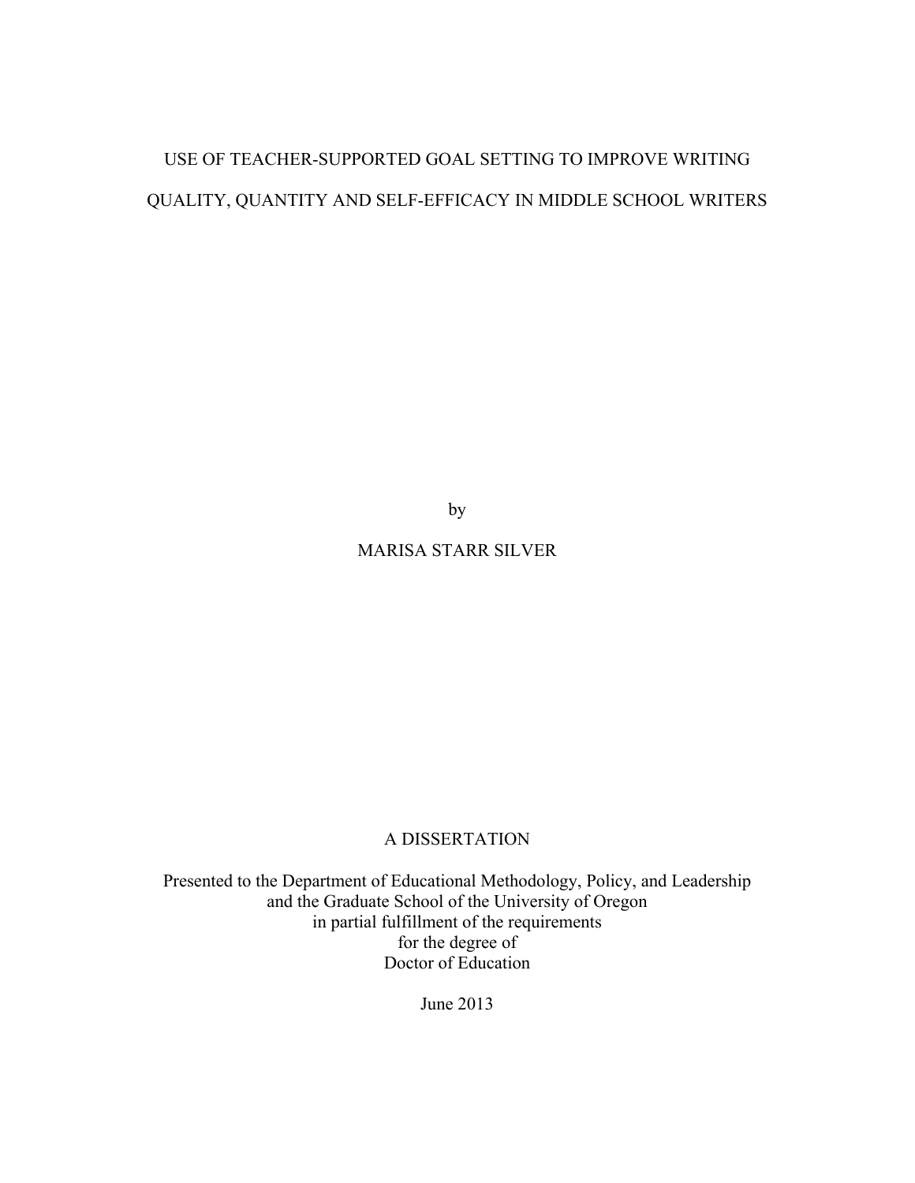# USE OF TEACHER-SUPPORTED GOAL SETTING TO IMPROVE WRITING QUALITY, QUANTITY AND SELF-EFFICACY IN MIDDLE SCHOOL WRITERS

by

MARISA STARR SILVER

A DISSERTATION

Presented to the Department of Educational Methodology, Policy, and Leadership
and the Graduate School of the University of Oregon
in partial fulfillment of the requirements
for the degree of
Doctor of Education

June 2013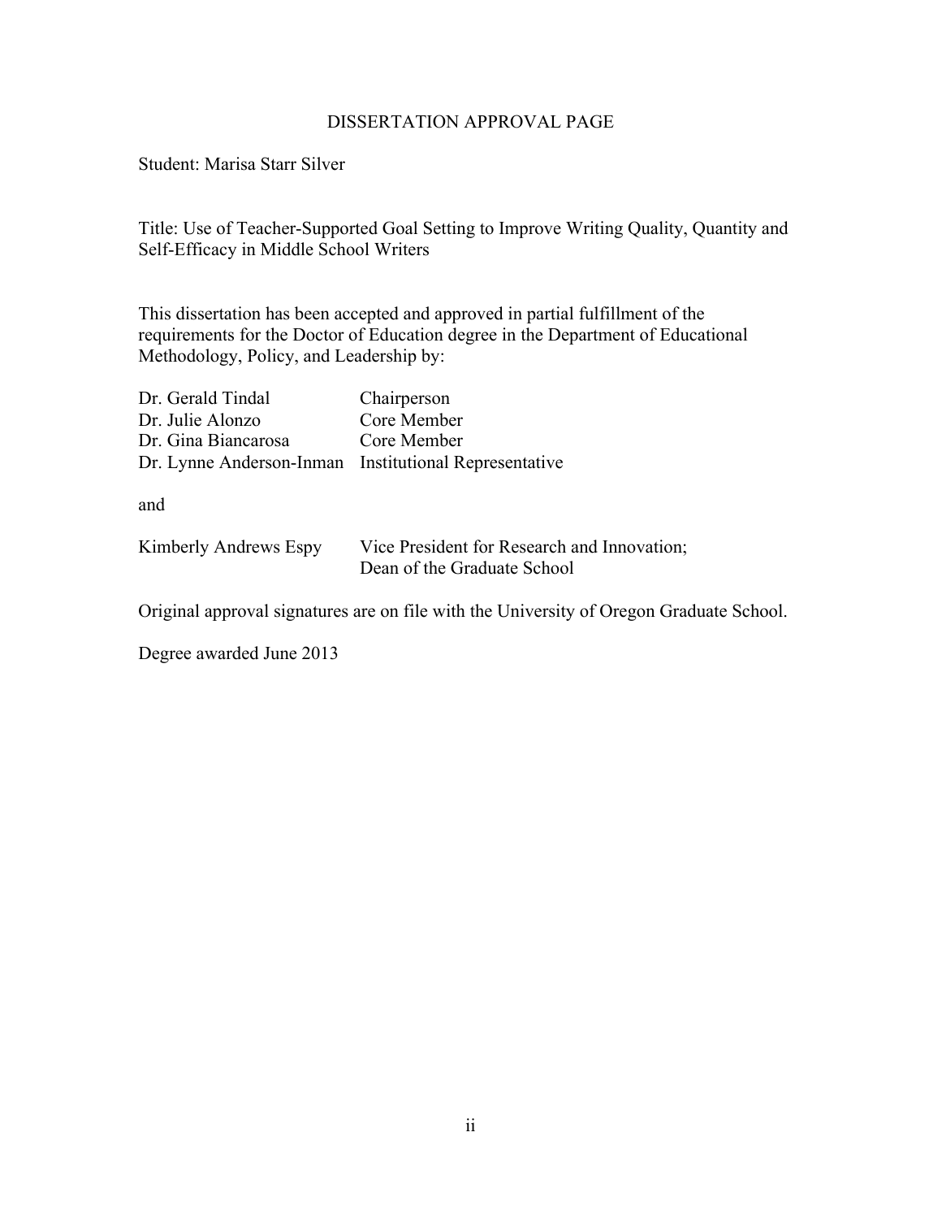# DISSERTATION APPROVAL PAGE

Student: Marisa Starr Silver

Title: Use of Teacher-Supported Goal Setting to Improve Writing Quality, Quantity and Self-Efficacy in Middle School Writers

This dissertation has been accepted and approved in partial fulfillment of the requirements for the Doctor of Education degree in the Department of Educational Methodology, Policy, and Leadership by:

| | |
|---|---|
| Dr. Gerald Tindal | Chairperson |
| Dr. Julie Alonzo | Core Member |
| Dr. Gina Biancarosa | Core Member |
| Dr. Lynne Anderson-Inman | Institutional Representative |

and

| | |
|---|---|
| Kimberly Andrews Espy | Vice President for Research and Innovation; Dean of the Graduate School |

Original approval signatures are on file with the University of Oregon Graduate School.

Degree awarded June 2013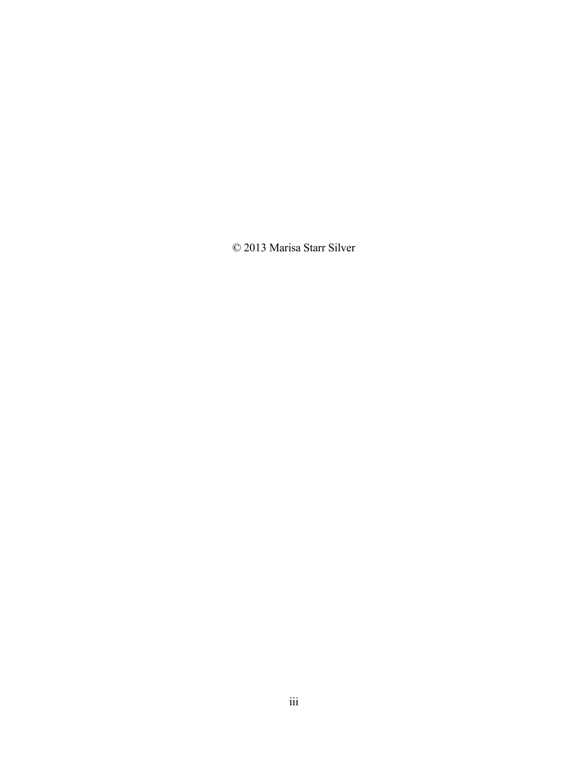© 2013 Marisa Starr Silver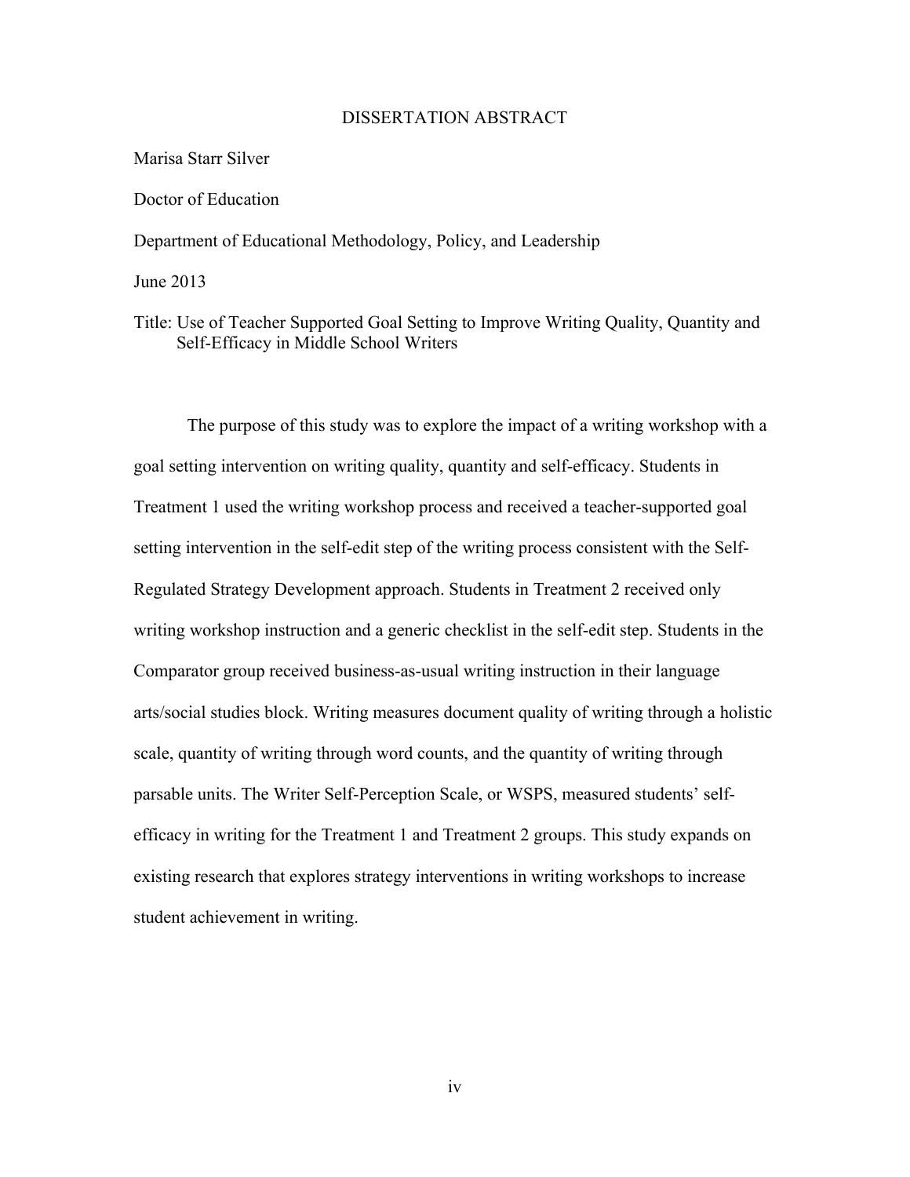# DISSERTATION ABSTRACT

Marisa Starr Silver

Doctor of Education

Department of Educational Methodology, Policy, and Leadership

June 2013

Title: Use of Teacher Supported Goal Setting to Improve Writing Quality, Quantity and Self-Efficacy in Middle School Writers

The purpose of this study was to explore the impact of a writing workshop with a goal setting intervention on writing quality, quantity and self-efficacy. Students in Treatment 1 used the writing workshop process and received a teacher-supported goal setting intervention in the self-edit step of the writing process consistent with the Self-Regulated Strategy Development approach. Students in Treatment 2 received only writing workshop instruction and a generic checklist in the self-edit step. Students in the Comparator group received business-as-usual writing instruction in their language arts/social studies block. Writing measures document quality of writing through a holistic scale, quantity of writing through word counts, and the quantity of writing through parsable units. The Writer Self-Perception Scale, or WSPS, measured students' self-efficacy in writing for the Treatment 1 and Treatment 2 groups. This study expands on existing research that explores strategy interventions in writing workshops to increase student achievement in writing.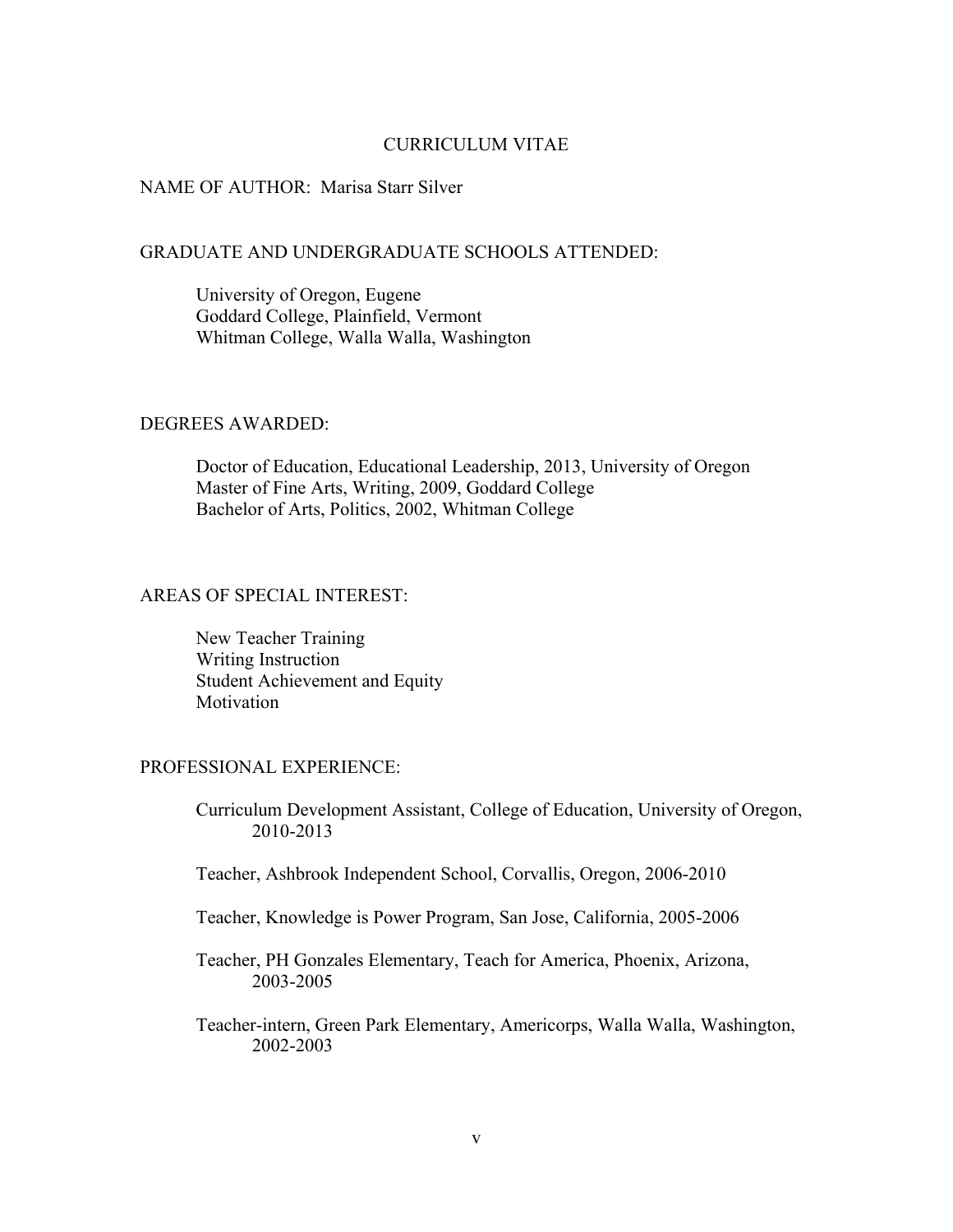# CURRICULUM VITAE

NAME OF AUTHOR: Marisa Starr Silver

## GRADUATE AND UNDERGRADUATE SCHOOLS ATTENDED:

University of Oregon, Eugene
Goddard College, Plainfield, Vermont
Whitman College, Walla Walla, Washington

## DEGREES AWARDED:

Doctor of Education, Educational Leadership, 2013, University of Oregon
Master of Fine Arts, Writing, 2009, Goddard College
Bachelor of Arts, Politics, 2002, Whitman College

## AREAS OF SPECIAL INTEREST:

New Teacher Training
Writing Instruction
Student Achievement and Equity
Motivation

## PROFESSIONAL EXPERIENCE:

Curriculum Development Assistant, College of Education, University of Oregon, 2010-2013

Teacher, Ashbrook Independent School, Corvallis, Oregon, 2006-2010

Teacher, Knowledge is Power Program, San Jose, California, 2005-2006

Teacher, PH Gonzales Elementary, Teach for America, Phoenix, Arizona, 2003-2005

Teacher-intern, Green Park Elementary, Americorps, Walla Walla, Washington, 2002-2003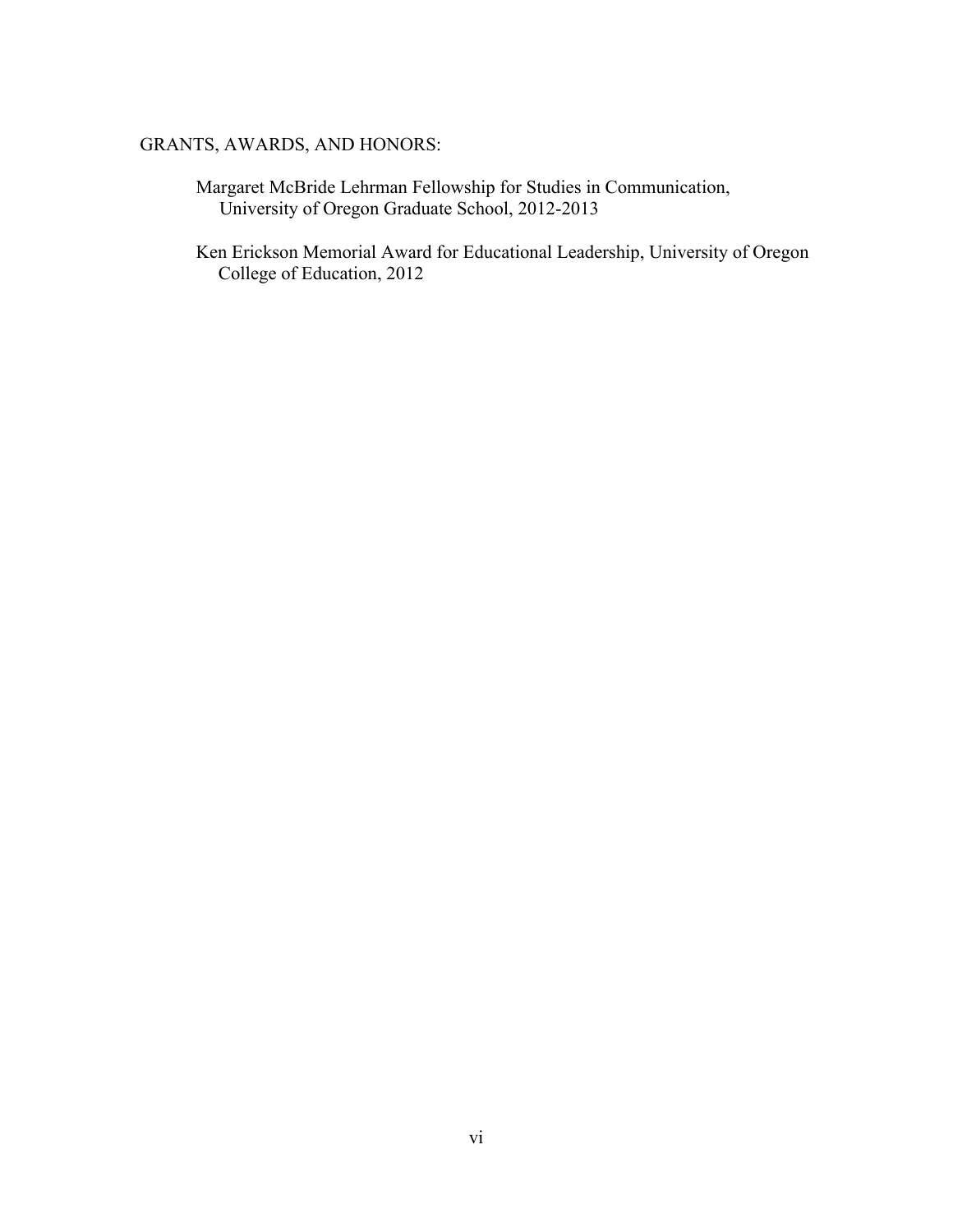GRANTS, AWARDS, AND HONORS:

Margaret McBride Lehrman Fellowship for Studies in Communication, University of Oregon Graduate School, 2012-2013

Ken Erickson Memorial Award for Educational Leadership, University of Oregon College of Education, 2012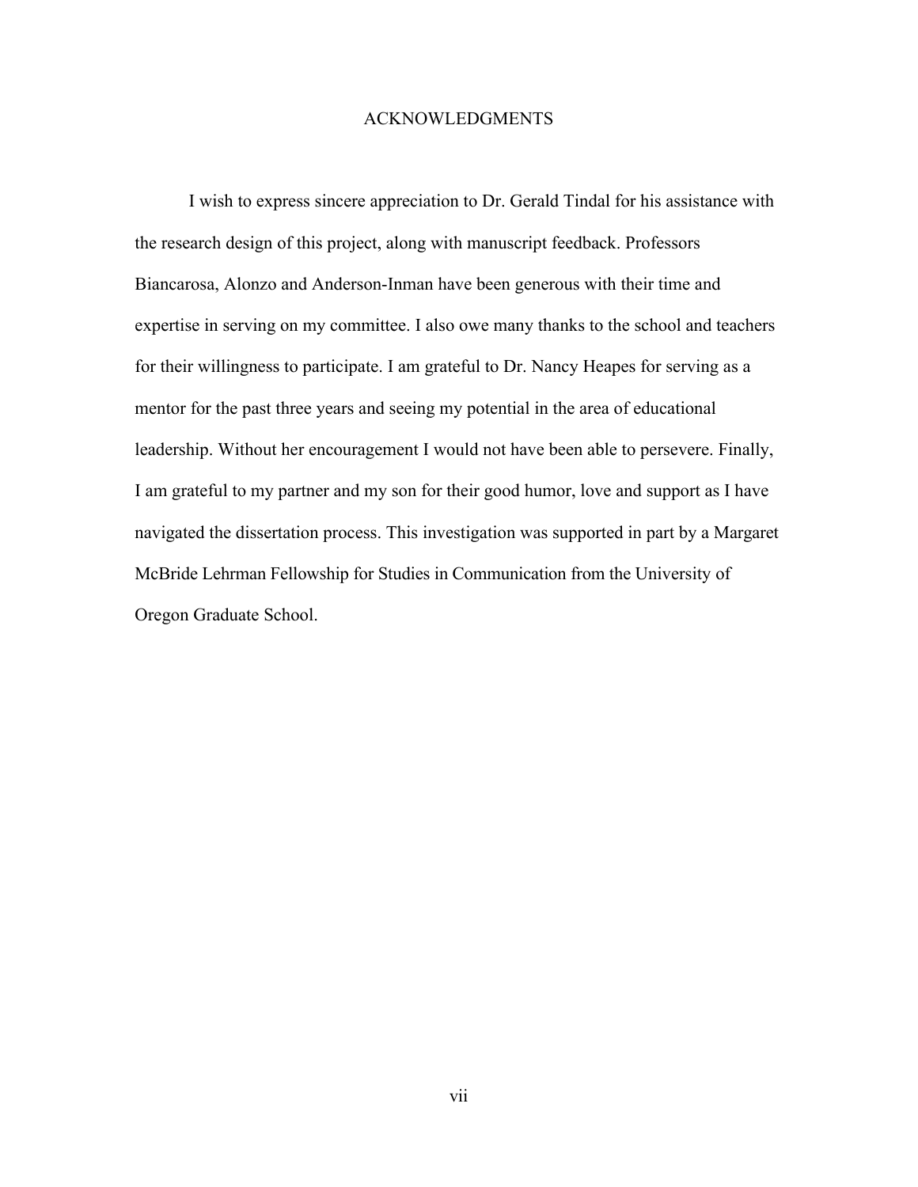# ACKNOWLEDGMENTS

I wish to express sincere appreciation to Dr. Gerald Tindal for his assistance with the research design of this project, along with manuscript feedback. Professors Biancarosa, Alonzo and Anderson-Inman have been generous with their time and expertise in serving on my committee. I also owe many thanks to the school and teachers for their willingness to participate. I am grateful to Dr. Nancy Heapes for serving as a mentor for the past three years and seeing my potential in the area of educational leadership. Without her encouragement I would not have been able to persevere. Finally, I am grateful to my partner and my son for their good humor, love and support as I have navigated the dissertation process. This investigation was supported in part by a Margaret McBride Lehrman Fellowship for Studies in Communication from the University of Oregon Graduate School.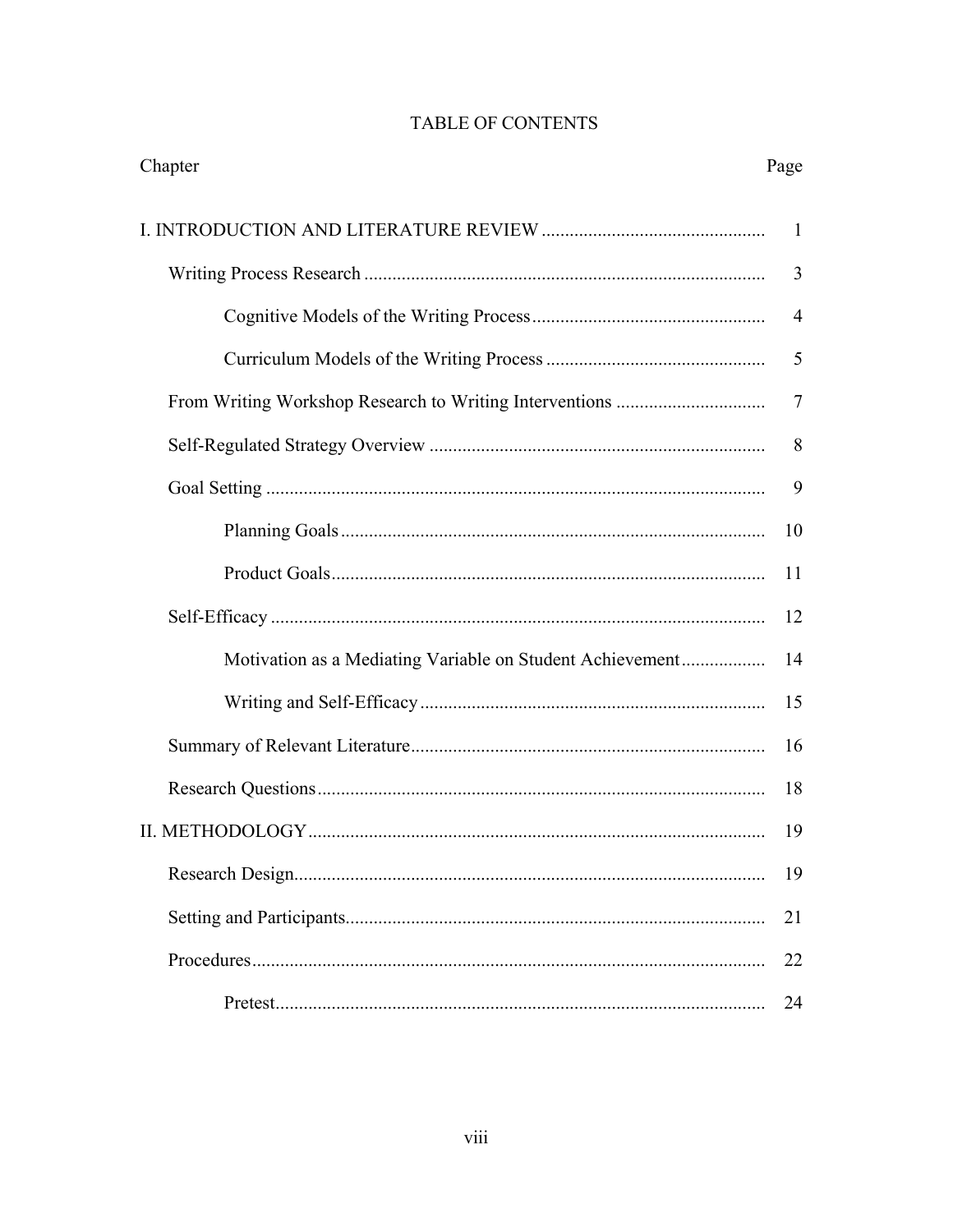# TABLE OF CONTENTS

| Chapter | Page |
|---|---|
| I. INTRODUCTION AND LITERATURE REVIEW | 1 |
| Writing Process Research | 3 |
| Cognitive Models of the Writing Process | 4 |
| Curriculum Models of the Writing Process | 5 |
| From Writing Workshop Research to Writing Interventions | 7 |
| Self-Regulated Strategy Overview | 8 |
| Goal Setting | 9 |
| Planning Goals | 10 |
| Product Goals | 11 |
| Self-Efficacy | 12 |
| Motivation as a Mediating Variable on Student Achievement | 14 |
| Writing and Self-Efficacy | 15 |
| Summary of Relevant Literature | 16 |
| Research Questions | 18 |
| II. METHODOLOGY | 19 |
| Research Design | 19 |
| Setting and Participants | 21 |
| Procedures | 22 |
| Pretest | 24 |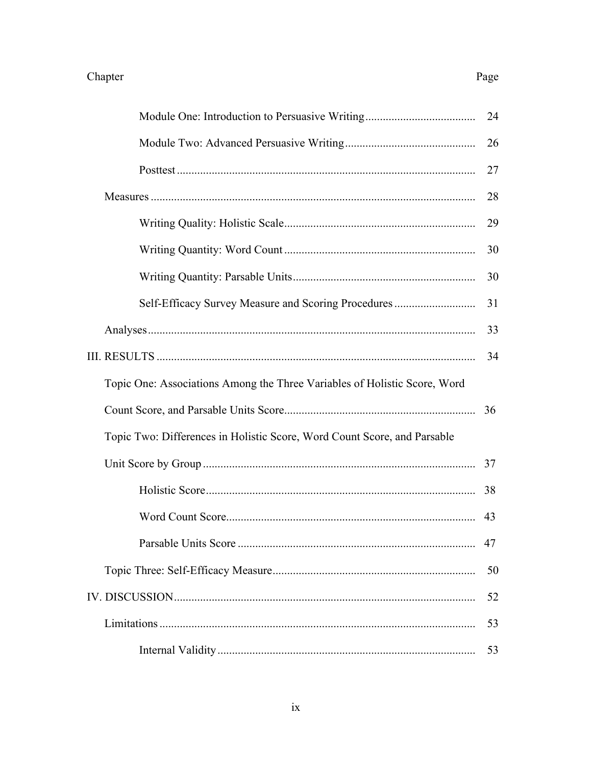| Chapter | Page |
|---|---|
| Module One: Introduction to Persuasive Writing | 24 |
| Module Two: Advanced Persuasive Writing | 26 |
| Posttest | 27 |
| Measures | 28 |
| Writing Quality: Holistic Scale | 29 |
| Writing Quantity: Word Count | 30 |
| Writing Quantity: Parsable Units | 30 |
| Self-Efficacy Survey Measure and Scoring Procedures | 31 |
| Analyses | 33 |
| III. RESULTS | 34 |
| Topic One: Associations Among the Three Variables of Holistic Score, Word Count Score, and Parsable Units Score | 36 |
| Topic Two: Differences in Holistic Score, Word Count Score, and Parsable Unit Score by Group | 37 |
| Holistic Score | 38 |
| Word Count Score | 43 |
| Parsable Units Score | 47 |
| Topic Three: Self-Efficacy Measure | 50 |
| IV. DISCUSSION | 52 |
| Limitations | 53 |
| Internal Validity | 53 |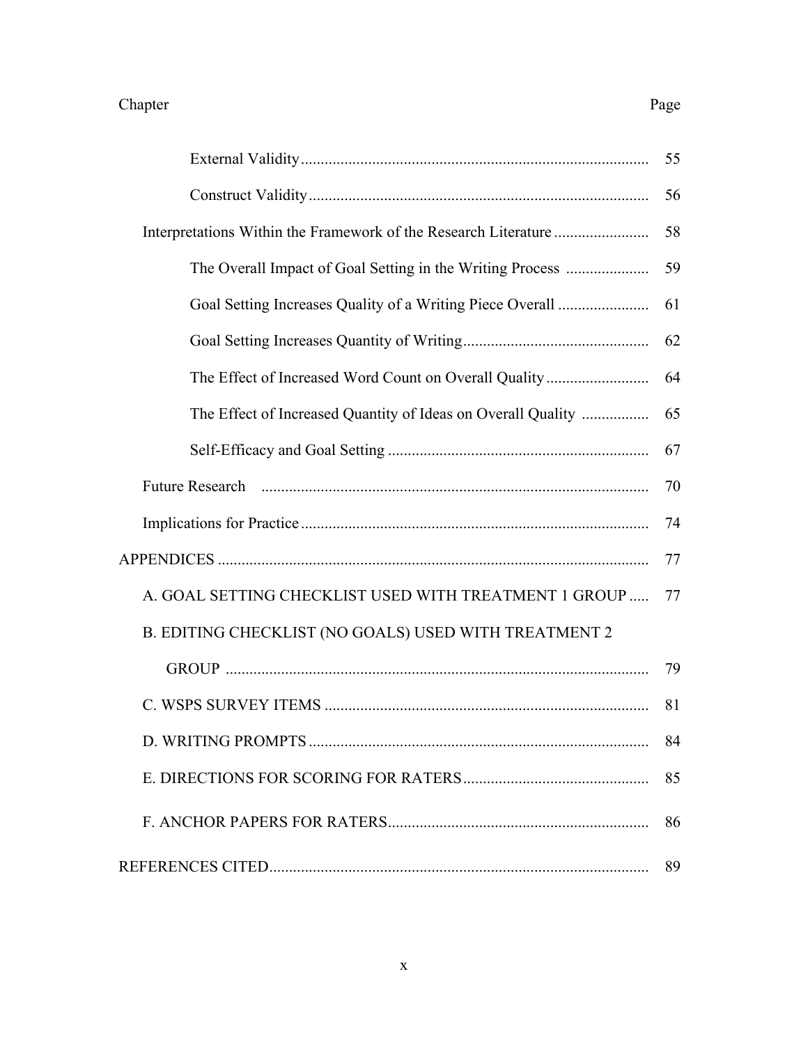| Chapter | Page |
|---|---|
| External Validity | 55 |
| Construct Validity | 56 |
| Interpretations Within the Framework of the Research Literature | 58 |
| The Overall Impact of Goal Setting in the Writing Process | 59 |
| Goal Setting Increases Quality of a Writing Piece Overall | 61 |
| Goal Setting Increases Quantity of Writing | 62 |
| The Effect of Increased Word Count on Overall Quality | 64 |
| The Effect of Increased Quantity of Ideas on Overall Quality | 65 |
| Self-Efficacy and Goal Setting | 67 |
| Future Research | 70 |
| Implications for Practice | 74 |
| APPENDICES | 77 |
| A. GOAL SETTING CHECKLIST USED WITH TREATMENT 1 GROUP | 77 |
| B. EDITING CHECKLIST (NO GOALS) USED WITH TREATMENT 2 GROUP | 79 |
| C. WSPS SURVEY ITEMS | 81 |
| D. WRITING PROMPTS | 84 |
| E. DIRECTIONS FOR SCORING FOR RATERS | 85 |
| F. ANCHOR PAPERS FOR RATERS | 86 |
| REFERENCES CITED | 89 |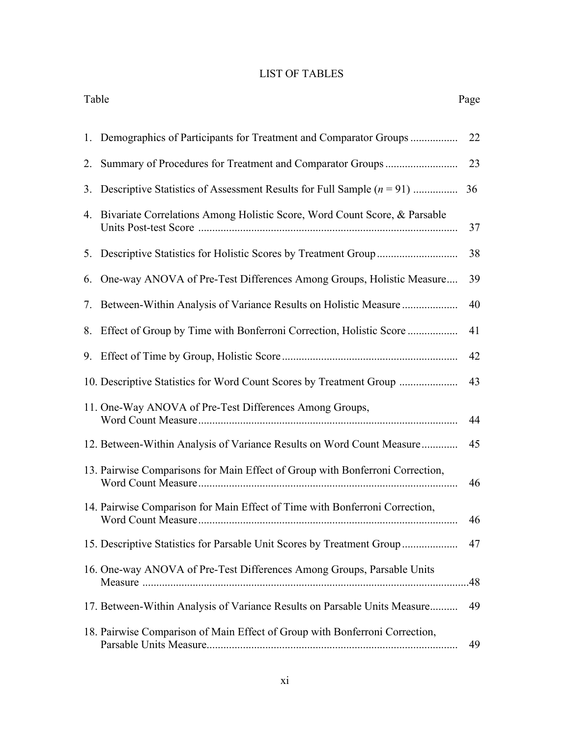# LIST OF TABLES

| Table | | Page |
|---|---|---|
| 1. | Demographics of Participants for Treatment and Comparator Groups | 22 |
| 2. | Summary of Procedures for Treatment and Comparator Groups | 23 |
| 3. | Descriptive Statistics of Assessment Results for Full Sample ($n$ = 91) | 36 |
| 4. | Bivariate Correlations Among Holistic Score, Word Count Score, & Parsable Units Post-test Score | 37 |
| 5. | Descriptive Statistics for Holistic Scores by Treatment Group | 38 |
| 6. | One-way ANOVA of Pre-Test Differences Among Groups, Holistic Measure | 39 |
| 7. | Between-Within Analysis of Variance Results on Holistic Measure | 40 |
| 8. | Effect of Group by Time with Bonferroni Correction, Holistic Score | 41 |
| 9. | Effect of Time by Group, Holistic Score | 42 |
| 10. | Descriptive Statistics for Word Count Scores by Treatment Group | 43 |
| 11. | One-Way ANOVA of Pre-Test Differences Among Groups, Word Count Measure | 44 |
| 12. | Between-Within Analysis of Variance Results on Word Count Measure | 45 |
| 13. | Pairwise Comparisons for Main Effect of Group with Bonferroni Correction, Word Count Measure | 46 |
| 14. | Pairwise Comparison for Main Effect of Time with Bonferroni Correction, Word Count Measure | 46 |
| 15. | Descriptive Statistics for Parsable Unit Scores by Treatment Group | 47 |
| 16. | One-way ANOVA of Pre-Test Differences Among Groups, Parsable Units Measure | 48 |
| 17. | Between-Within Analysis of Variance Results on Parsable Units Measure | 49 |
| 18. | Pairwise Comparison of Main Effect of Group with Bonferroni Correction, Parsable Units Measure | 49 |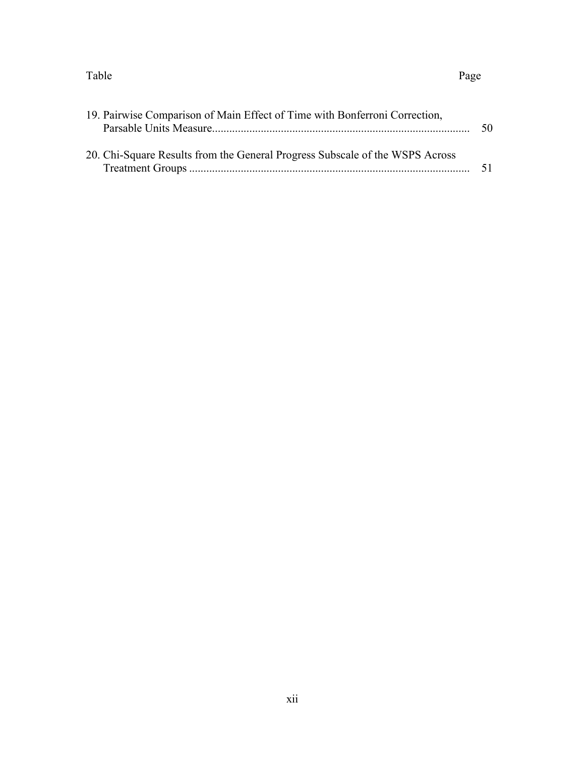| Table | Page |
| --- | --- |
| 19. Pairwise Comparison of Main Effect of Time with Bonferroni Correction, Parsable Units Measure | 50 |
| 20. Chi-Square Results from the General Progress Subscale of the WSPS Across Treatment Groups | 51 |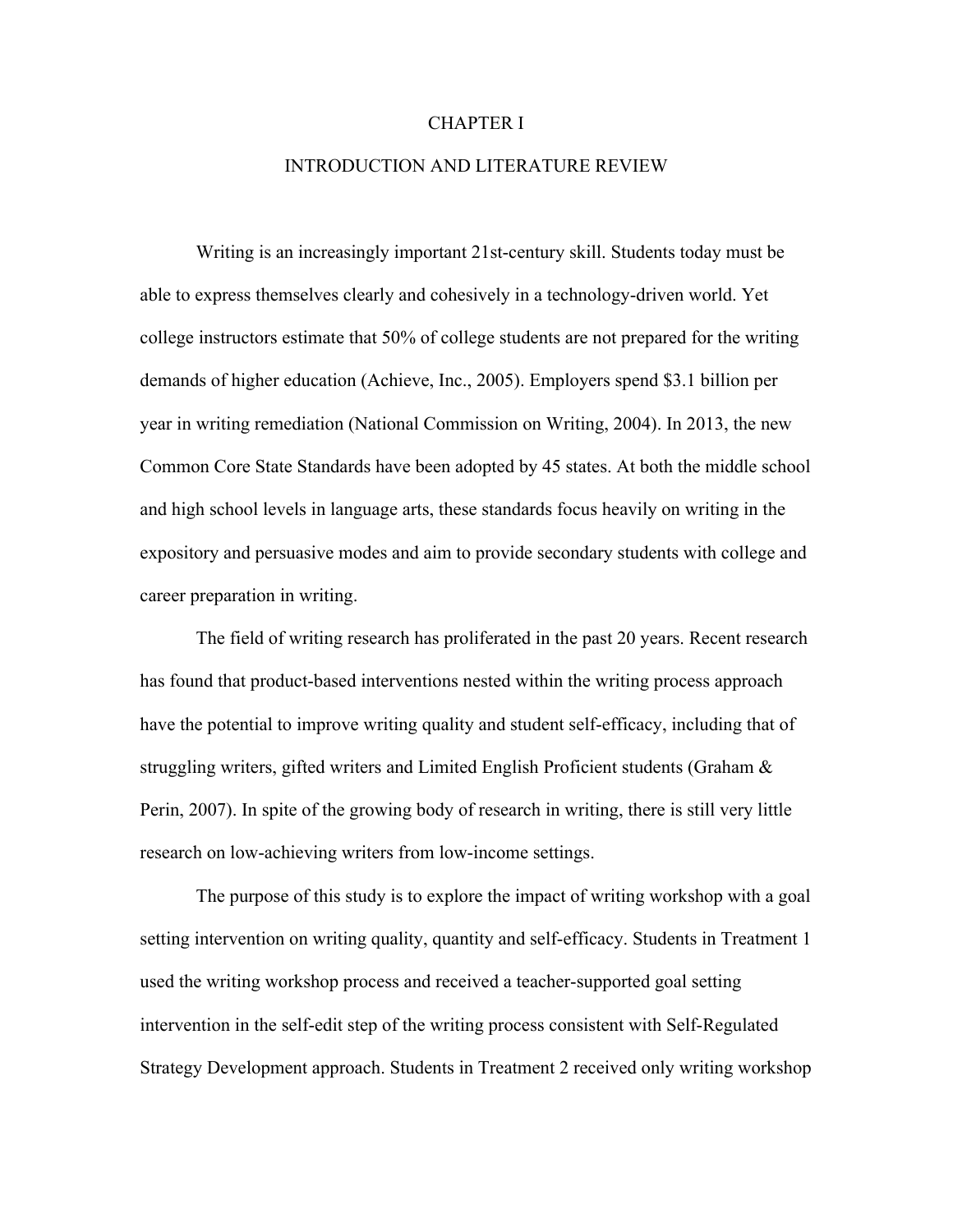# CHAPTER I

## INTRODUCTION AND LITERATURE REVIEW

Writing is an increasingly important 21st-century skill. Students today must be able to express themselves clearly and cohesively in a technology-driven world. Yet college instructors estimate that 50% of college students are not prepared for the writing demands of higher education (Achieve, Inc., 2005). Employers spend $3.1 billion per year in writing remediation (National Commission on Writing, 2004). In 2013, the new Common Core State Standards have been adopted by 45 states. At both the middle school and high school levels in language arts, these standards focus heavily on writing in the expository and persuasive modes and aim to provide secondary students with college and career preparation in writing.

The field of writing research has proliferated in the past 20 years. Recent research has found that product-based interventions nested within the writing process approach have the potential to improve writing quality and student self-efficacy, including that of struggling writers, gifted writers and Limited English Proficient students (Graham & Perin, 2007). In spite of the growing body of research in writing, there is still very little research on low-achieving writers from low-income settings.

The purpose of this study is to explore the impact of writing workshop with a goal setting intervention on writing quality, quantity and self-efficacy. Students in Treatment 1 used the writing workshop process and received a teacher-supported goal setting intervention in the self-edit step of the writing process consistent with Self-Regulated Strategy Development approach. Students in Treatment 2 received only writing workshop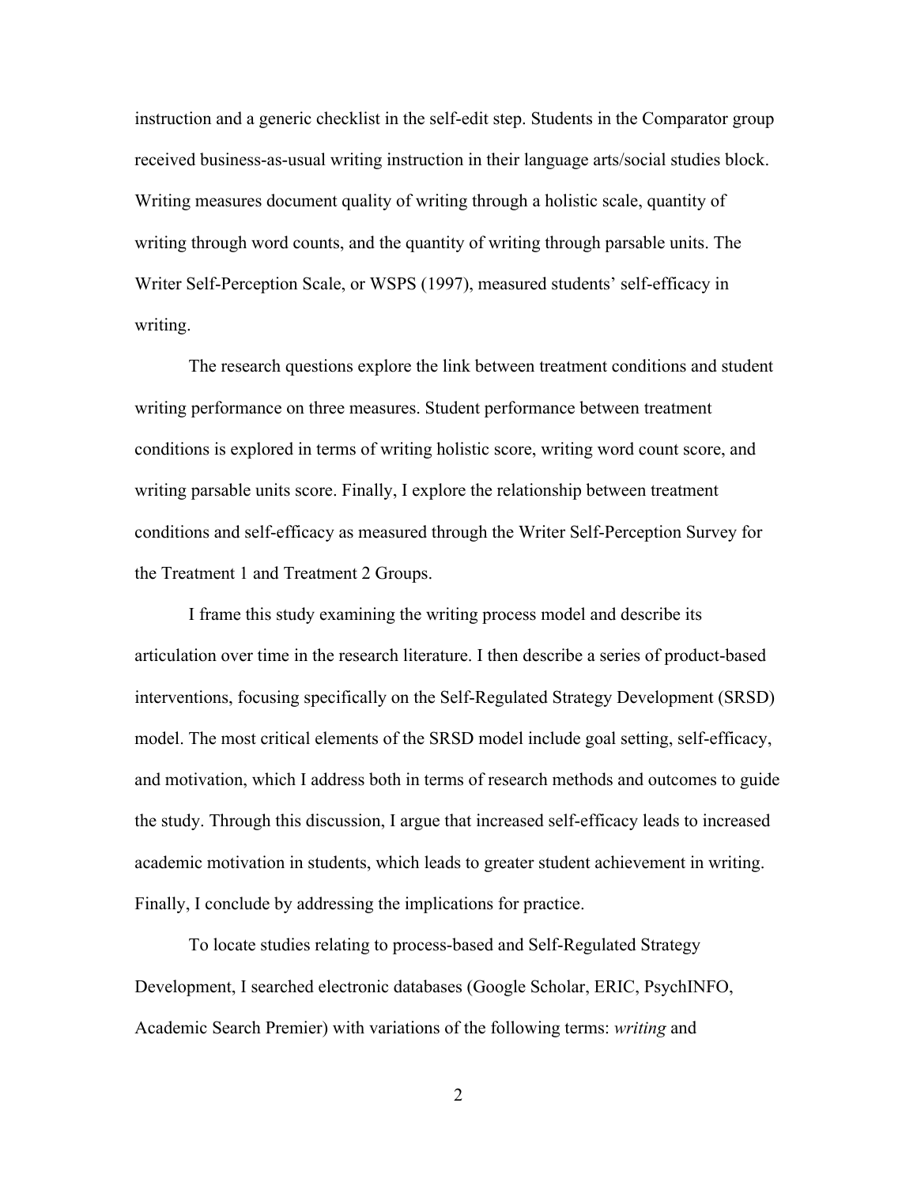instruction and a generic checklist in the self-edit step. Students in the Comparator group received business-as-usual writing instruction in their language arts/social studies block. Writing measures document quality of writing through a holistic scale, quantity of writing through word counts, and the quantity of writing through parsable units. The Writer Self-Perception Scale, or WSPS (1997), measured students' self-efficacy in writing.

The research questions explore the link between treatment conditions and student writing performance on three measures. Student performance between treatment conditions is explored in terms of writing holistic score, writing word count score, and writing parsable units score. Finally, I explore the relationship between treatment conditions and self-efficacy as measured through the Writer Self-Perception Survey for the Treatment 1 and Treatment 2 Groups.

I frame this study examining the writing process model and describe its articulation over time in the research literature. I then describe a series of product-based interventions, focusing specifically on the Self-Regulated Strategy Development (SRSD) model. The most critical elements of the SRSD model include goal setting, self-efficacy, and motivation, which I address both in terms of research methods and outcomes to guide the study. Through this discussion, I argue that increased self-efficacy leads to increased academic motivation in students, which leads to greater student achievement in writing. Finally, I conclude by addressing the implications for practice.

To locate studies relating to process-based and Self-Regulated Strategy Development, I searched electronic databases (Google Scholar, ERIC, PsychINFO, Academic Search Premier) with variations of the following terms: *writing* and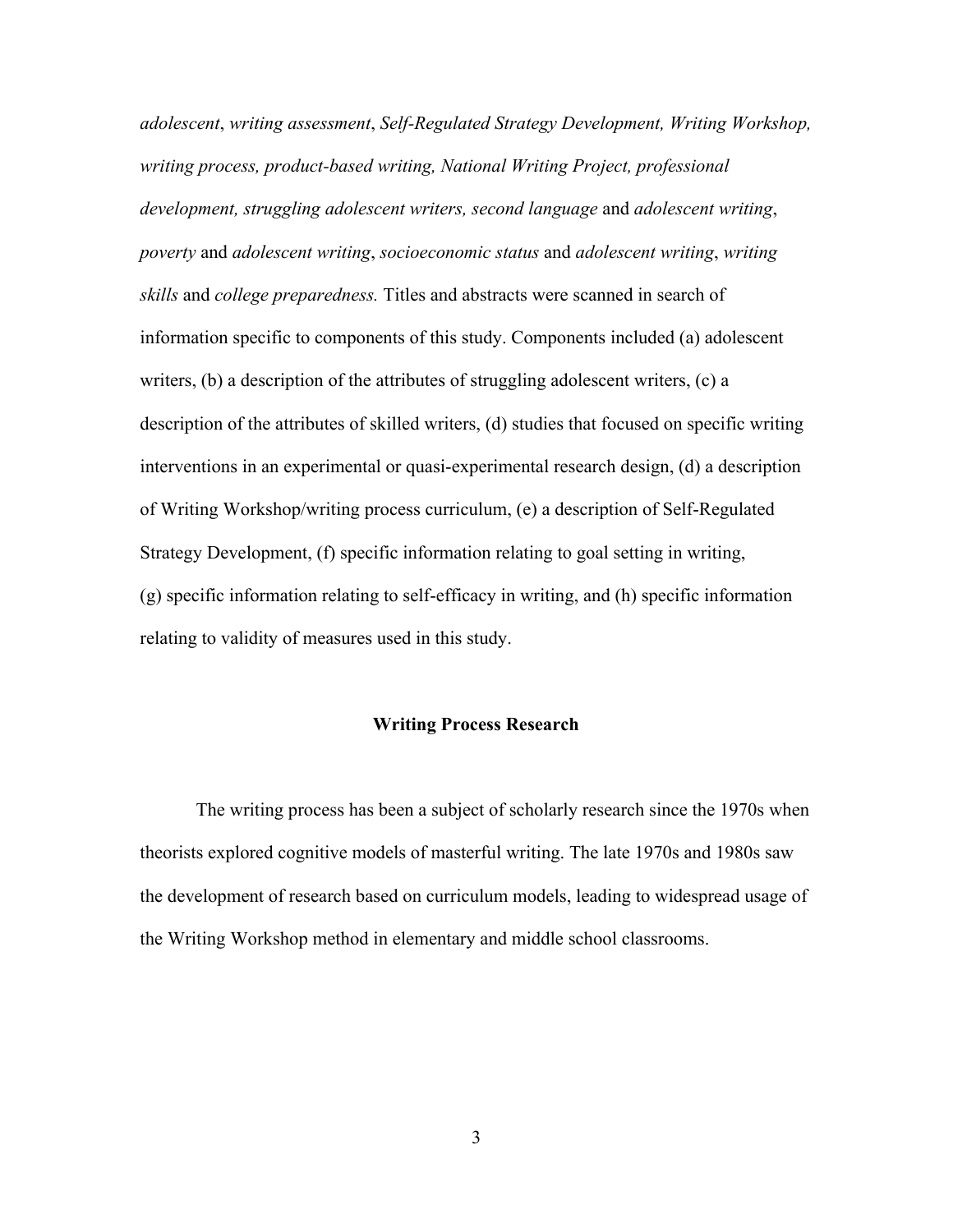*adolescent*, *writing assessment*, *Self-Regulated Strategy Development, Writing Workshop, writing process, product-based writing, National Writing Project, professional development, struggling adolescent writers, second language* and *adolescent writing*, *poverty* and *adolescent writing*, *socioeconomic status* and *adolescent writing*, *writing skills* and *college preparedness.* Titles and abstracts were scanned in search of information specific to components of this study. Components included (a) adolescent writers, (b) a description of the attributes of struggling adolescent writers, (c) a description of the attributes of skilled writers, (d) studies that focused on specific writing interventions in an experimental or quasi-experimental research design, (d) a description of Writing Workshop/writing process curriculum, (e) a description of Self-Regulated Strategy Development, (f) specific information relating to goal setting in writing, (g) specific information relating to self-efficacy in writing, and (h) specific information relating to validity of measures used in this study.

## Writing Process Research

The writing process has been a subject of scholarly research since the 1970s when theorists explored cognitive models of masterful writing. The late 1970s and 1980s saw the development of research based on curriculum models, leading to widespread usage of the Writing Workshop method in elementary and middle school classrooms.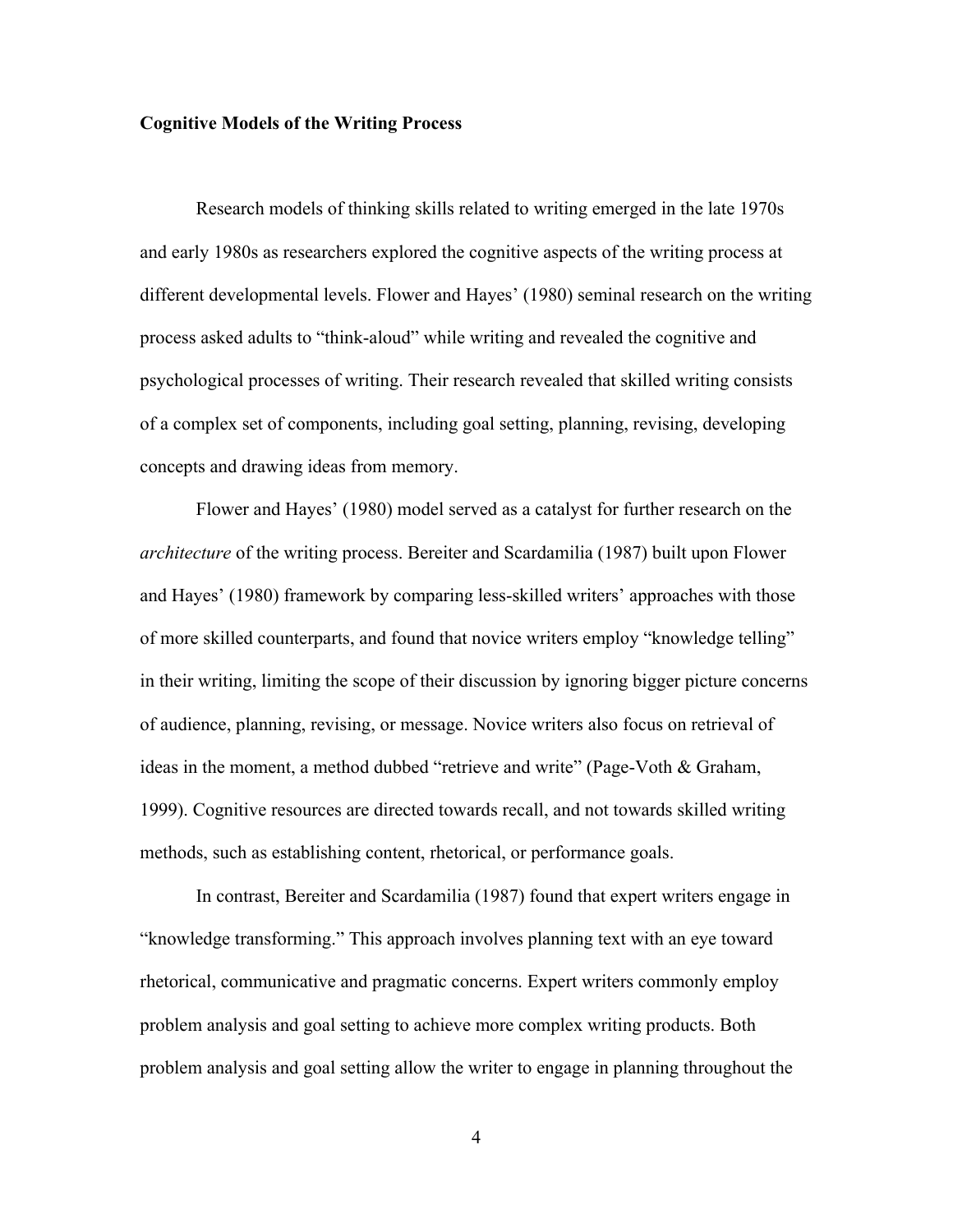**Cognitive Models of the Writing Process**

Research models of thinking skills related to writing emerged in the late 1970s and early 1980s as researchers explored the cognitive aspects of the writing process at different developmental levels. Flower and Hayes' (1980) seminal research on the writing process asked adults to "think-aloud" while writing and revealed the cognitive and psychological processes of writing. Their research revealed that skilled writing consists of a complex set of components, including goal setting, planning, revising, developing concepts and drawing ideas from memory.

Flower and Hayes' (1980) model served as a catalyst for further research on the *architecture* of the writing process. Bereiter and Scardamilia (1987) built upon Flower and Hayes' (1980) framework by comparing less-skilled writers' approaches with those of more skilled counterparts, and found that novice writers employ "knowledge telling" in their writing, limiting the scope of their discussion by ignoring bigger picture concerns of audience, planning, revising, or message. Novice writers also focus on retrieval of ideas in the moment, a method dubbed "retrieve and write" (Page-Voth & Graham, 1999). Cognitive resources are directed towards recall, and not towards skilled writing methods, such as establishing content, rhetorical, or performance goals.

In contrast, Bereiter and Scardamilia (1987) found that expert writers engage in "knowledge transforming." This approach involves planning text with an eye toward rhetorical, communicative and pragmatic concerns. Expert writers commonly employ problem analysis and goal setting to achieve more complex writing products. Both problem analysis and goal setting allow the writer to engage in planning throughout the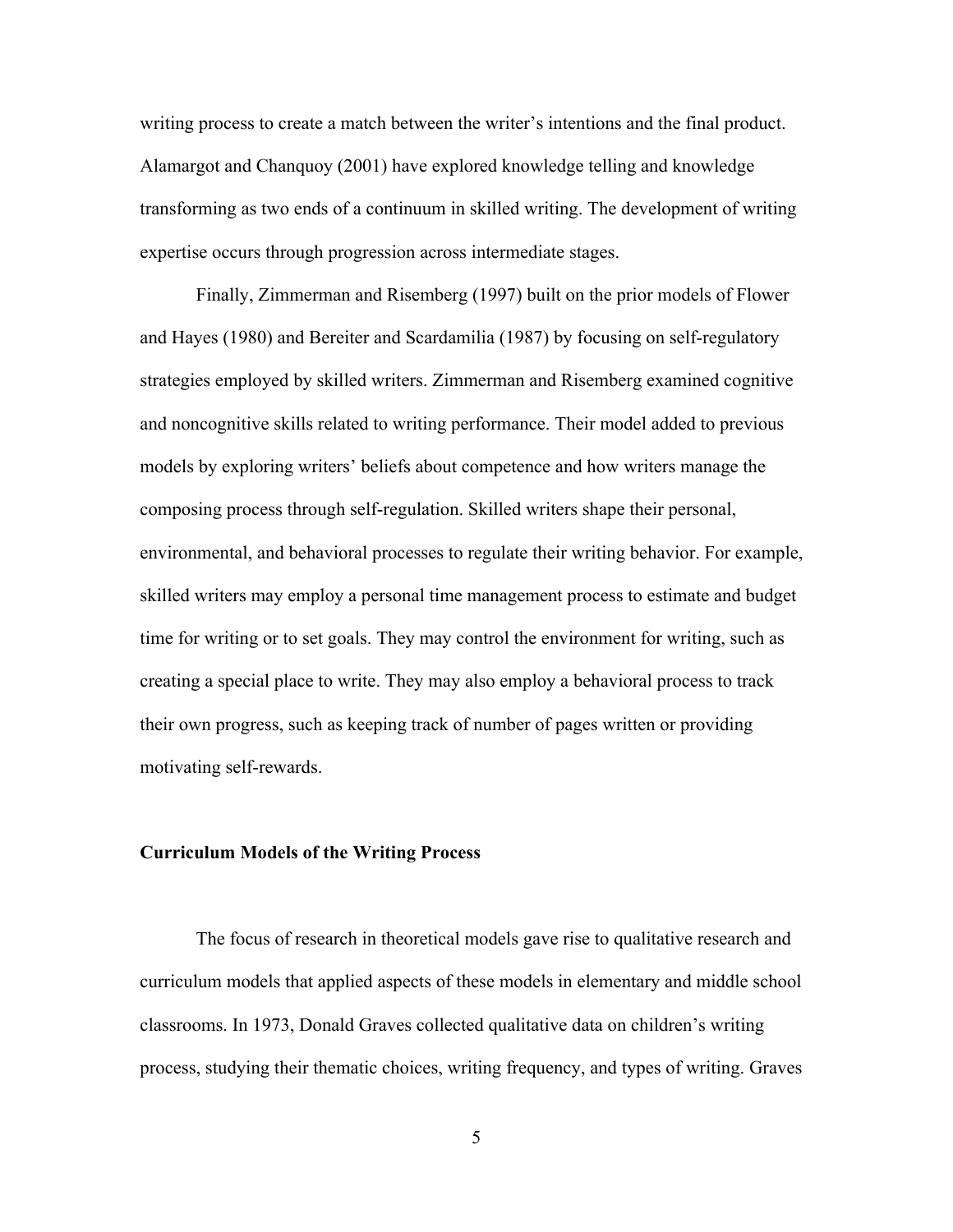writing process to create a match between the writer's intentions and the final product. Alamargot and Chanquoy (2001) have explored knowledge telling and knowledge transforming as two ends of a continuum in skilled writing. The development of writing expertise occurs through progression across intermediate stages.

Finally, Zimmerman and Risemberg (1997) built on the prior models of Flower and Hayes (1980) and Bereiter and Scardamilia (1987) by focusing on self-regulatory strategies employed by skilled writers. Zimmerman and Risemberg examined cognitive and noncognitive skills related to writing performance. Their model added to previous models by exploring writers' beliefs about competence and how writers manage the composing process through self-regulation. Skilled writers shape their personal, environmental, and behavioral processes to regulate their writing behavior. For example, skilled writers may employ a personal time management process to estimate and budget time for writing or to set goals. They may control the environment for writing, such as creating a special place to write. They may also employ a behavioral process to track their own progress, such as keeping track of number of pages written or providing motivating self-rewards.

### Curriculum Models of the Writing Process

The focus of research in theoretical models gave rise to qualitative research and curriculum models that applied aspects of these models in elementary and middle school classrooms. In 1973, Donald Graves collected qualitative data on children's writing process, studying their thematic choices, writing frequency, and types of writing. Graves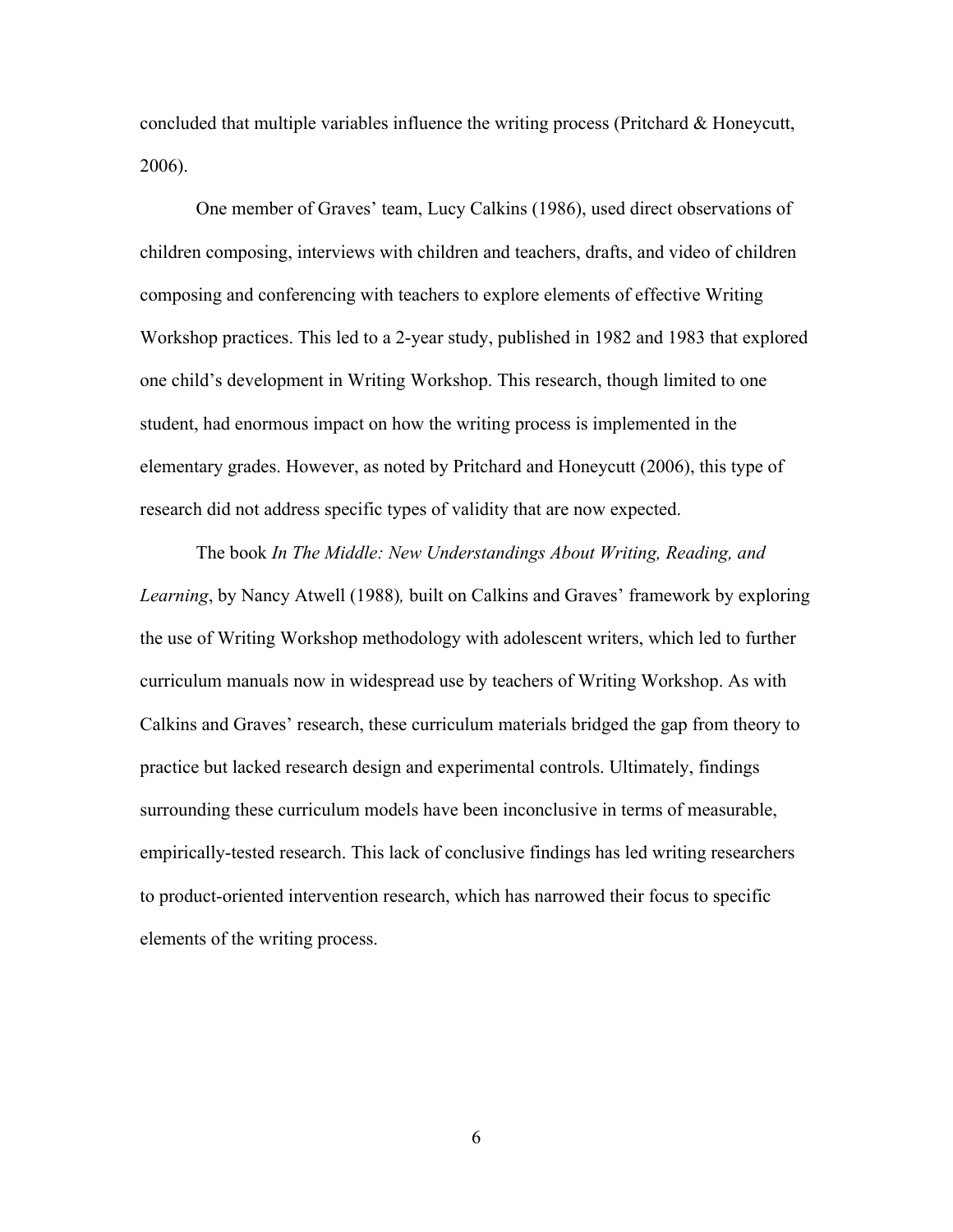concluded that multiple variables influence the writing process (Pritchard & Honeycutt, 2006).

One member of Graves' team, Lucy Calkins (1986), used direct observations of children composing, interviews with children and teachers, drafts, and video of children composing and conferencing with teachers to explore elements of effective Writing Workshop practices. This led to a 2-year study, published in 1982 and 1983 that explored one child's development in Writing Workshop. This research, though limited to one student, had enormous impact on how the writing process is implemented in the elementary grades. However, as noted by Pritchard and Honeycutt (2006), this type of research did not address specific types of validity that are now expected.

The book *In The Middle: New Understandings About Writing, Reading, and Learning*, by Nancy Atwell (1988)*,* built on Calkins and Graves' framework by exploring the use of Writing Workshop methodology with adolescent writers, which led to further curriculum manuals now in widespread use by teachers of Writing Workshop. As with Calkins and Graves' research, these curriculum materials bridged the gap from theory to practice but lacked research design and experimental controls. Ultimately, findings surrounding these curriculum models have been inconclusive in terms of measurable, empirically-tested research. This lack of conclusive findings has led writing researchers to product-oriented intervention research, which has narrowed their focus to specific elements of the writing process.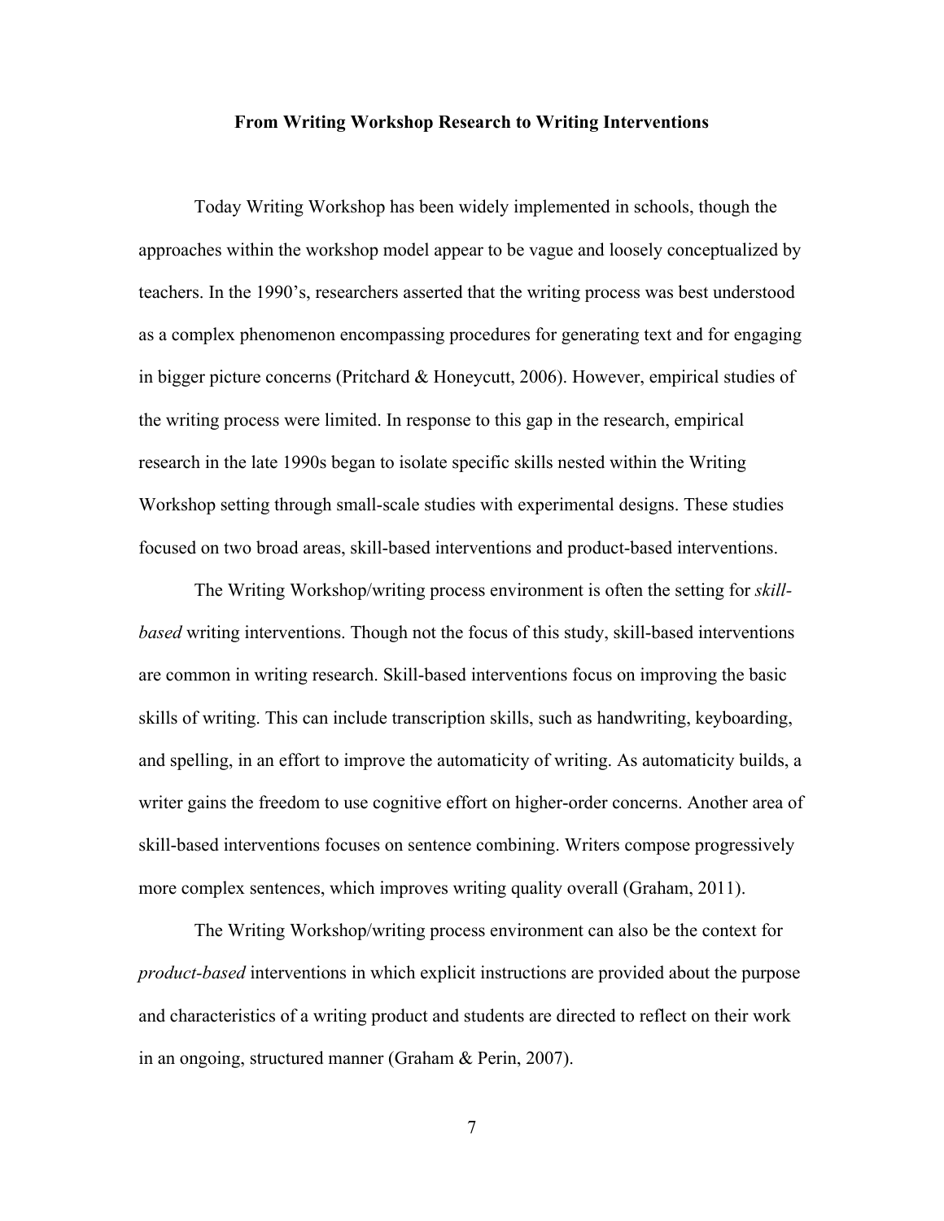## From Writing Workshop Research to Writing Interventions

Today Writing Workshop has been widely implemented in schools, though the approaches within the workshop model appear to be vague and loosely conceptualized by teachers. In the 1990's, researchers asserted that the writing process was best understood as a complex phenomenon encompassing procedures for generating text and for engaging in bigger picture concerns (Pritchard & Honeycutt, 2006). However, empirical studies of the writing process were limited. In response to this gap in the research, empirical research in the late 1990s began to isolate specific skills nested within the Writing Workshop setting through small-scale studies with experimental designs. These studies focused on two broad areas, skill-based interventions and product-based interventions.

The Writing Workshop/writing process environment is often the setting for *skill-based* writing interventions. Though not the focus of this study, skill-based interventions are common in writing research. Skill-based interventions focus on improving the basic skills of writing. This can include transcription skills, such as handwriting, keyboarding, and spelling, in an effort to improve the automaticity of writing. As automaticity builds, a writer gains the freedom to use cognitive effort on higher-order concerns. Another area of skill-based interventions focuses on sentence combining. Writers compose progressively more complex sentences, which improves writing quality overall (Graham, 2011).

The Writing Workshop/writing process environment can also be the context for *product-based* interventions in which explicit instructions are provided about the purpose and characteristics of a writing product and students are directed to reflect on their work in an ongoing, structured manner (Graham & Perin, 2007).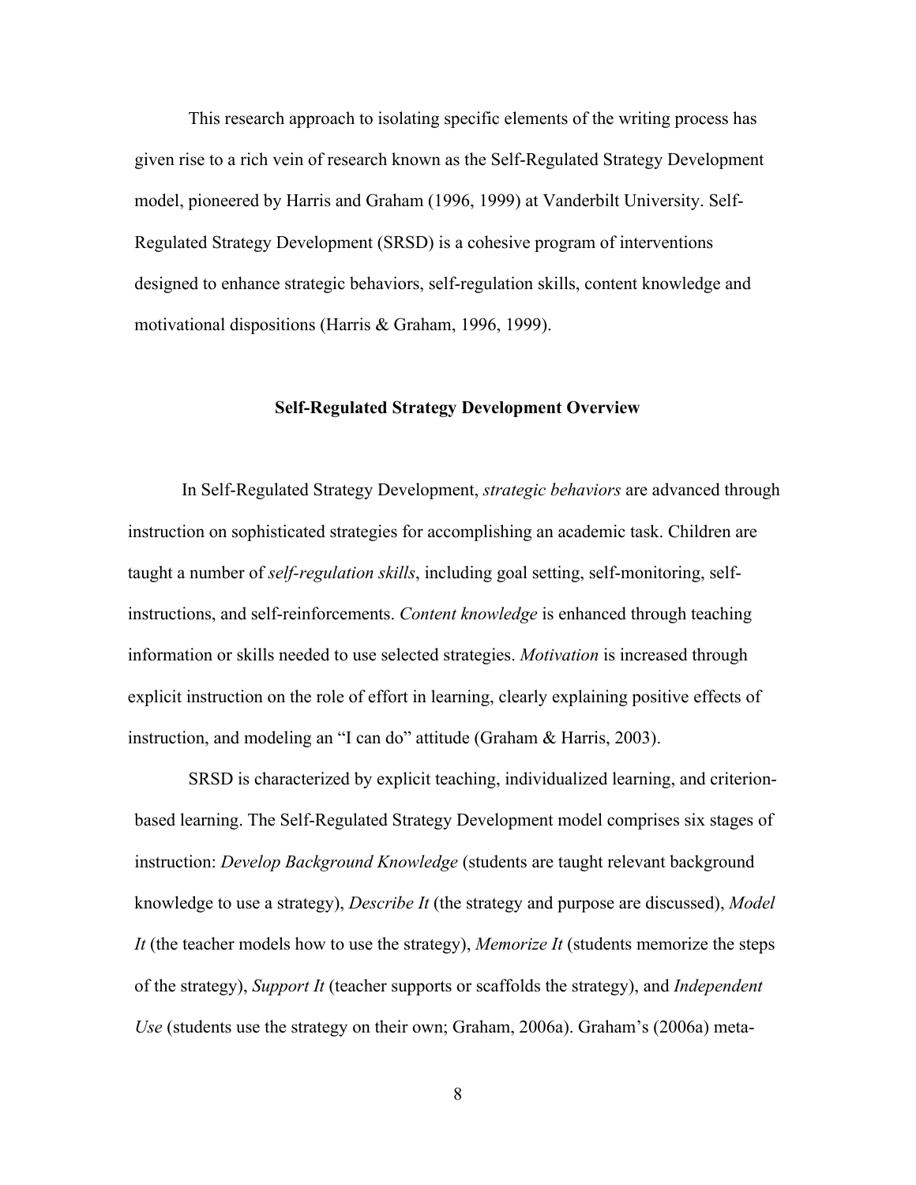This research approach to isolating specific elements of the writing process has given rise to a rich vein of research known as the Self-Regulated Strategy Development model, pioneered by Harris and Graham (1996, 1999) at Vanderbilt University. Self-Regulated Strategy Development (SRSD) is a cohesive program of interventions designed to enhance strategic behaviors, self-regulation skills, content knowledge and motivational dispositions (Harris & Graham, 1996, 1999).

## Self-Regulated Strategy Development Overview

In Self-Regulated Strategy Development, *strategic behaviors* are advanced through instruction on sophisticated strategies for accomplishing an academic task. Children are taught a number of *self-regulation skills*, including goal setting, self-monitoring, self-instructions, and self-reinforcements. *Content knowledge* is enhanced through teaching information or skills needed to use selected strategies. *Motivation* is increased through explicit instruction on the role of effort in learning, clearly explaining positive effects of instruction, and modeling an "I can do" attitude (Graham & Harris, 2003).

SRSD is characterized by explicit teaching, individualized learning, and criterion-based learning. The Self-Regulated Strategy Development model comprises six stages of instruction: *Develop Background Knowledge* (students are taught relevant background knowledge to use a strategy), *Describe It* (the strategy and purpose are discussed), *Model It* (the teacher models how to use the strategy), *Memorize It* (students memorize the steps of the strategy), *Support It* (teacher supports or scaffolds the strategy), and *Independent Use* (students use the strategy on their own; Graham, 2006a). Graham's (2006a) meta-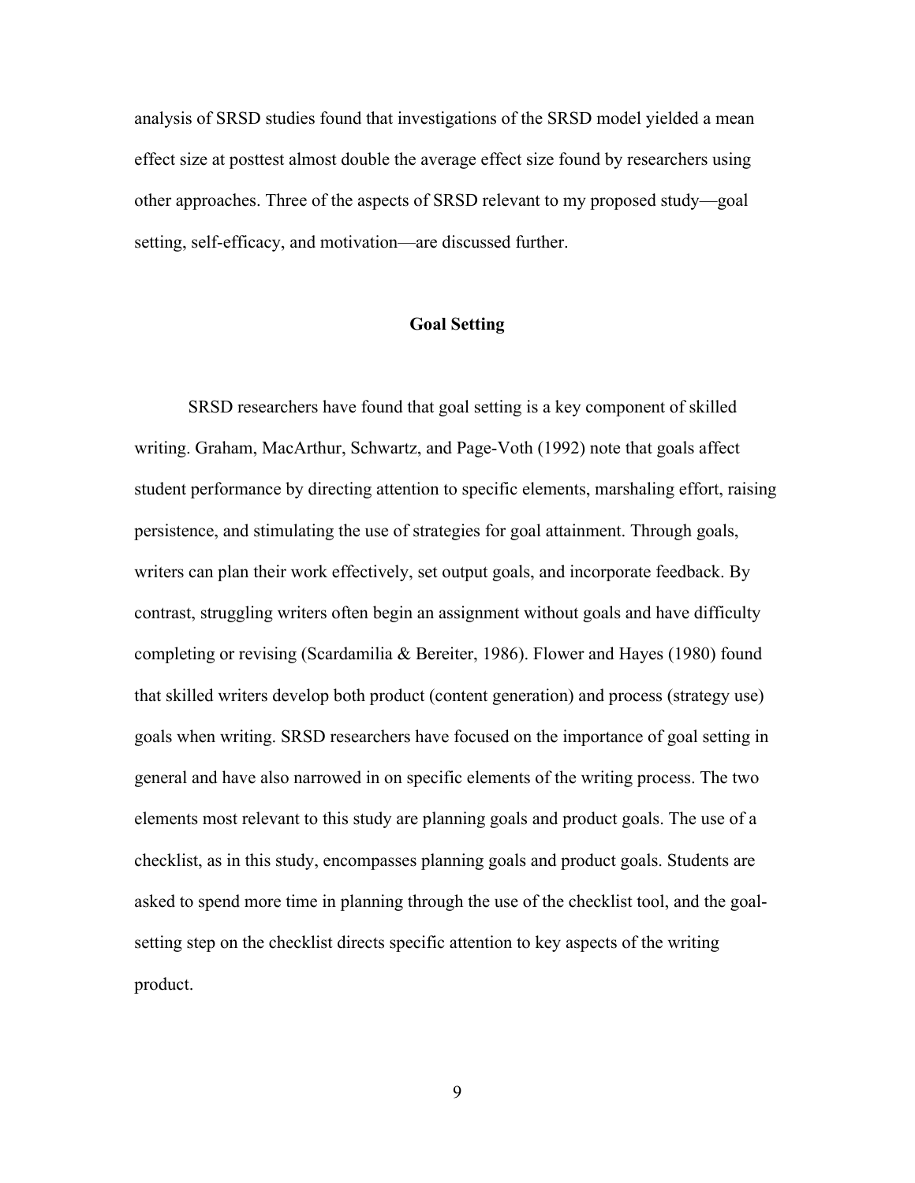analysis of SRSD studies found that investigations of the SRSD model yielded a mean effect size at posttest almost double the average effect size found by researchers using other approaches. Three of the aspects of SRSD relevant to my proposed study—goal setting, self-efficacy, and motivation—are discussed further.

## Goal Setting

SRSD researchers have found that goal setting is a key component of skilled writing. Graham, MacArthur, Schwartz, and Page-Voth (1992) note that goals affect student performance by directing attention to specific elements, marshaling effort, raising persistence, and stimulating the use of strategies for goal attainment. Through goals, writers can plan their work effectively, set output goals, and incorporate feedback. By contrast, struggling writers often begin an assignment without goals and have difficulty completing or revising (Scardamilia & Bereiter, 1986). Flower and Hayes (1980) found that skilled writers develop both product (content generation) and process (strategy use) goals when writing. SRSD researchers have focused on the importance of goal setting in general and have also narrowed in on specific elements of the writing process. The two elements most relevant to this study are planning goals and product goals. The use of a checklist, as in this study, encompasses planning goals and product goals. Students are asked to spend more time in planning through the use of the checklist tool, and the goal-setting step on the checklist directs specific attention to key aspects of the writing product.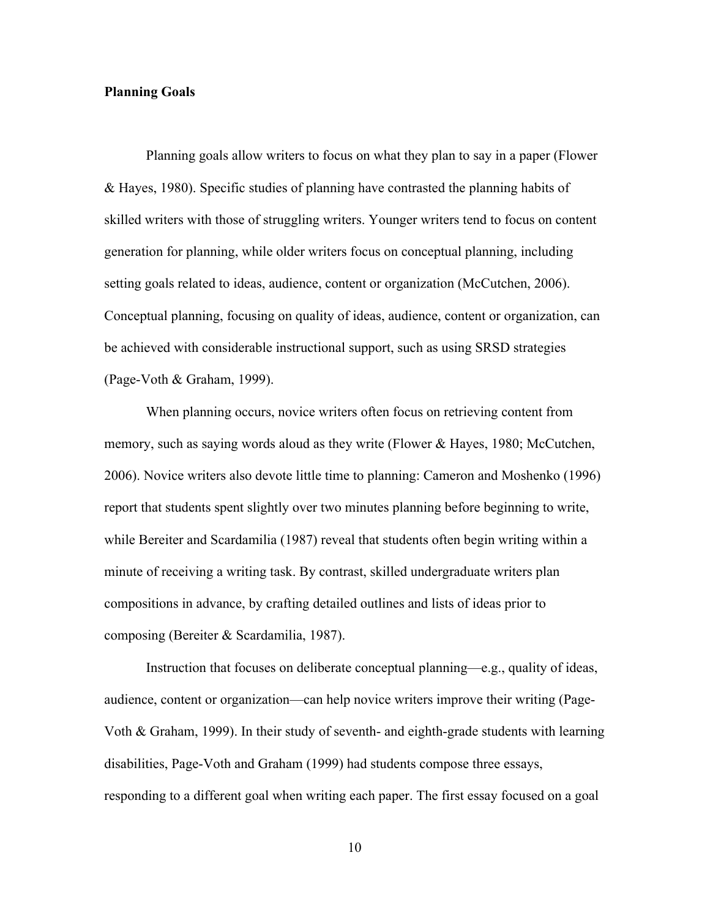**Planning Goals**

Planning goals allow writers to focus on what they plan to say in a paper (Flower & Hayes, 1980). Specific studies of planning have contrasted the planning habits of skilled writers with those of struggling writers. Younger writers tend to focus on content generation for planning, while older writers focus on conceptual planning, including setting goals related to ideas, audience, content or organization (McCutchen, 2006). Conceptual planning, focusing on quality of ideas, audience, content or organization, can be achieved with considerable instructional support, such as using SRSD strategies (Page-Voth & Graham, 1999).

When planning occurs, novice writers often focus on retrieving content from memory, such as saying words aloud as they write (Flower & Hayes, 1980; McCutchen, 2006). Novice writers also devote little time to planning: Cameron and Moshenko (1996) report that students spent slightly over two minutes planning before beginning to write, while Bereiter and Scardamilia (1987) reveal that students often begin writing within a minute of receiving a writing task. By contrast, skilled undergraduate writers plan compositions in advance, by crafting detailed outlines and lists of ideas prior to composing (Bereiter & Scardamilia, 1987).

Instruction that focuses on deliberate conceptual planning—e.g., quality of ideas, audience, content or organization—can help novice writers improve their writing (Page-Voth & Graham, 1999). In their study of seventh- and eighth-grade students with learning disabilities, Page-Voth and Graham (1999) had students compose three essays, responding to a different goal when writing each paper. The first essay focused on a goal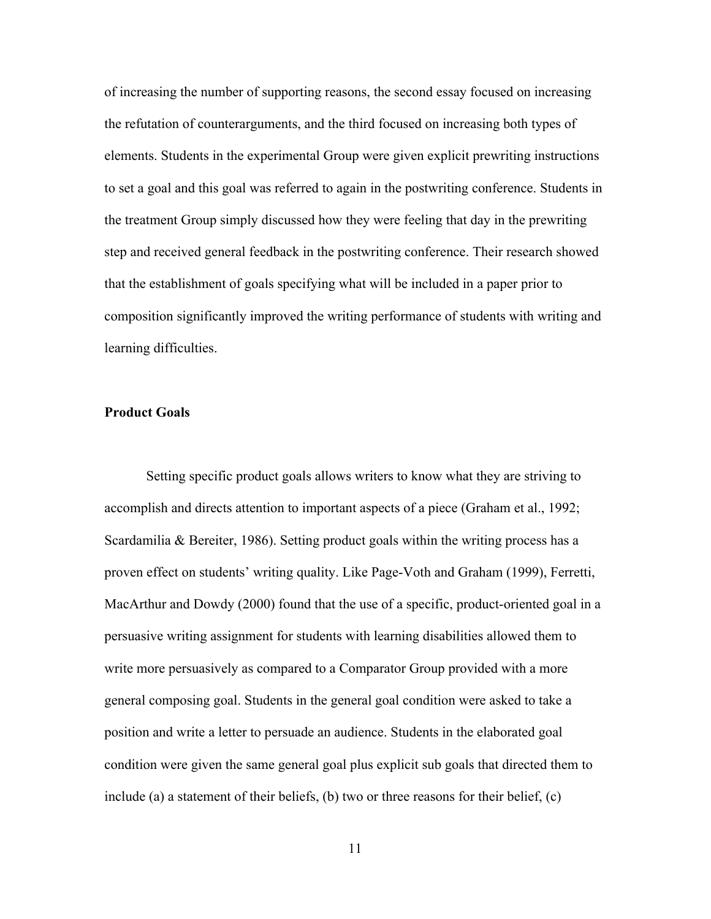of increasing the number of supporting reasons, the second essay focused on increasing the refutation of counterarguments, and the third focused on increasing both types of elements. Students in the experimental Group were given explicit prewriting instructions to set a goal and this goal was referred to again in the postwriting conference. Students in the treatment Group simply discussed how they were feeling that day in the prewriting step and received general feedback in the postwriting conference. Their research showed that the establishment of goals specifying what will be included in a paper prior to composition significantly improved the writing performance of students with writing and learning difficulties.

**Product Goals**

Setting specific product goals allows writers to know what they are striving to accomplish and directs attention to important aspects of a piece (Graham et al., 1992; Scardamilia & Bereiter, 1986). Setting product goals within the writing process has a proven effect on students' writing quality. Like Page-Voth and Graham (1999), Ferretti, MacArthur and Dowdy (2000) found that the use of a specific, product-oriented goal in a persuasive writing assignment for students with learning disabilities allowed them to write more persuasively as compared to a Comparator Group provided with a more general composing goal. Students in the general goal condition were asked to take a position and write a letter to persuade an audience. Students in the elaborated goal condition were given the same general goal plus explicit sub goals that directed them to include (a) a statement of their beliefs, (b) two or three reasons for their belief, (c)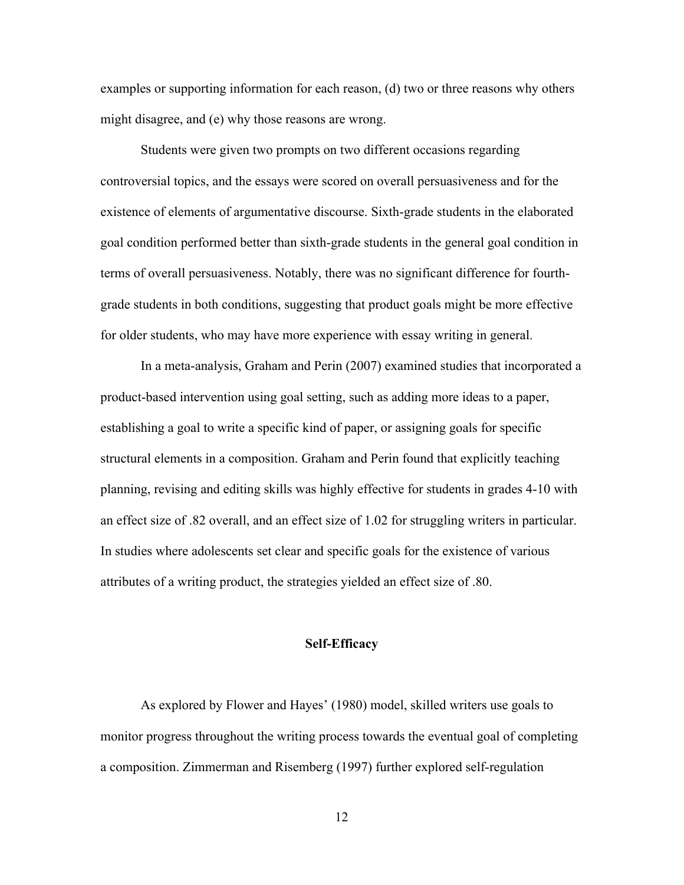examples or supporting information for each reason, (d) two or three reasons why others might disagree, and (e) why those reasons are wrong.

Students were given two prompts on two different occasions regarding controversial topics, and the essays were scored on overall persuasiveness and for the existence of elements of argumentative discourse. Sixth-grade students in the elaborated goal condition performed better than sixth-grade students in the general goal condition in terms of overall persuasiveness. Notably, there was no significant difference for fourth-grade students in both conditions, suggesting that product goals might be more effective for older students, who may have more experience with essay writing in general.

In a meta-analysis, Graham and Perin (2007) examined studies that incorporated a product-based intervention using goal setting, such as adding more ideas to a paper, establishing a goal to write a specific kind of paper, or assigning goals for specific structural elements in a composition. Graham and Perin found that explicitly teaching planning, revising and editing skills was highly effective for students in grades 4-10 with an effect size of .82 overall, and an effect size of 1.02 for struggling writers in particular. In studies where adolescents set clear and specific goals for the existence of various attributes of a writing product, the strategies yielded an effect size of .80.

## Self-Efficacy

As explored by Flower and Hayes' (1980) model, skilled writers use goals to monitor progress throughout the writing process towards the eventual goal of completing a composition. Zimmerman and Risemberg (1997) further explored self-regulation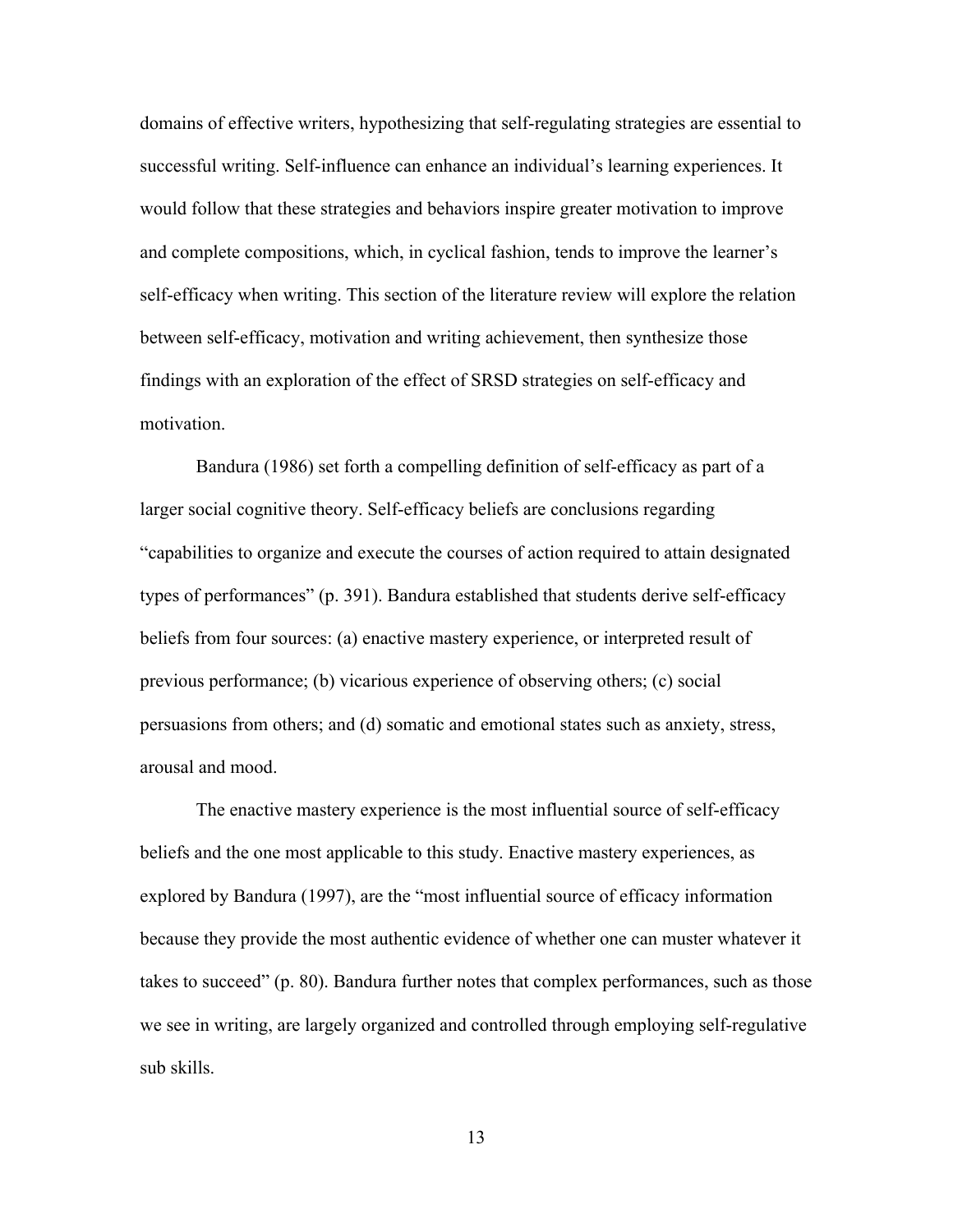domains of effective writers, hypothesizing that self-regulating strategies are essential to successful writing. Self-influence can enhance an individual's learning experiences. It would follow that these strategies and behaviors inspire greater motivation to improve and complete compositions, which, in cyclical fashion, tends to improve the learner's self-efficacy when writing. This section of the literature review will explore the relation between self-efficacy, motivation and writing achievement, then synthesize those findings with an exploration of the effect of SRSD strategies on self-efficacy and motivation.

Bandura (1986) set forth a compelling definition of self-efficacy as part of a larger social cognitive theory. Self-efficacy beliefs are conclusions regarding "capabilities to organize and execute the courses of action required to attain designated types of performances" (p. 391). Bandura established that students derive self-efficacy beliefs from four sources: (a) enactive mastery experience, or interpreted result of previous performance; (b) vicarious experience of observing others; (c) social persuasions from others; and (d) somatic and emotional states such as anxiety, stress, arousal and mood.

The enactive mastery experience is the most influential source of self-efficacy beliefs and the one most applicable to this study. Enactive mastery experiences, as explored by Bandura (1997), are the "most influential source of efficacy information because they provide the most authentic evidence of whether one can muster whatever it takes to succeed" (p. 80). Bandura further notes that complex performances, such as those we see in writing, are largely organized and controlled through employing self-regulative sub skills.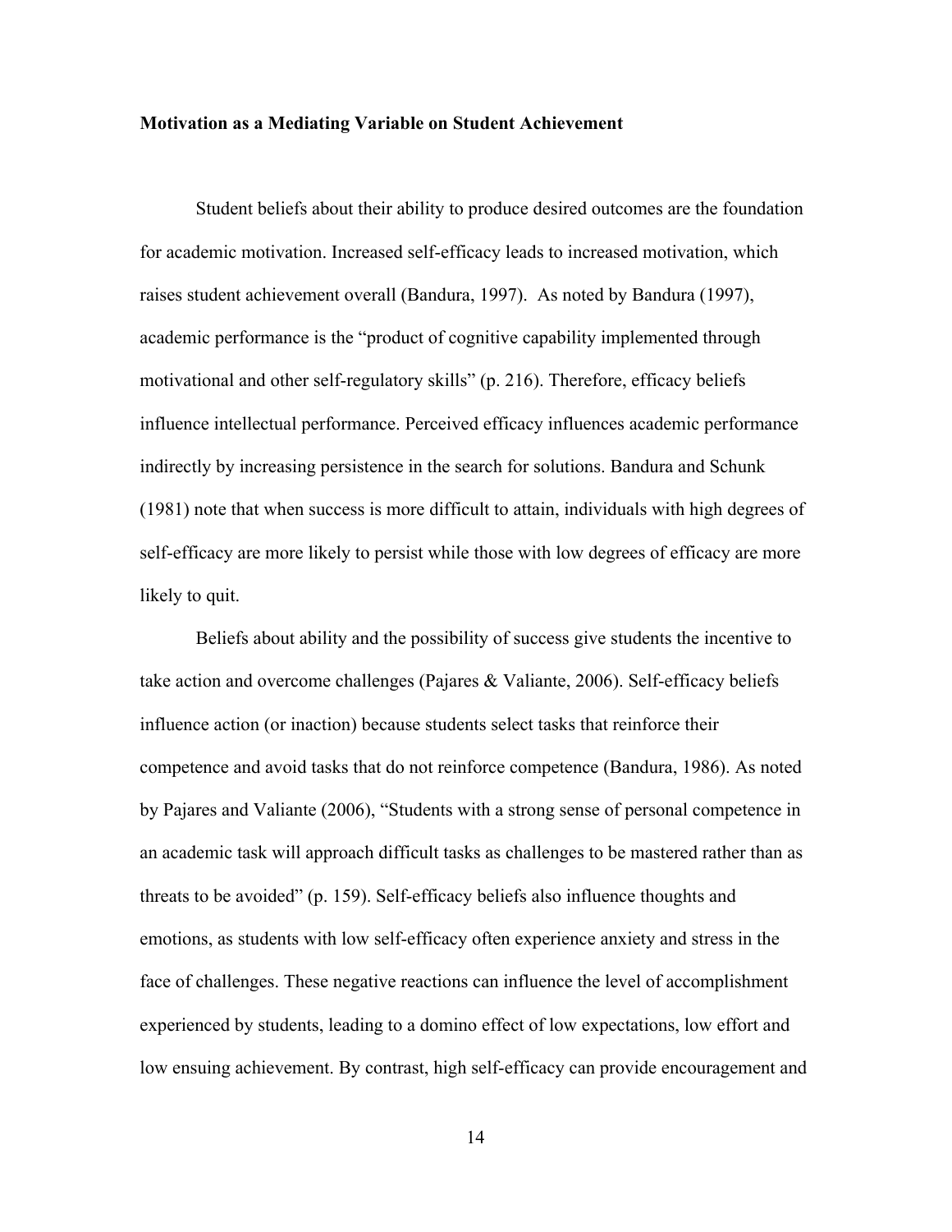**Motivation as a Mediating Variable on Student Achievement**

Student beliefs about their ability to produce desired outcomes are the foundation for academic motivation. Increased self-efficacy leads to increased motivation, which raises student achievement overall (Bandura, 1997). As noted by Bandura (1997), academic performance is the "product of cognitive capability implemented through motivational and other self-regulatory skills" (p. 216). Therefore, efficacy beliefs influence intellectual performance. Perceived efficacy influences academic performance indirectly by increasing persistence in the search for solutions. Bandura and Schunk (1981) note that when success is more difficult to attain, individuals with high degrees of self-efficacy are more likely to persist while those with low degrees of efficacy are more likely to quit.

Beliefs about ability and the possibility of success give students the incentive to take action and overcome challenges (Pajares & Valiante, 2006). Self-efficacy beliefs influence action (or inaction) because students select tasks that reinforce their competence and avoid tasks that do not reinforce competence (Bandura, 1986). As noted by Pajares and Valiante (2006), "Students with a strong sense of personal competence in an academic task will approach difficult tasks as challenges to be mastered rather than as threats to be avoided" (p. 159). Self-efficacy beliefs also influence thoughts and emotions, as students with low self-efficacy often experience anxiety and stress in the face of challenges. These negative reactions can influence the level of accomplishment experienced by students, leading to a domino effect of low expectations, low effort and low ensuing achievement. By contrast, high self-efficacy can provide encouragement and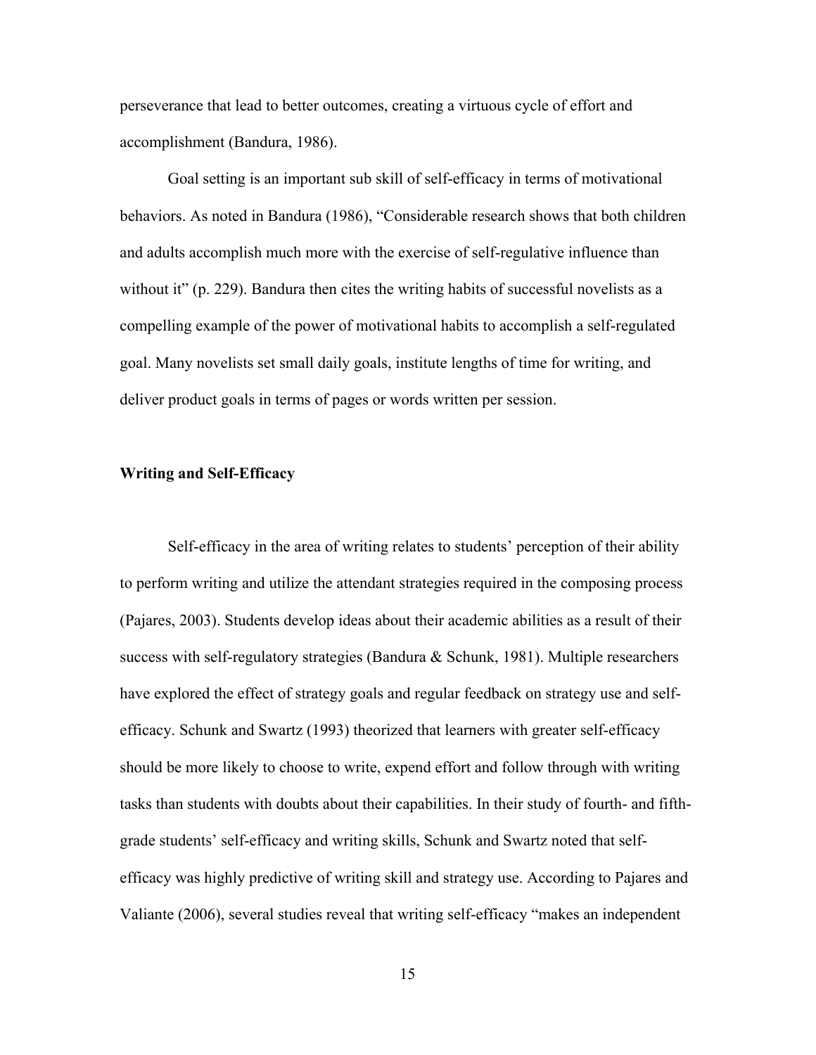perseverance that lead to better outcomes, creating a virtuous cycle of effort and accomplishment (Bandura, 1986).

Goal setting is an important sub skill of self-efficacy in terms of motivational behaviors. As noted in Bandura (1986), "Considerable research shows that both children and adults accomplish much more with the exercise of self-regulative influence than without it" (p. 229). Bandura then cites the writing habits of successful novelists as a compelling example of the power of motivational habits to accomplish a self-regulated goal. Many novelists set small daily goals, institute lengths of time for writing, and deliver product goals in terms of pages or words written per session.

**Writing and Self-Efficacy**

Self-efficacy in the area of writing relates to students' perception of their ability to perform writing and utilize the attendant strategies required in the composing process (Pajares, 2003). Students develop ideas about their academic abilities as a result of their success with self-regulatory strategies (Bandura & Schunk, 1981). Multiple researchers have explored the effect of strategy goals and regular feedback on strategy use and self-efficacy. Schunk and Swartz (1993) theorized that learners with greater self-efficacy should be more likely to choose to write, expend effort and follow through with writing tasks than students with doubts about their capabilities. In their study of fourth- and fifth-grade students' self-efficacy and writing skills, Schunk and Swartz noted that self-efficacy was highly predictive of writing skill and strategy use. According to Pajares and Valiante (2006), several studies reveal that writing self-efficacy "makes an independent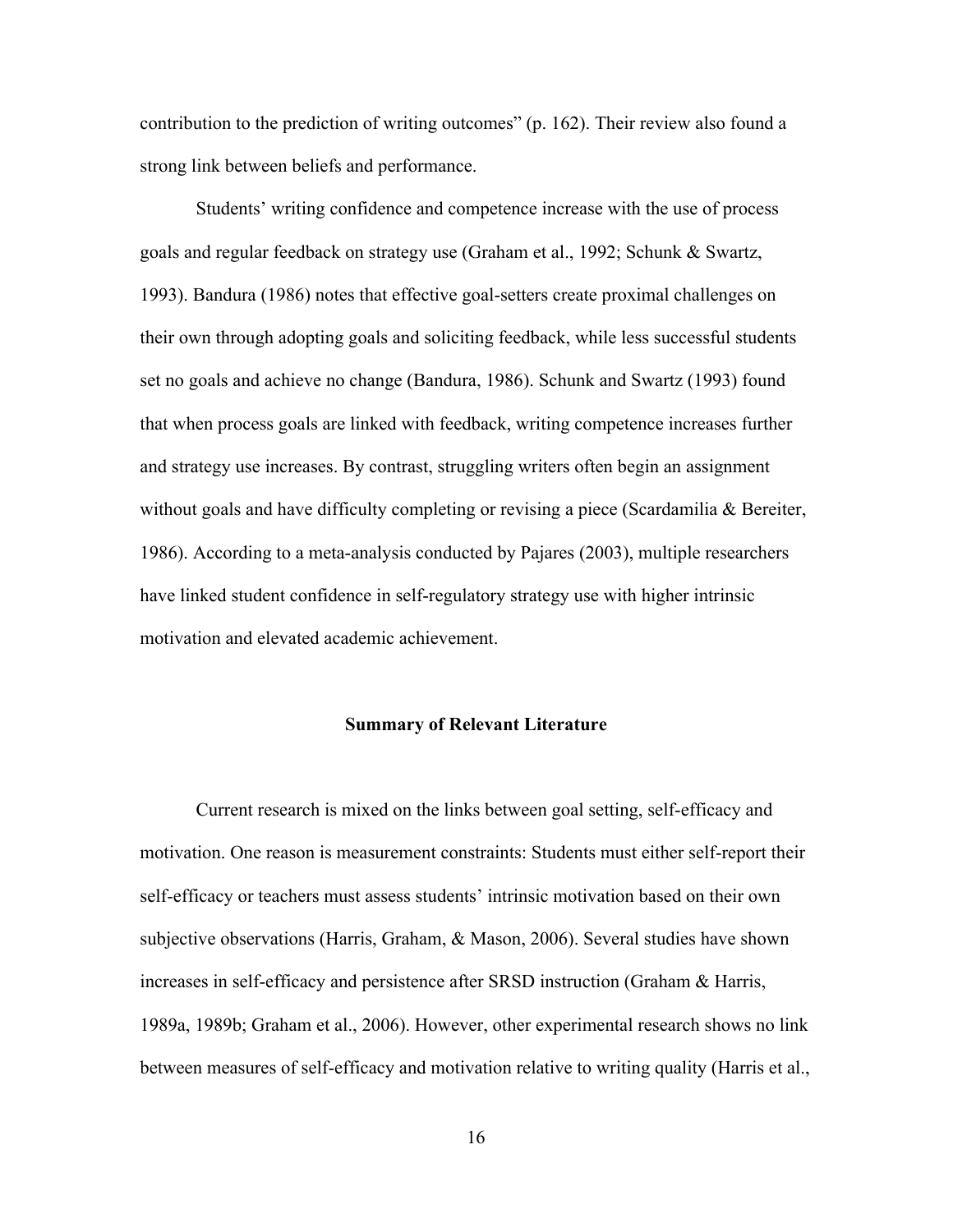contribution to the prediction of writing outcomes" (p. 162). Their review also found a strong link between beliefs and performance.

Students' writing confidence and competence increase with the use of process goals and regular feedback on strategy use (Graham et al., 1992; Schunk & Swartz, 1993). Bandura (1986) notes that effective goal-setters create proximal challenges on their own through adopting goals and soliciting feedback, while less successful students set no goals and achieve no change (Bandura, 1986). Schunk and Swartz (1993) found that when process goals are linked with feedback, writing competence increases further and strategy use increases. By contrast, struggling writers often begin an assignment without goals and have difficulty completing or revising a piece (Scardamilia & Bereiter, 1986). According to a meta-analysis conducted by Pajares (2003), multiple researchers have linked student confidence in self-regulatory strategy use with higher intrinsic motivation and elevated academic achievement.

## Summary of Relevant Literature

Current research is mixed on the links between goal setting, self-efficacy and motivation. One reason is measurement constraints: Students must either self-report their self-efficacy or teachers must assess students' intrinsic motivation based on their own subjective observations (Harris, Graham, & Mason, 2006). Several studies have shown increases in self-efficacy and persistence after SRSD instruction (Graham & Harris, 1989a, 1989b; Graham et al., 2006). However, other experimental research shows no link between measures of self-efficacy and motivation relative to writing quality (Harris et al.,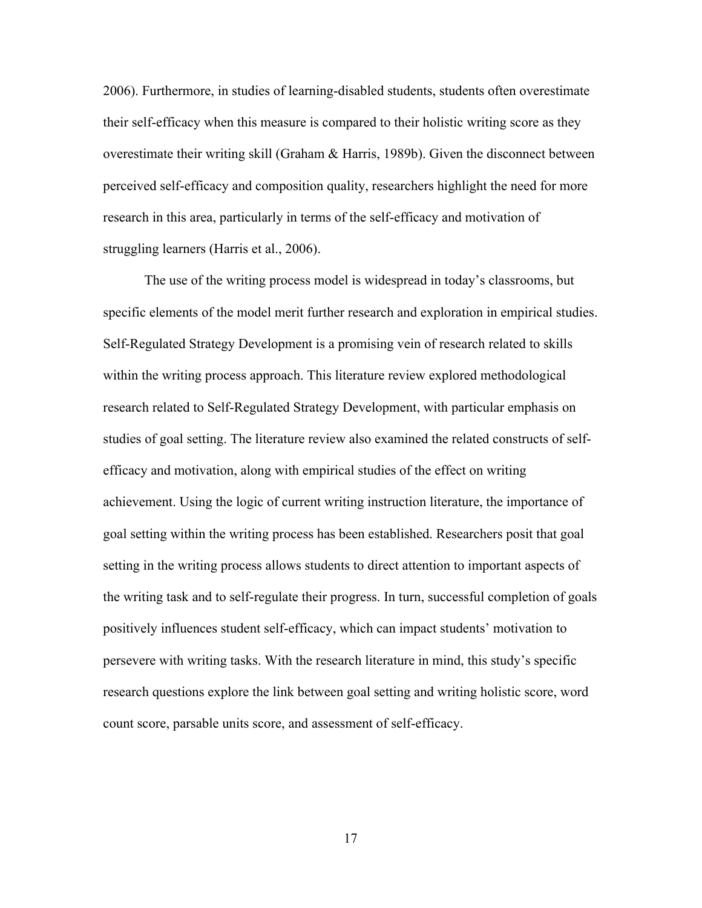2006). Furthermore, in studies of learning-disabled students, students often overestimate their self-efficacy when this measure is compared to their holistic writing score as they overestimate their writing skill (Graham & Harris, 1989b). Given the disconnect between perceived self-efficacy and composition quality, researchers highlight the need for more research in this area, particularly in terms of the self-efficacy and motivation of struggling learners (Harris et al., 2006).

The use of the writing process model is widespread in today's classrooms, but specific elements of the model merit further research and exploration in empirical studies. Self-Regulated Strategy Development is a promising vein of research related to skills within the writing process approach. This literature review explored methodological research related to Self-Regulated Strategy Development, with particular emphasis on studies of goal setting. The literature review also examined the related constructs of self-efficacy and motivation, along with empirical studies of the effect on writing achievement. Using the logic of current writing instruction literature, the importance of goal setting within the writing process has been established. Researchers posit that goal setting in the writing process allows students to direct attention to important aspects of the writing task and to self-regulate their progress. In turn, successful completion of goals positively influences student self-efficacy, which can impact students' motivation to persevere with writing tasks. With the research literature in mind, this study's specific research questions explore the link between goal setting and writing holistic score, word count score, parsable units score, and assessment of self-efficacy.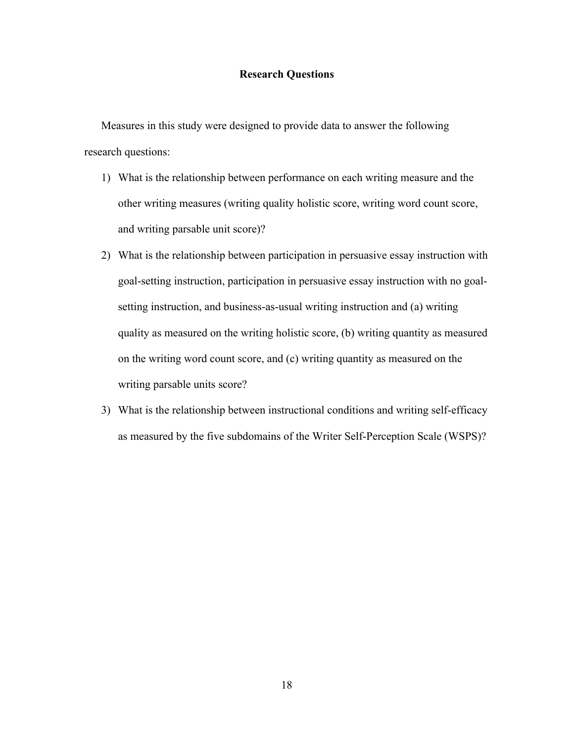## Research Questions

Measures in this study were designed to provide data to answer the following research questions:

1) What is the relationship between performance on each writing measure and the other writing measures (writing quality holistic score, writing word count score, and writing parsable unit score)?
2) What is the relationship between participation in persuasive essay instruction with goal-setting instruction, participation in persuasive essay instruction with no goal-setting instruction, and business-as-usual writing instruction and (a) writing quality as measured on the writing holistic score, (b) writing quantity as measured on the writing word count score, and (c) writing quantity as measured on the writing parsable units score?
3) What is the relationship between instructional conditions and writing self-efficacy as measured by the five subdomains of the Writer Self-Perception Scale (WSPS)?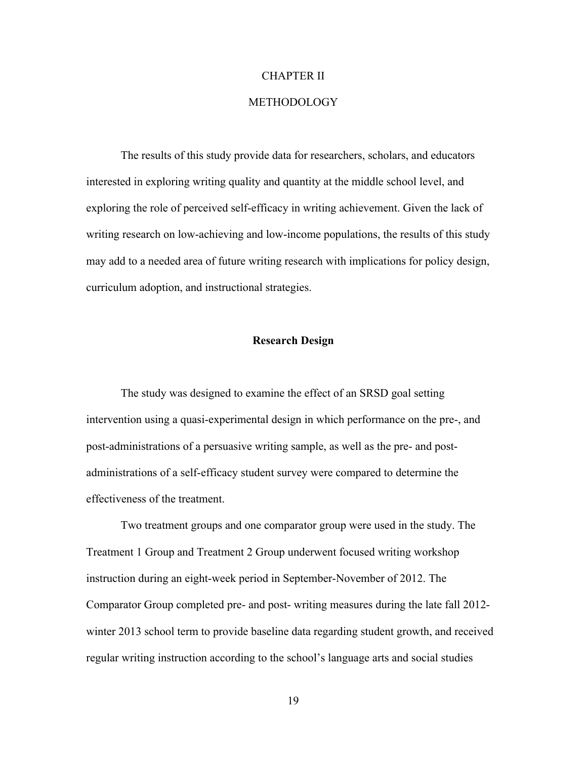# CHAPTER II

# METHODOLOGY

The results of this study provide data for researchers, scholars, and educators interested in exploring writing quality and quantity at the middle school level, and exploring the role of perceived self-efficacy in writing achievement. Given the lack of writing research on low-achieving and low-income populations, the results of this study may add to a needed area of future writing research with implications for policy design, curriculum adoption, and instructional strategies.

## Research Design

The study was designed to examine the effect of an SRSD goal setting intervention using a quasi-experimental design in which performance on the pre-, and post-administrations of a persuasive writing sample, as well as the pre- and post-administrations of a self-efficacy student survey were compared to determine the effectiveness of the treatment.

Two treatment groups and one comparator group were used in the study. The Treatment 1 Group and Treatment 2 Group underwent focused writing workshop instruction during an eight-week period in September-November of 2012. The Comparator Group completed pre- and post- writing measures during the late fall 2012-winter 2013 school term to provide baseline data regarding student growth, and received regular writing instruction according to the school's language arts and social studies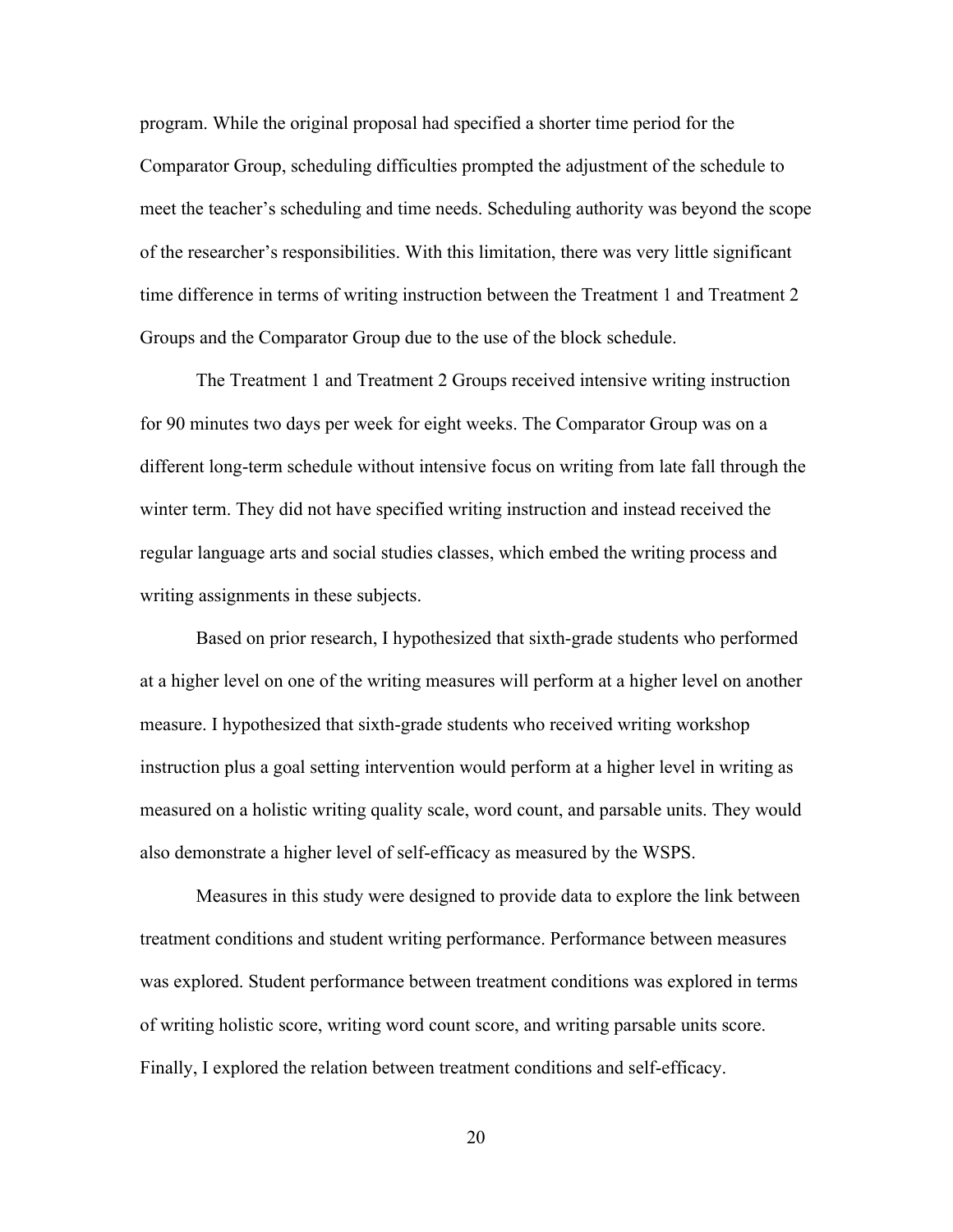program. While the original proposal had specified a shorter time period for the Comparator Group, scheduling difficulties prompted the adjustment of the schedule to meet the teacher's scheduling and time needs. Scheduling authority was beyond the scope of the researcher's responsibilities. With this limitation, there was very little significant time difference in terms of writing instruction between the Treatment 1 and Treatment 2 Groups and the Comparator Group due to the use of the block schedule.

The Treatment 1 and Treatment 2 Groups received intensive writing instruction for 90 minutes two days per week for eight weeks. The Comparator Group was on a different long-term schedule without intensive focus on writing from late fall through the winter term. They did not have specified writing instruction and instead received the regular language arts and social studies classes, which embed the writing process and writing assignments in these subjects.

Based on prior research, I hypothesized that sixth-grade students who performed at a higher level on one of the writing measures will perform at a higher level on another measure. I hypothesized that sixth-grade students who received writing workshop instruction plus a goal setting intervention would perform at a higher level in writing as measured on a holistic writing quality scale, word count, and parsable units. They would also demonstrate a higher level of self-efficacy as measured by the WSPS.

Measures in this study were designed to provide data to explore the link between treatment conditions and student writing performance. Performance between measures was explored. Student performance between treatment conditions was explored in terms of writing holistic score, writing word count score, and writing parsable units score. Finally, I explored the relation between treatment conditions and self-efficacy.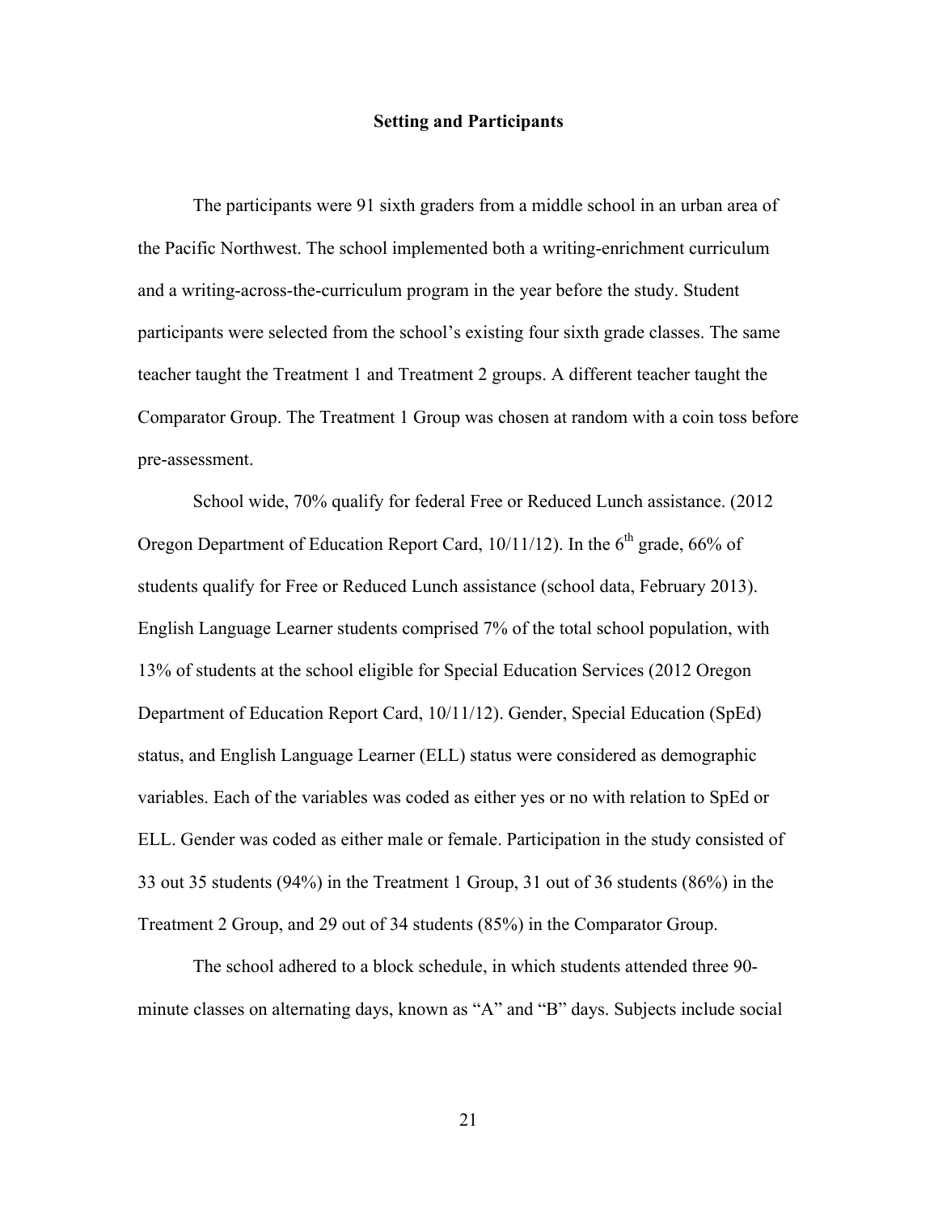## Setting and Participants

The participants were 91 sixth graders from a middle school in an urban area of the Pacific Northwest. The school implemented both a writing-enrichment curriculum and a writing-across-the-curriculum program in the year before the study. Student participants were selected from the school's existing four sixth grade classes. The same teacher taught the Treatment 1 and Treatment 2 groups. A different teacher taught the Comparator Group. The Treatment 1 Group was chosen at random with a coin toss before pre-assessment.

School wide, 70% qualify for federal Free or Reduced Lunch assistance. (2012 Oregon Department of Education Report Card, 10/11/12). In the 6th grade, 66% of students qualify for Free or Reduced Lunch assistance (school data, February 2013). English Language Learner students comprised 7% of the total school population, with 13% of students at the school eligible for Special Education Services (2012 Oregon Department of Education Report Card, 10/11/12). Gender, Special Education (SpEd) status, and English Language Learner (ELL) status were considered as demographic variables. Each of the variables was coded as either yes or no with relation to SpEd or ELL. Gender was coded as either male or female. Participation in the study consisted of 33 out 35 students (94%) in the Treatment 1 Group, 31 out of 36 students (86%) in the Treatment 2 Group, and 29 out of 34 students (85%) in the Comparator Group.

The school adhered to a block schedule, in which students attended three 90-minute classes on alternating days, known as "A" and "B" days. Subjects include social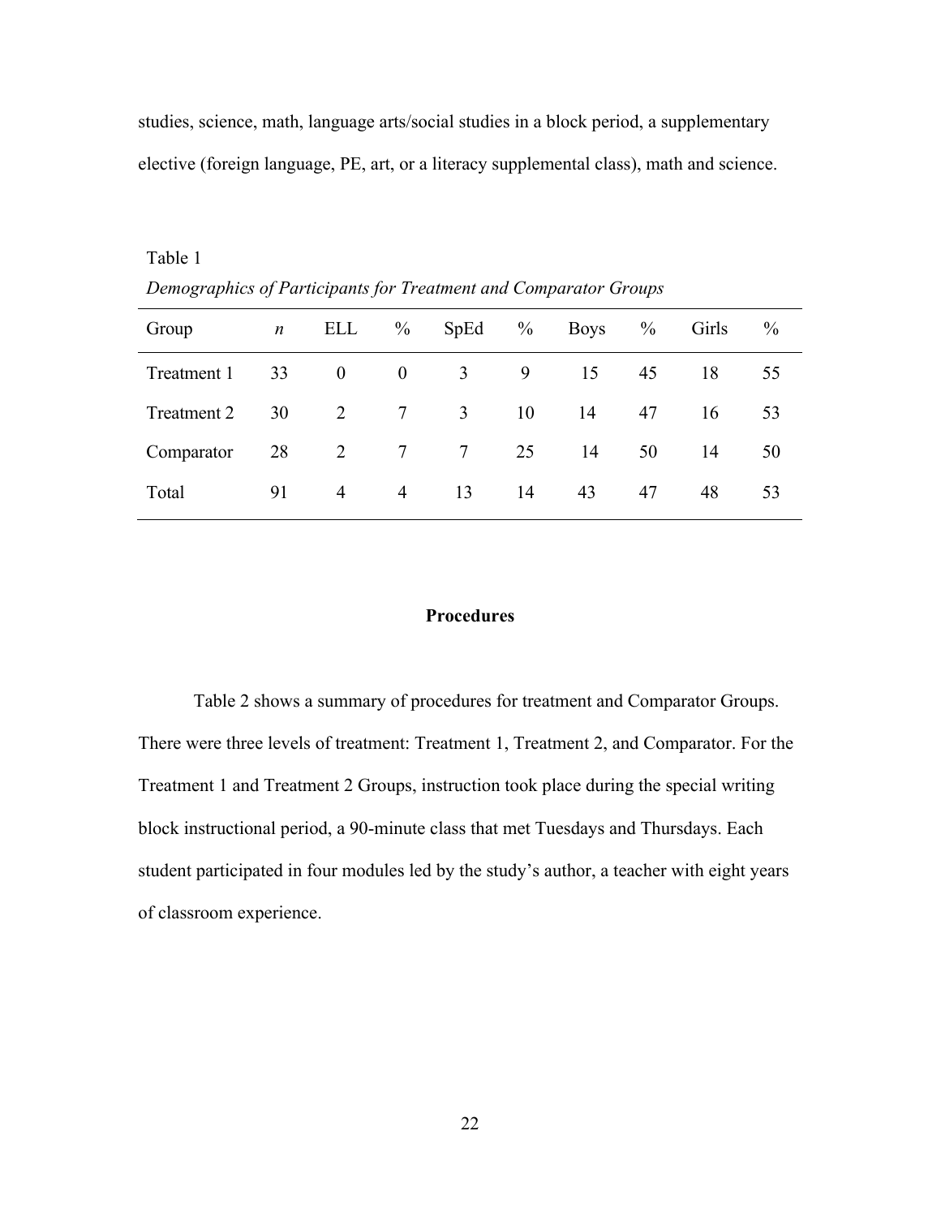studies, science, math, language arts/social studies in a block period, a supplementary elective (foreign language, PE, art, or a literacy supplemental class), math and science.

Table 1

*Demographics of Participants for Treatment and Comparator Groups*

| Group | *n* | ELL | % | SpEd | % | Boys | % | Girls | % |
|---|---|---|---|---|---|---|---|---|---|
| Treatment 1 | 33 | 0 | 0 | 3 | 9 | 15 | 45 | 18 | 55 |
| Treatment 2 | 30 | 2 | 7 | 3 | 10 | 14 | 47 | 16 | 53 |
| Comparator | 28 | 2 | 7 | 7 | 25 | 14 | 50 | 14 | 50 |
| Total | 91 | 4 | 4 | 13 | 14 | 43 | 47 | 48 | 53 |

## Procedures

Table 2 shows a summary of procedures for treatment and Comparator Groups. There were three levels of treatment: Treatment 1, Treatment 2, and Comparator. For the Treatment 1 and Treatment 2 Groups, instruction took place during the special writing block instructional period, a 90-minute class that met Tuesdays and Thursdays. Each student participated in four modules led by the study's author, a teacher with eight years of classroom experience.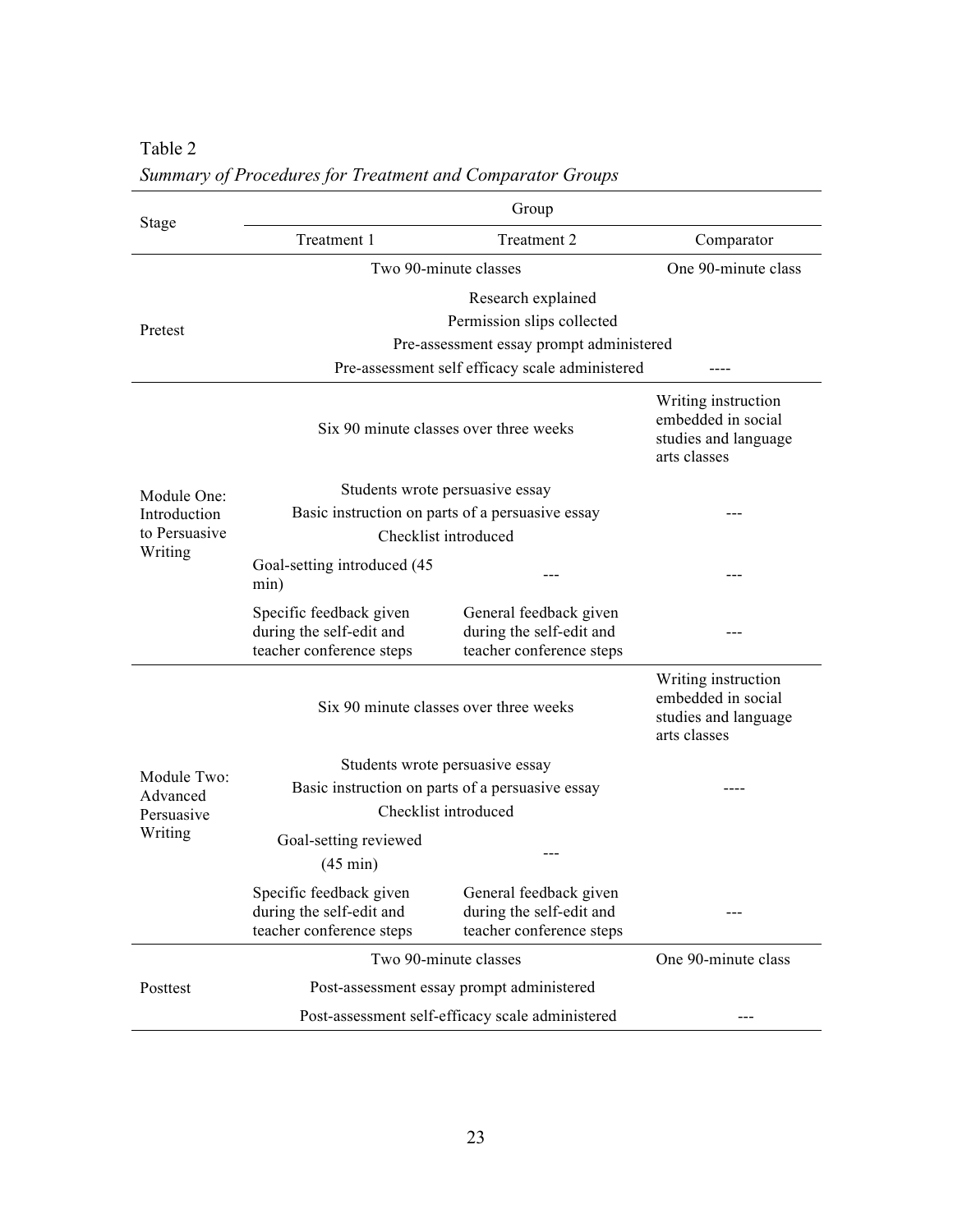Table 2

*Summary of Procedures for Treatment and Comparator Groups*

| Stage | Group | | |
|---|---|---|---|
| | Treatment 1 | Treatment 2 | Comparator |
| Pretest | Two 90-minute classes | | One 90-minute class |
| | Research explained | | |
| | Permission slips collected | | |
| | Pre-assessment essay prompt administered | | |
| | Pre-assessment self efficacy scale administered | | ---- |
| Module One: Introduction to Persuasive Writing | Six 90 minute classes over three weeks | | Writing instruction embedded in social studies and language arts classes |
| | Students wrote persuasive essay | | --- |
| | Basic instruction on parts of a persuasive essay | | |
| | Checklist introduced | | |
| | Goal-setting introduced (45 min) | --- | --- |
| | Specific feedback given during the self-edit and teacher conference steps | General feedback given during the self-edit and teacher conference steps | --- |
| Module Two: Advanced Persuasive Writing | Six 90 minute classes over three weeks | | Writing instruction embedded in social studies and language arts classes |
| | Students wrote persuasive essay | | ---- |
| | Basic instruction on parts of a persuasive essay | | |
| | Checklist introduced | | |
| | Goal-setting reviewed (45 min) | --- | |
| | Specific feedback given during the self-edit and teacher conference steps | General feedback given during the self-edit and teacher conference steps | --- |
| Posttest | Two 90-minute classes | | One 90-minute class |
| | Post-assessment essay prompt administered | | |
| | Post-assessment self-efficacy scale administered | | --- |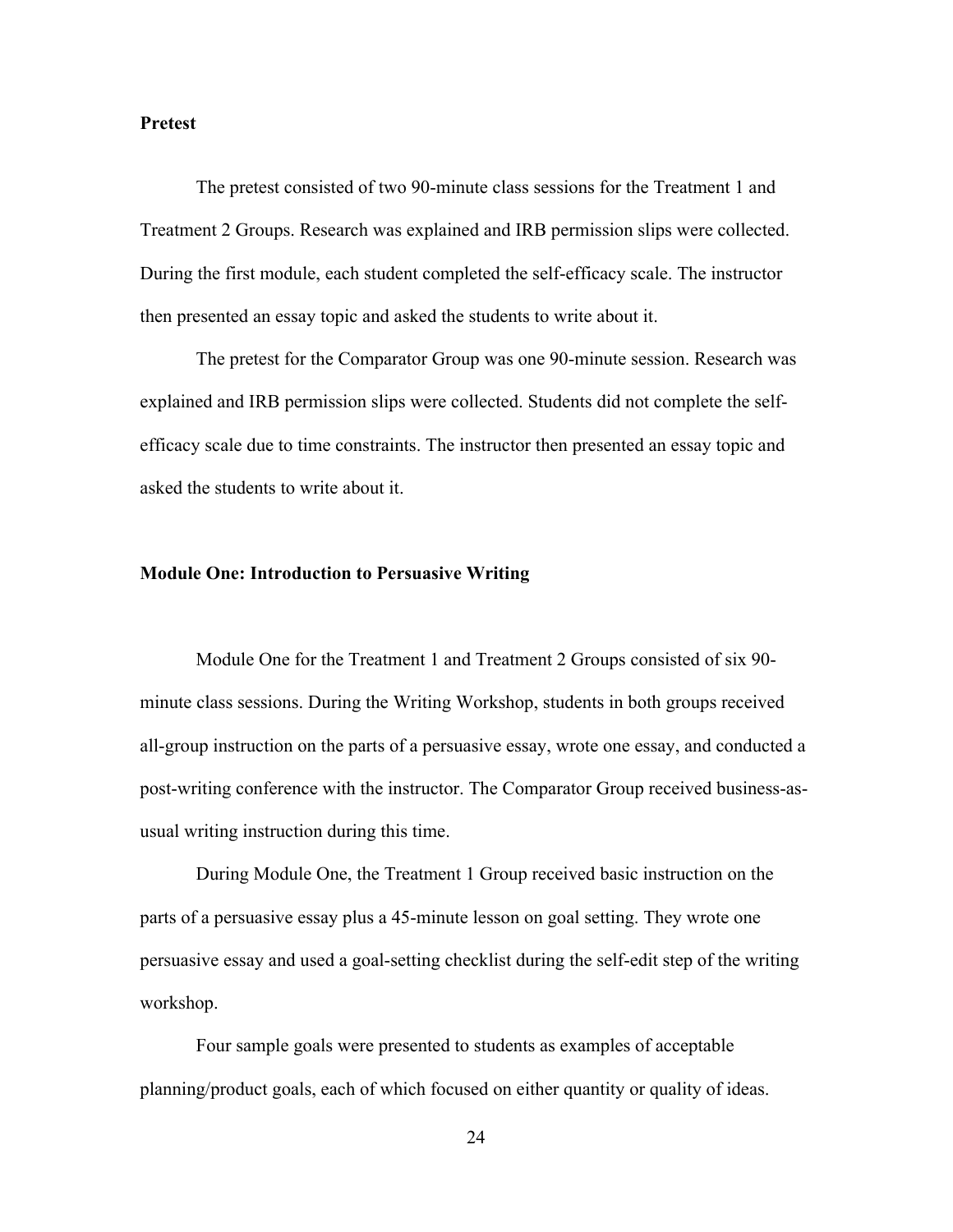**Pretest**

The pretest consisted of two 90-minute class sessions for the Treatment 1 and Treatment 2 Groups. Research was explained and IRB permission slips were collected. During the first module, each student completed the self-efficacy scale. The instructor then presented an essay topic and asked the students to write about it.

The pretest for the Comparator Group was one 90-minute session. Research was explained and IRB permission slips were collected. Students did not complete the self-efficacy scale due to time constraints. The instructor then presented an essay topic and asked the students to write about it.

**Module One: Introduction to Persuasive Writing**

Module One for the Treatment 1 and Treatment 2 Groups consisted of six 90-minute class sessions. During the Writing Workshop, students in both groups received all-group instruction on the parts of a persuasive essay, wrote one essay, and conducted a post-writing conference with the instructor. The Comparator Group received business-as-usual writing instruction during this time.

During Module One, the Treatment 1 Group received basic instruction on the parts of a persuasive essay plus a 45-minute lesson on goal setting. They wrote one persuasive essay and used a goal-setting checklist during the self-edit step of the writing workshop.

Four sample goals were presented to students as examples of acceptable planning/product goals, each of which focused on either quantity or quality of ideas.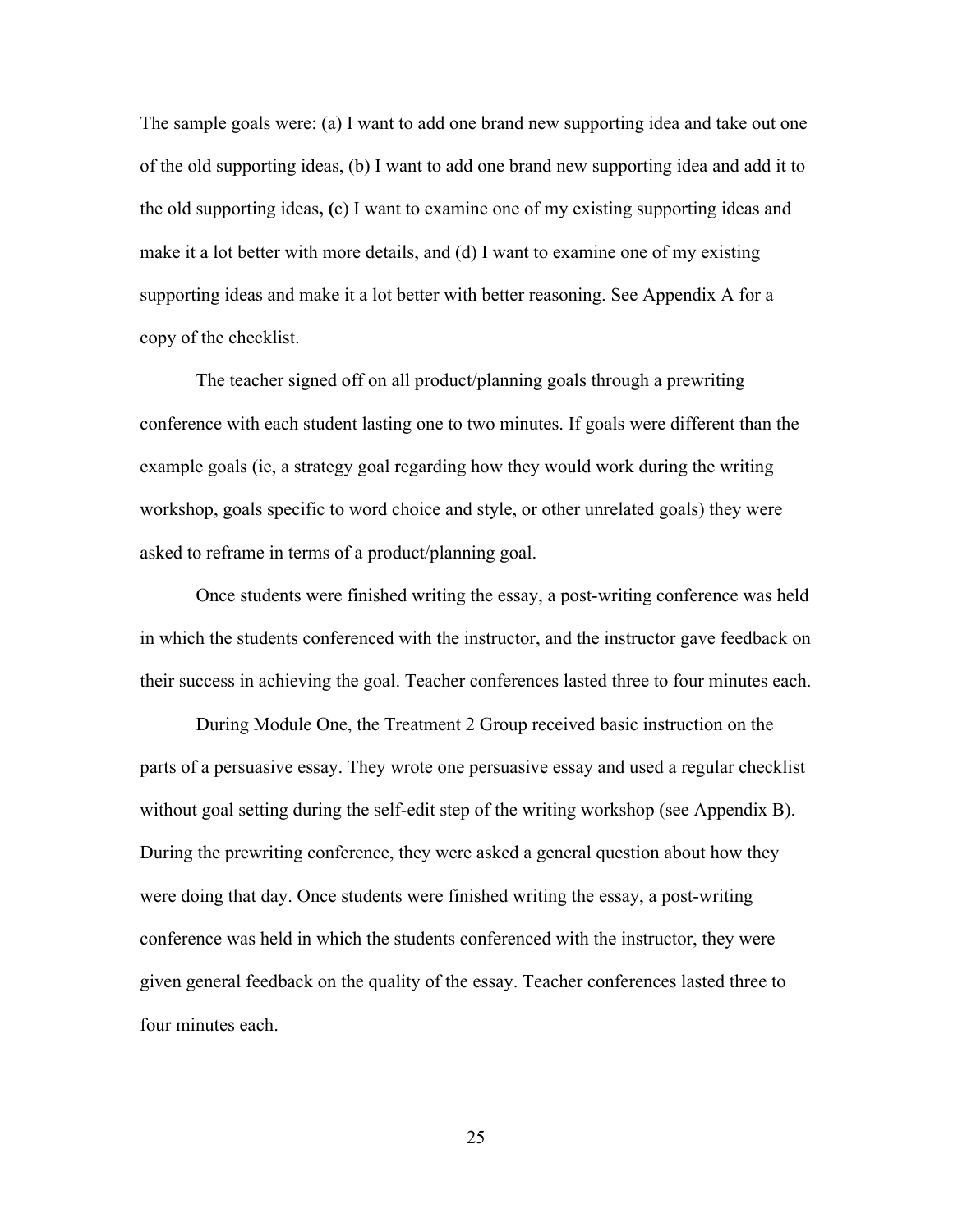The sample goals were: (a) I want to add one brand new supporting idea and take out one of the old supporting ideas, (b) I want to add one brand new supporting idea and add it to the old supporting ideas**, (**c) I want to examine one of my existing supporting ideas and make it a lot better with more details, and (d) I want to examine one of my existing supporting ideas and make it a lot better with better reasoning. See Appendix A for a copy of the checklist.

The teacher signed off on all product/planning goals through a prewriting conference with each student lasting one to two minutes. If goals were different than the example goals (ie, a strategy goal regarding how they would work during the writing workshop, goals specific to word choice and style, or other unrelated goals) they were asked to reframe in terms of a product/planning goal.

Once students were finished writing the essay, a post-writing conference was held in which the students conferenced with the instructor, and the instructor gave feedback on their success in achieving the goal. Teacher conferences lasted three to four minutes each.

During Module One, the Treatment 2 Group received basic instruction on the parts of a persuasive essay. They wrote one persuasive essay and used a regular checklist without goal setting during the self-edit step of the writing workshop (see Appendix B). During the prewriting conference, they were asked a general question about how they were doing that day. Once students were finished writing the essay, a post-writing conference was held in which the students conferenced with the instructor, they were given general feedback on the quality of the essay. Teacher conferences lasted three to four minutes each.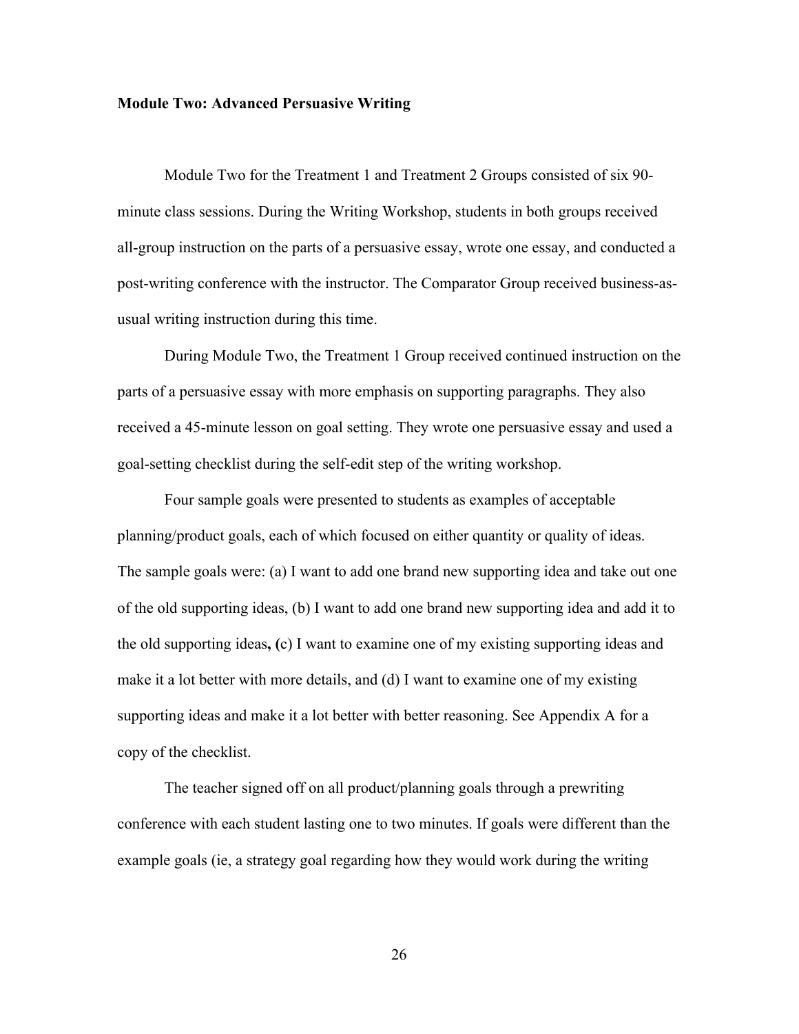**Module Two: Advanced Persuasive Writing**

Module Two for the Treatment 1 and Treatment 2 Groups consisted of six 90-minute class sessions. During the Writing Workshop, students in both groups received all-group instruction on the parts of a persuasive essay, wrote one essay, and conducted a post-writing conference with the instructor. The Comparator Group received business-as-usual writing instruction during this time.

During Module Two, the Treatment 1 Group received continued instruction on the parts of a persuasive essay with more emphasis on supporting paragraphs. They also received a 45-minute lesson on goal setting. They wrote one persuasive essay and used a goal-setting checklist during the self-edit step of the writing workshop.

Four sample goals were presented to students as examples of acceptable planning/product goals, each of which focused on either quantity or quality of ideas. The sample goals were: (a) I want to add one brand new supporting idea and take out one of the old supporting ideas, (b) I want to add one brand new supporting idea and add it to the old supporting ideas**, (**c) I want to examine one of my existing supporting ideas and make it a lot better with more details, and (d) I want to examine one of my existing supporting ideas and make it a lot better with better reasoning. See Appendix A for a copy of the checklist.

The teacher signed off on all product/planning goals through a prewriting conference with each student lasting one to two minutes. If goals were different than the example goals (ie, a strategy goal regarding how they would work during the writing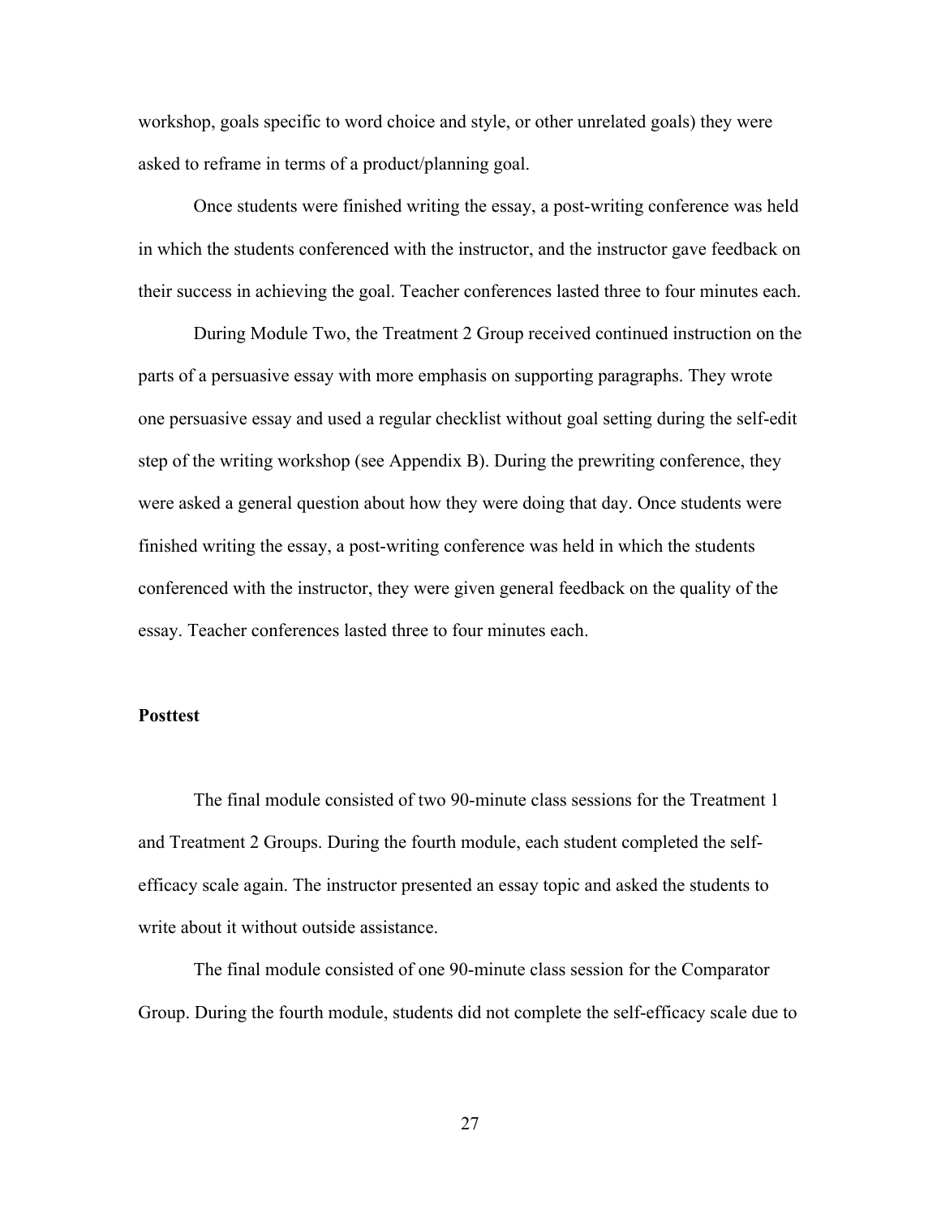workshop, goals specific to word choice and style, or other unrelated goals) they were asked to reframe in terms of a product/planning goal.

Once students were finished writing the essay, a post-writing conference was held in which the students conferenced with the instructor, and the instructor gave feedback on their success in achieving the goal. Teacher conferences lasted three to four minutes each.

During Module Two, the Treatment 2 Group received continued instruction on the parts of a persuasive essay with more emphasis on supporting paragraphs. They wrote one persuasive essay and used a regular checklist without goal setting during the self-edit step of the writing workshop (see Appendix B). During the prewriting conference, they were asked a general question about how they were doing that day. Once students were finished writing the essay, a post-writing conference was held in which the students conferenced with the instructor, they were given general feedback on the quality of the essay. Teacher conferences lasted three to four minutes each.

**Posttest**

The final module consisted of two 90-minute class sessions for the Treatment 1 and Treatment 2 Groups. During the fourth module, each student completed the self-efficacy scale again. The instructor presented an essay topic and asked the students to write about it without outside assistance.

The final module consisted of one 90-minute class session for the Comparator Group. During the fourth module, students did not complete the self-efficacy scale due to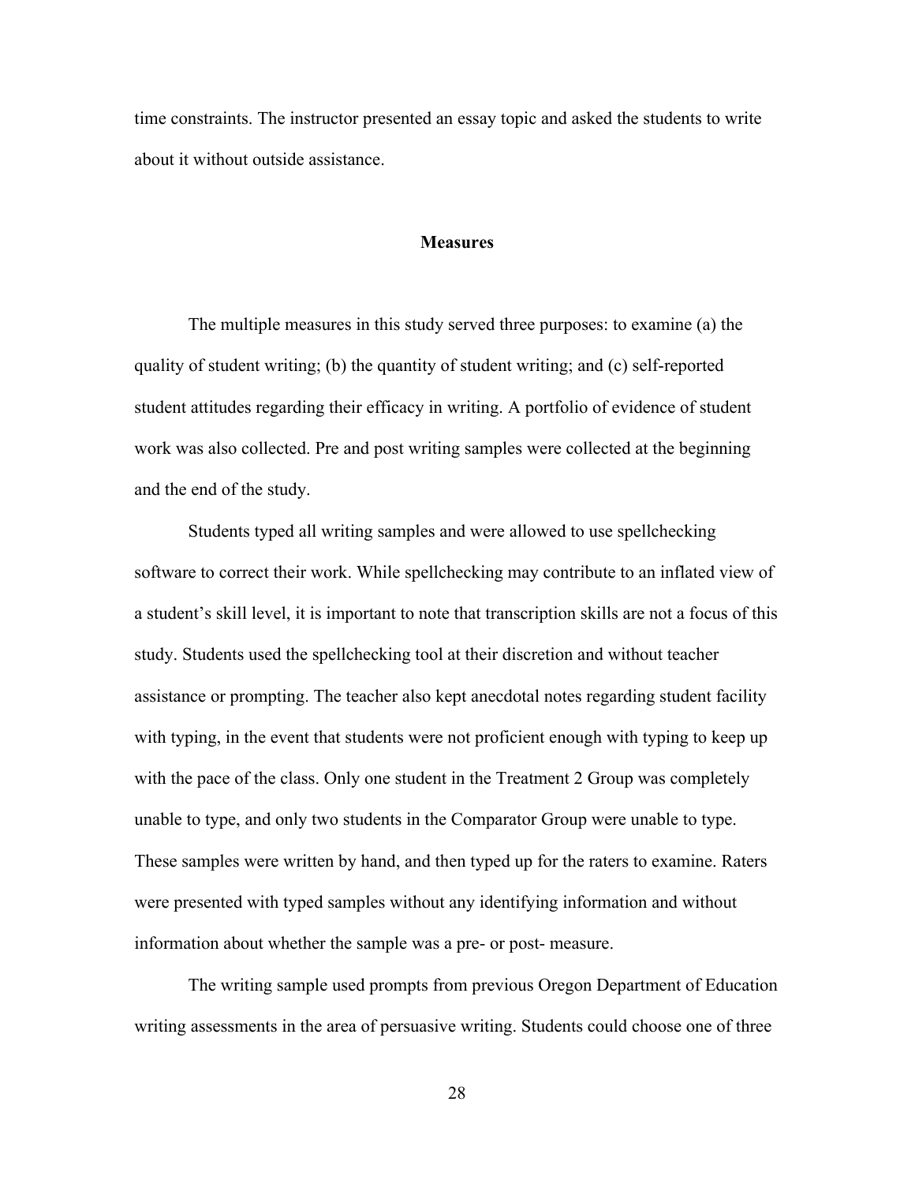time constraints. The instructor presented an essay topic and asked the students to write about it without outside assistance.

## Measures

The multiple measures in this study served three purposes: to examine (a) the quality of student writing; (b) the quantity of student writing; and (c) self-reported student attitudes regarding their efficacy in writing. A portfolio of evidence of student work was also collected. Pre and post writing samples were collected at the beginning and the end of the study.

Students typed all writing samples and were allowed to use spellchecking software to correct their work. While spellchecking may contribute to an inflated view of a student's skill level, it is important to note that transcription skills are not a focus of this study. Students used the spellchecking tool at their discretion and without teacher assistance or prompting. The teacher also kept anecdotal notes regarding student facility with typing, in the event that students were not proficient enough with typing to keep up with the pace of the class. Only one student in the Treatment 2 Group was completely unable to type, and only two students in the Comparator Group were unable to type. These samples were written by hand, and then typed up for the raters to examine. Raters were presented with typed samples without any identifying information and without information about whether the sample was a pre- or post- measure.

The writing sample used prompts from previous Oregon Department of Education writing assessments in the area of persuasive writing. Students could choose one of three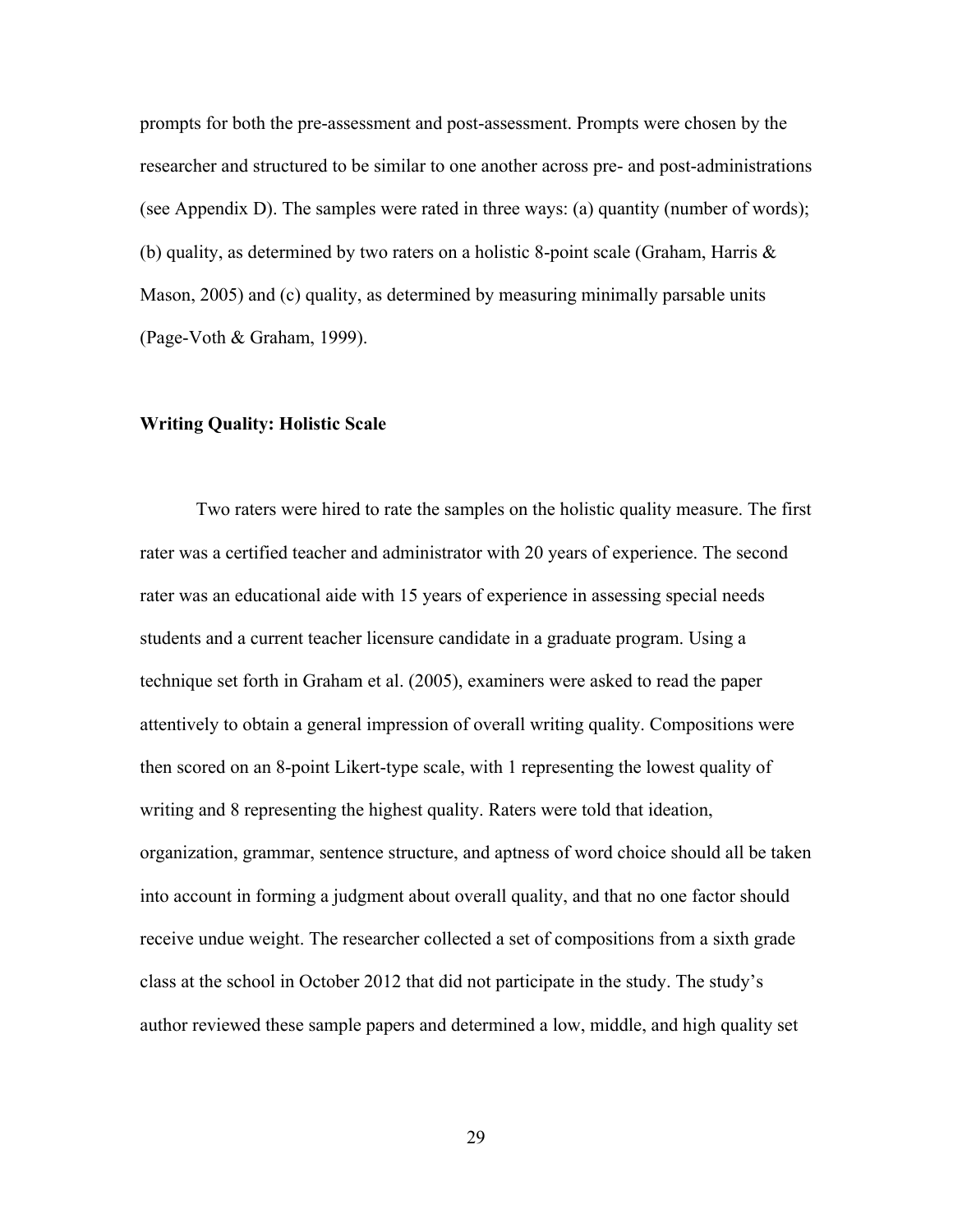prompts for both the pre-assessment and post-assessment. Prompts were chosen by the researcher and structured to be similar to one another across pre- and post-administrations (see Appendix D). The samples were rated in three ways: (a) quantity (number of words); (b) quality, as determined by two raters on a holistic 8-point scale (Graham, Harris & Mason, 2005) and (c) quality, as determined by measuring minimally parsable units (Page-Voth & Graham, 1999).

**Writing Quality: Holistic Scale**

Two raters were hired to rate the samples on the holistic quality measure. The first rater was a certified teacher and administrator with 20 years of experience. The second rater was an educational aide with 15 years of experience in assessing special needs students and a current teacher licensure candidate in a graduate program. Using a technique set forth in Graham et al. (2005), examiners were asked to read the paper attentively to obtain a general impression of overall writing quality. Compositions were then scored on an 8-point Likert-type scale, with 1 representing the lowest quality of writing and 8 representing the highest quality. Raters were told that ideation, organization, grammar, sentence structure, and aptness of word choice should all be taken into account in forming a judgment about overall quality, and that no one factor should receive undue weight. The researcher collected a set of compositions from a sixth grade class at the school in October 2012 that did not participate in the study. The study's author reviewed these sample papers and determined a low, middle, and high quality set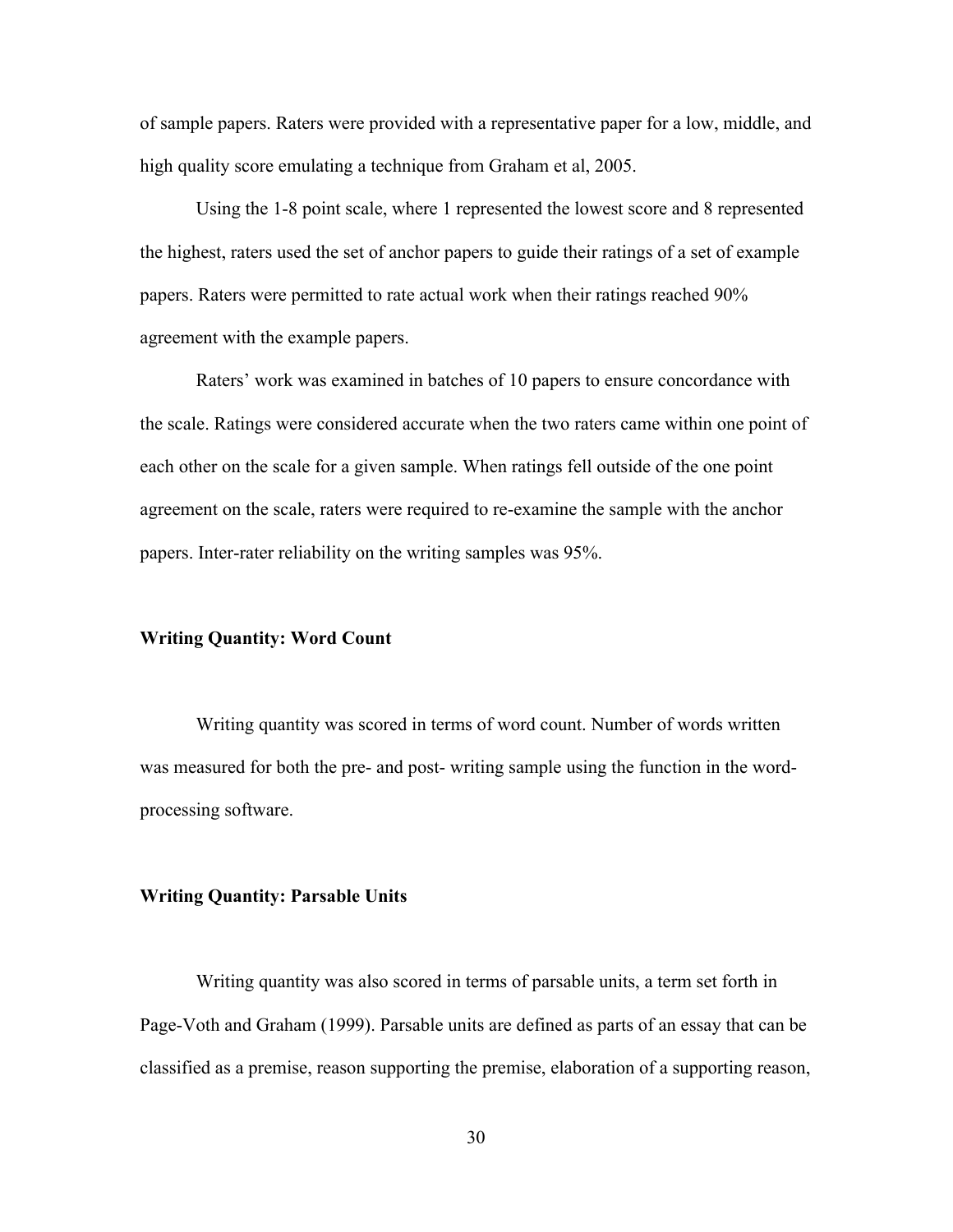of sample papers. Raters were provided with a representative paper for a low, middle, and high quality score emulating a technique from Graham et al, 2005.

Using the 1-8 point scale, where 1 represented the lowest score and 8 represented the highest, raters used the set of anchor papers to guide their ratings of a set of example papers. Raters were permitted to rate actual work when their ratings reached 90% agreement with the example papers.

Raters' work was examined in batches of 10 papers to ensure concordance with the scale. Ratings were considered accurate when the two raters came within one point of each other on the scale for a given sample. When ratings fell outside of the one point agreement on the scale, raters were required to re-examine the sample with the anchor papers. Inter-rater reliability on the writing samples was 95%.

### Writing Quantity: Word Count

Writing quantity was scored in terms of word count. Number of words written was measured for both the pre- and post- writing sample using the function in the word-processing software.

### Writing Quantity: Parsable Units

Writing quantity was also scored in terms of parsable units, a term set forth in Page-Voth and Graham (1999). Parsable units are defined as parts of an essay that can be classified as a premise, reason supporting the premise, elaboration of a supporting reason,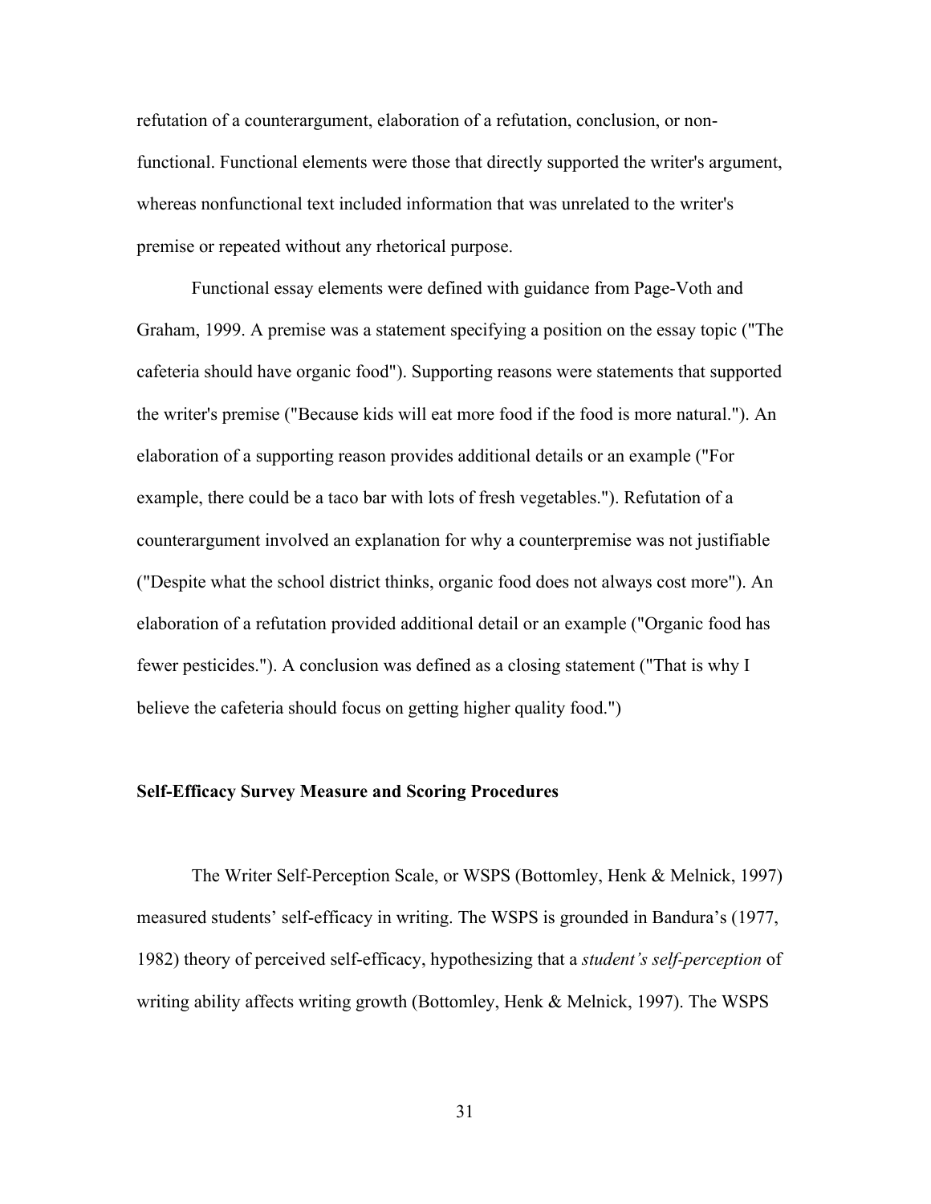refutation of a counterargument, elaboration of a refutation, conclusion, or non-functional. Functional elements were those that directly supported the writer's argument, whereas nonfunctional text included information that was unrelated to the writer's premise or repeated without any rhetorical purpose.

Functional essay elements were defined with guidance from Page-Voth and Graham, 1999. A premise was a statement specifying a position on the essay topic ("The cafeteria should have organic food"). Supporting reasons were statements that supported the writer's premise ("Because kids will eat more food if the food is more natural."). An elaboration of a supporting reason provides additional details or an example ("For example, there could be a taco bar with lots of fresh vegetables."). Refutation of a counterargument involved an explanation for why a counterpremise was not justifiable ("Despite what the school district thinks, organic food does not always cost more"). An elaboration of a refutation provided additional detail or an example ("Organic food has fewer pesticides."). A conclusion was defined as a closing statement ("That is why I believe the cafeteria should focus on getting higher quality food.")

### Self-Efficacy Survey Measure and Scoring Procedures

The Writer Self-Perception Scale, or WSPS (Bottomley, Henk & Melnick, 1997) measured students' self-efficacy in writing. The WSPS is grounded in Bandura's (1977, 1982) theory of perceived self-efficacy, hypothesizing that a *student's self-perception* of writing ability affects writing growth (Bottomley, Henk & Melnick, 1997). The WSPS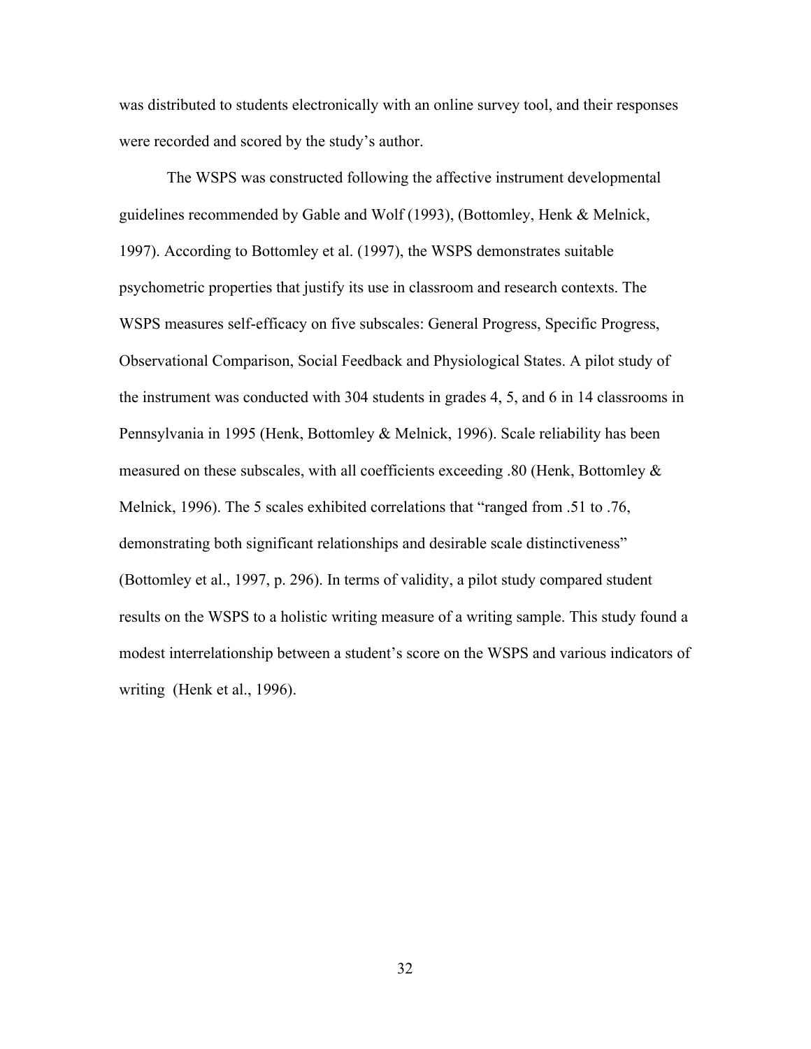was distributed to students electronically with an online survey tool, and their responses were recorded and scored by the study's author.

The WSPS was constructed following the affective instrument developmental guidelines recommended by Gable and Wolf (1993), (Bottomley, Henk & Melnick, 1997). According to Bottomley et al. (1997), the WSPS demonstrates suitable psychometric properties that justify its use in classroom and research contexts. The WSPS measures self-efficacy on five subscales: General Progress, Specific Progress, Observational Comparison, Social Feedback and Physiological States. A pilot study of the instrument was conducted with 304 students in grades 4, 5, and 6 in 14 classrooms in Pennsylvania in 1995 (Henk, Bottomley & Melnick, 1996). Scale reliability has been measured on these subscales, with all coefficients exceeding .80 (Henk, Bottomley & Melnick, 1996). The 5 scales exhibited correlations that "ranged from .51 to .76, demonstrating both significant relationships and desirable scale distinctiveness" (Bottomley et al., 1997, p. 296). In terms of validity, a pilot study compared student results on the WSPS to a holistic writing measure of a writing sample. This study found a modest interrelationship between a student's score on the WSPS and various indicators of writing (Henk et al., 1996).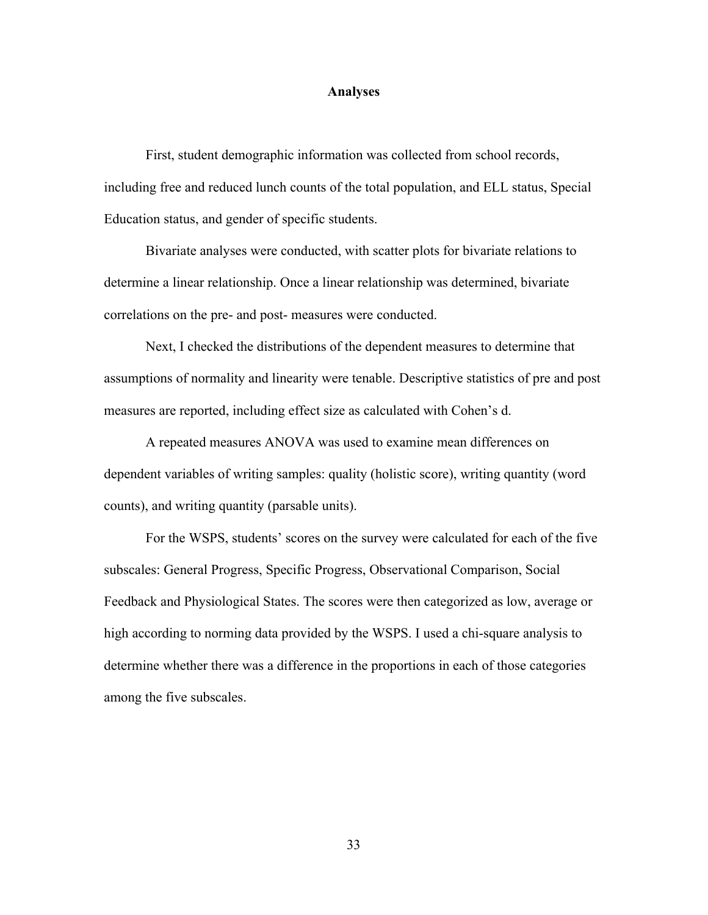## Analyses

First, student demographic information was collected from school records, including free and reduced lunch counts of the total population, and ELL status, Special Education status, and gender of specific students.

Bivariate analyses were conducted, with scatter plots for bivariate relations to determine a linear relationship. Once a linear relationship was determined, bivariate correlations on the pre- and post- measures were conducted.

Next, I checked the distributions of the dependent measures to determine that assumptions of normality and linearity were tenable. Descriptive statistics of pre and post measures are reported, including effect size as calculated with Cohen's d.

A repeated measures ANOVA was used to examine mean differences on dependent variables of writing samples: quality (holistic score), writing quantity (word counts), and writing quantity (parsable units).

For the WSPS, students' scores on the survey were calculated for each of the five subscales: General Progress, Specific Progress, Observational Comparison, Social Feedback and Physiological States. The scores were then categorized as low, average or high according to norming data provided by the WSPS. I used a chi-square analysis to determine whether there was a difference in the proportions in each of those categories among the five subscales.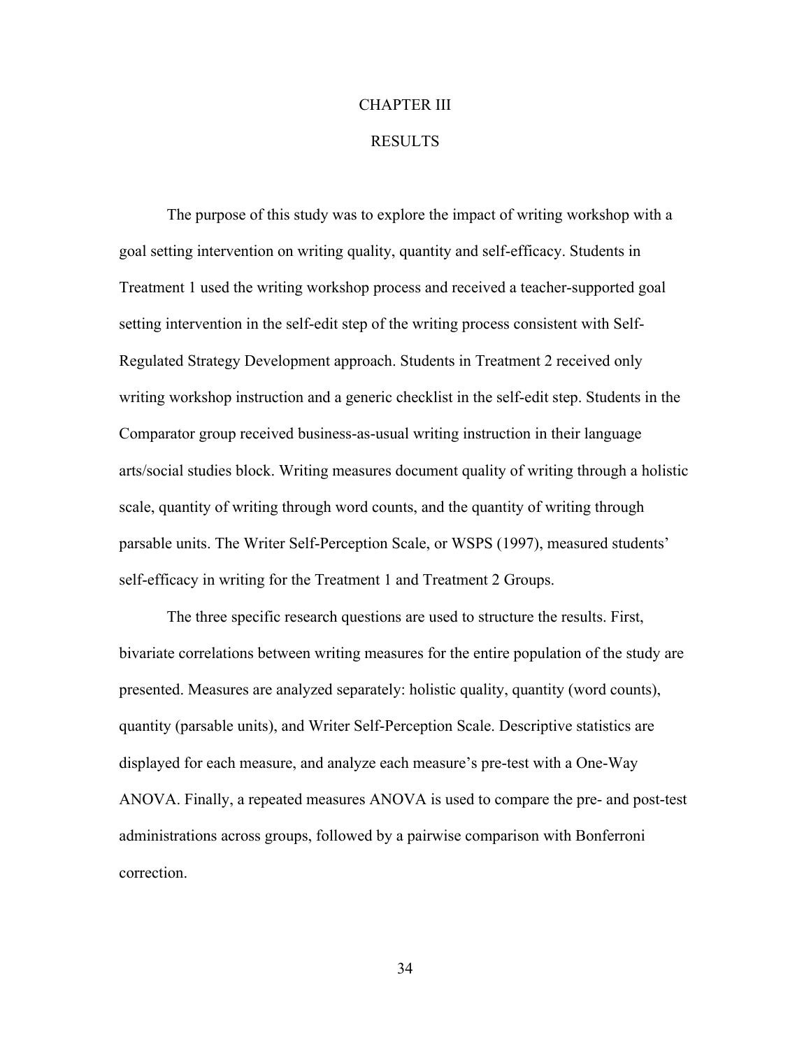# CHAPTER III

## RESULTS

The purpose of this study was to explore the impact of writing workshop with a goal setting intervention on writing quality, quantity and self-efficacy. Students in Treatment 1 used the writing workshop process and received a teacher-supported goal setting intervention in the self-edit step of the writing process consistent with Self-Regulated Strategy Development approach. Students in Treatment 2 received only writing workshop instruction and a generic checklist in the self-edit step. Students in the Comparator group received business-as-usual writing instruction in their language arts/social studies block. Writing measures document quality of writing through a holistic scale, quantity of writing through word counts, and the quantity of writing through parsable units. The Writer Self-Perception Scale, or WSPS (1997), measured students' self-efficacy in writing for the Treatment 1 and Treatment 2 Groups.

The three specific research questions are used to structure the results. First, bivariate correlations between writing measures for the entire population of the study are presented. Measures are analyzed separately: holistic quality, quantity (word counts), quantity (parsable units), and Writer Self-Perception Scale. Descriptive statistics are displayed for each measure, and analyze each measure's pre-test with a One-Way ANOVA. Finally, a repeated measures ANOVA is used to compare the pre- and post-test administrations across groups, followed by a pairwise comparison with Bonferroni correction.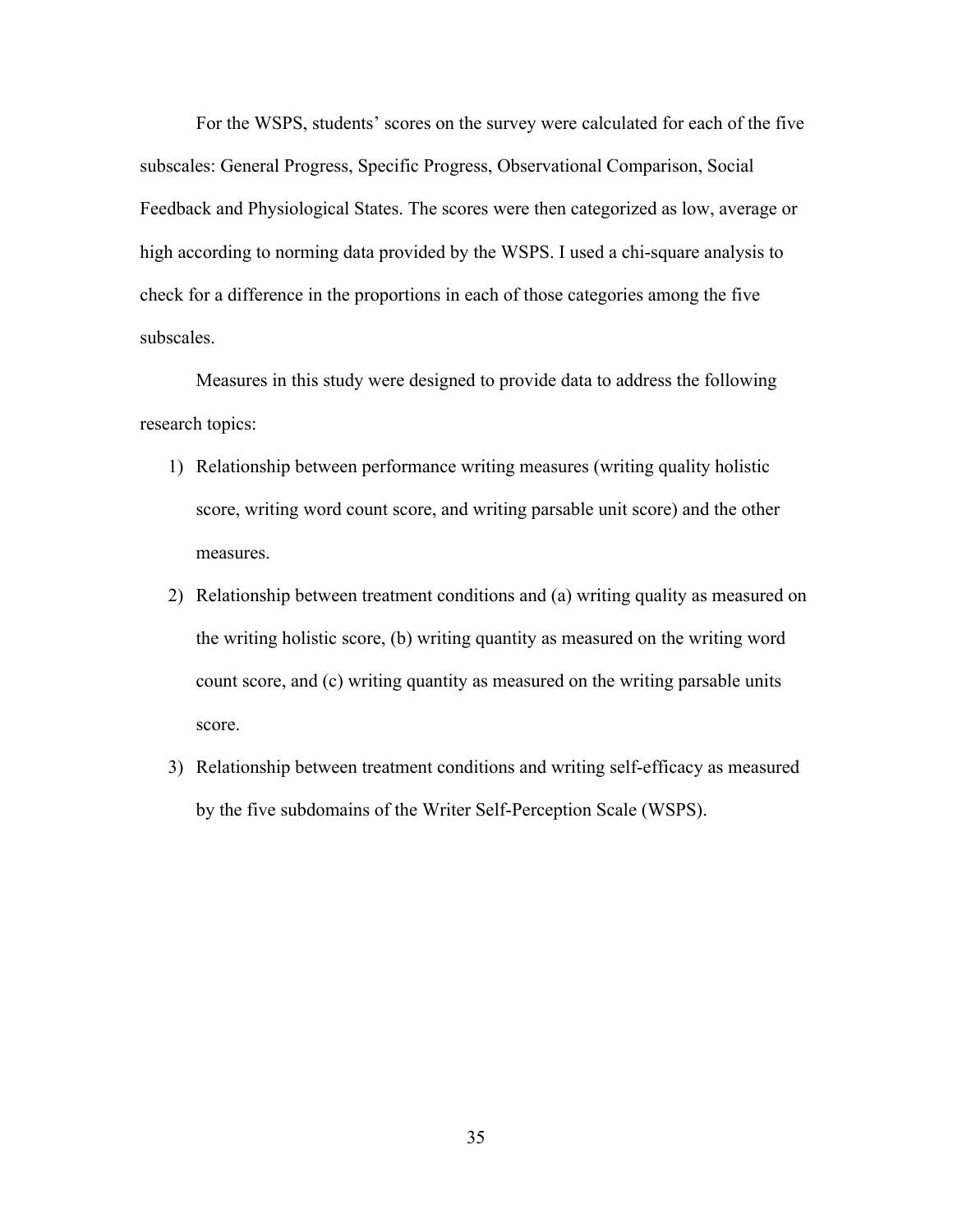For the WSPS, students' scores on the survey were calculated for each of the five subscales: General Progress, Specific Progress, Observational Comparison, Social Feedback and Physiological States. The scores were then categorized as low, average or high according to norming data provided by the WSPS. I used a chi-square analysis to check for a difference in the proportions in each of those categories among the five subscales.

Measures in this study were designed to provide data to address the following research topics:

1) Relationship between performance writing measures (writing quality holistic score, writing word count score, and writing parsable unit score) and the other measures.
2) Relationship between treatment conditions and (a) writing quality as measured on the writing holistic score, (b) writing quantity as measured on the writing word count score, and (c) writing quantity as measured on the writing parsable units score.
3) Relationship between treatment conditions and writing self-efficacy as measured by the five subdomains of the Writer Self-Perception Scale (WSPS).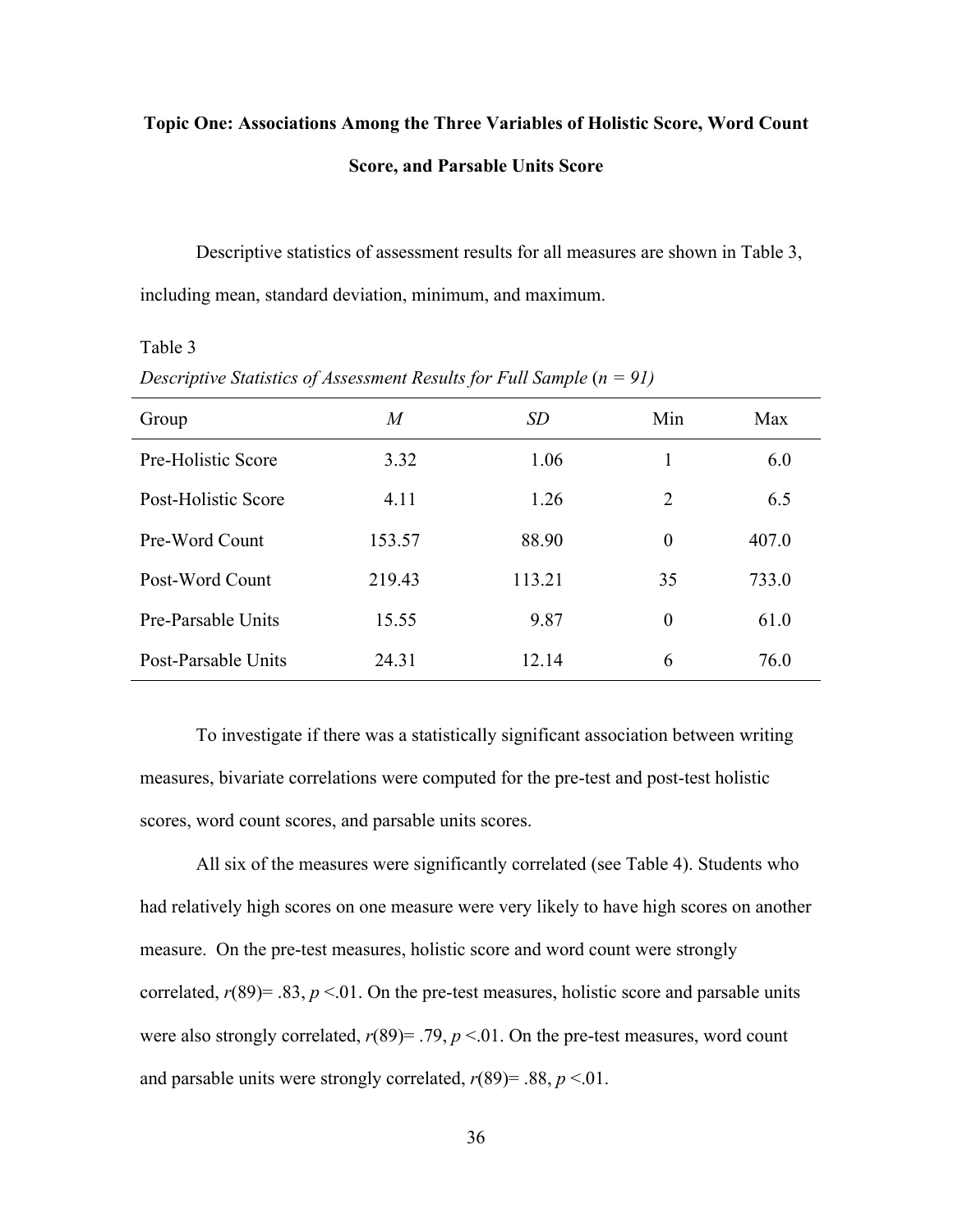### Topic One: Associations Among the Three Variables of Holistic Score, Word Count Score, and Parsable Units Score

Descriptive statistics of assessment results for all measures are shown in Table 3, including mean, standard deviation, minimum, and maximum.

Table 3

*Descriptive Statistics of Assessment Results for Full Sample* ($n = 91$)

| Group | *M* | *SD* | Min | Max |
|---|---|---|---|---|
| Pre-Holistic Score | 3.32 | 1.06 | 1 | 6.0 |
| Post-Holistic Score | 4.11 | 1.26 | 2 | 6.5 |
| Pre-Word Count | 153.57 | 88.90 | 0 | 407.0 |
| Post-Word Count | 219.43 | 113.21 | 35 | 733.0 |
| Pre-Parsable Units | 15.55 | 9.87 | 0 | 61.0 |
| Post-Parsable Units | 24.31 | 12.14 | 6 | 76.0 |

To investigate if there was a statistically significant association between writing measures, bivariate correlations were computed for the pre-test and post-test holistic scores, word count scores, and parsable units scores.

All six of the measures were significantly correlated (see Table 4). Students who had relatively high scores on one measure were very likely to have high scores on another measure. On the pre-test measures, holistic score and word count were strongly correlated, $r(89) = .83$, $p < .01$. On the pre-test measures, holistic score and parsable units were also strongly correlated, $r(89) = .79$, $p < .01$. On the pre-test measures, word count and parsable units were strongly correlated, $r(89) = .88$, $p < .01$.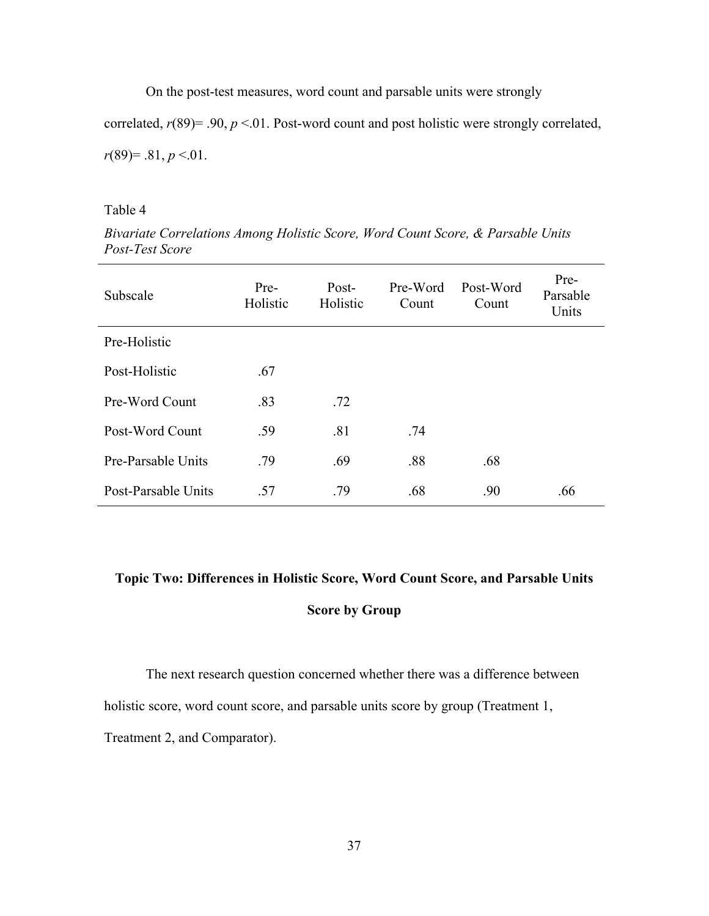On the post-test measures, word count and parsable units were strongly correlated, $r(89) = .90$, $p < .01$. Post-word count and post holistic were strongly correlated, $r(89) = .81$, $p < .01$.

Table 4

*Bivariate Correlations Among Holistic Score, Word Count Score, & Parsable Units Post-Test Score*

| Subscale | Pre-Holistic | Post-Holistic | Pre-Word Count | Post-Word Count | Pre-Parsable Units |
|---|---|---|---|---|---|
| Pre-Holistic | | | | | |
| Post-Holistic | .67 | | | | |
| Pre-Word Count | .83 | .72 | | | |
| Post-Word Count | .59 | .81 | .74 | | |
| Pre-Parsable Units | .79 | .69 | .88 | .68 | |
| Post-Parsable Units | .57 | .79 | .68 | .90 | .66 |

## Topic Two: Differences in Holistic Score, Word Count Score, and Parsable Units Score by Group

The next research question concerned whether there was a difference between holistic score, word count score, and parsable units score by group (Treatment 1, Treatment 2, and Comparator).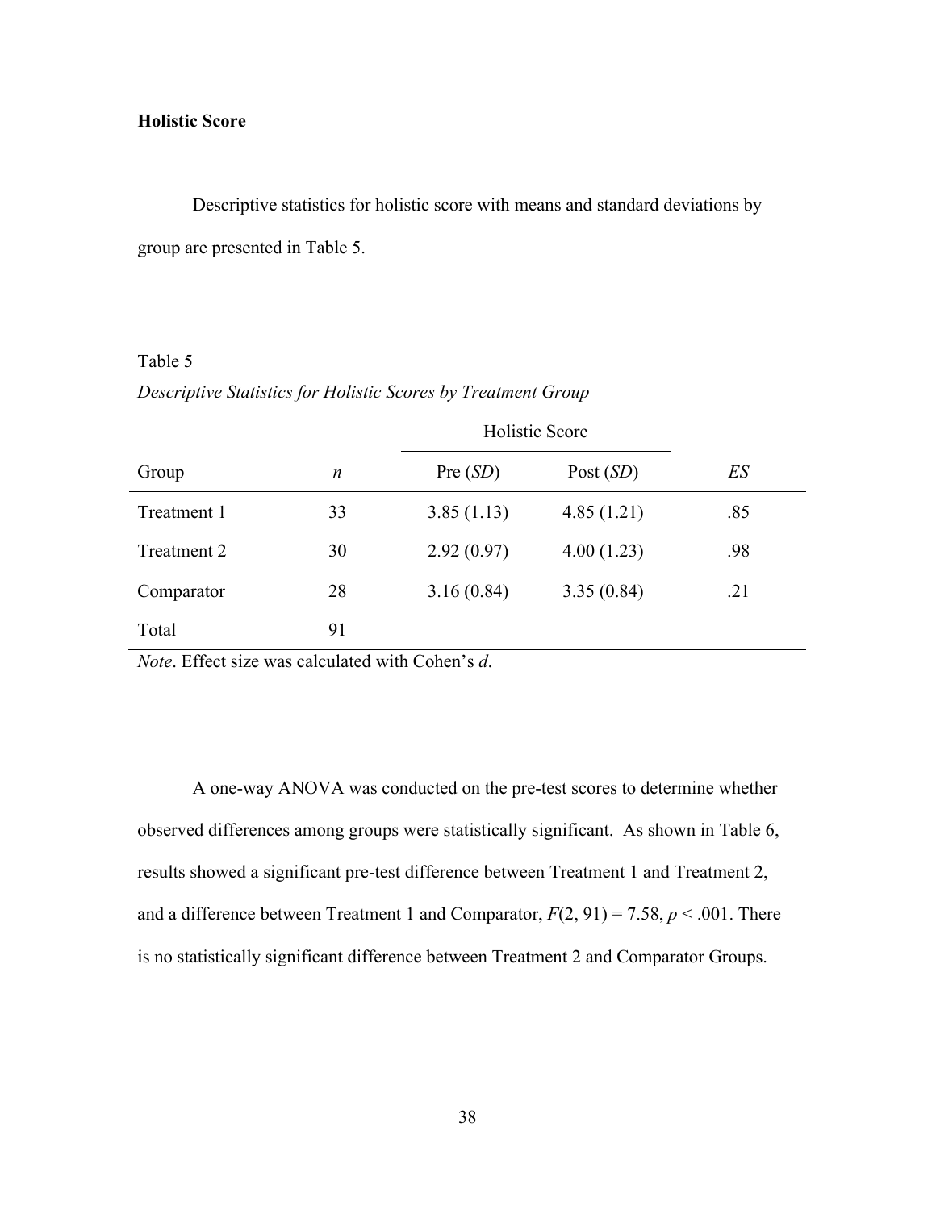**Holistic Score**

Descriptive statistics for holistic score with means and standard deviations by group are presented in Table 5.

Table 5

*Descriptive Statistics for Holistic Scores by Treatment Group*

| | | Holistic Score | | |
|---|---|---|---|---|
| Group | *n* | Pre (*SD*) | Post (*SD*) | *ES* |
| Treatment 1 | 33 | 3.85 (1.13) | 4.85 (1.21) | .85 |
| Treatment 2 | 30 | 2.92 (0.97) | 4.00 (1.23) | .98 |
| Comparator | 28 | 3.16 (0.84) | 3.35 (0.84) | .21 |
| Total | 91 | | | |

*Note*. Effect size was calculated with Cohen's *d*.

A one-way ANOVA was conducted on the pre-test scores to determine whether observed differences among groups were statistically significant. As shown in Table 6, results showed a significant pre-test difference between Treatment 1 and Treatment 2, and a difference between Treatment 1 and Comparator, $F(2, 91) = 7.58$, $p < .001$. There is no statistically significant difference between Treatment 2 and Comparator Groups.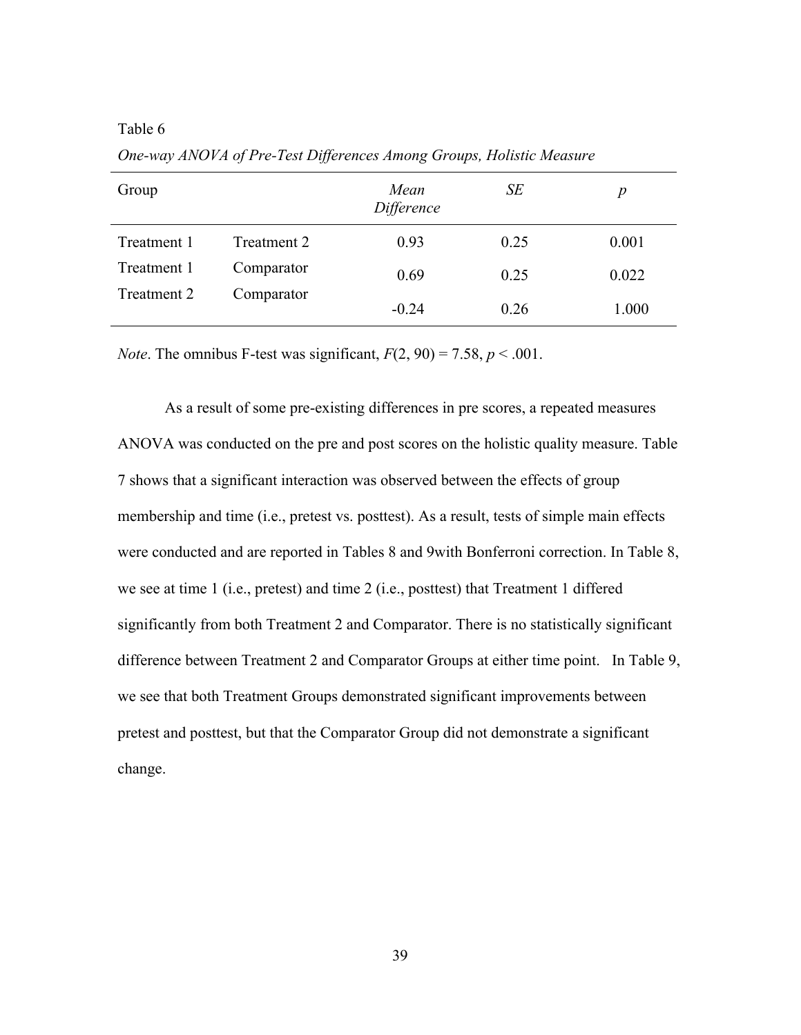Table 6

*One-way ANOVA of Pre-Test Differences Among Groups, Holistic Measure*

| Group | | *Mean Difference* | *SE* | *p* |
|---|---|---|---|---|
| Treatment 1 | Treatment 2 | 0.93 | 0.25 | 0.001 |
| Treatment 1 | Comparator | 0.69 | 0.25 | 0.022 |
| Treatment 2 | Comparator | -0.24 | 0.26 | 1.000 |

*Note*. The omnibus F-test was significant, $F(2, 90) = 7.58$, $p < .001$.

As a result of some pre-existing differences in pre scores, a repeated measures ANOVA was conducted on the pre and post scores on the holistic quality measure. Table 7 shows that a significant interaction was observed between the effects of group membership and time (i.e., pretest vs. posttest). As a result, tests of simple main effects were conducted and are reported in Tables 8 and 9with Bonferroni correction. In Table 8, we see at time 1 (i.e., pretest) and time 2 (i.e., posttest) that Treatment 1 differed significantly from both Treatment 2 and Comparator. There is no statistically significant difference between Treatment 2 and Comparator Groups at either time point. In Table 9, we see that both Treatment Groups demonstrated significant improvements between pretest and posttest, but that the Comparator Group did not demonstrate a significant change.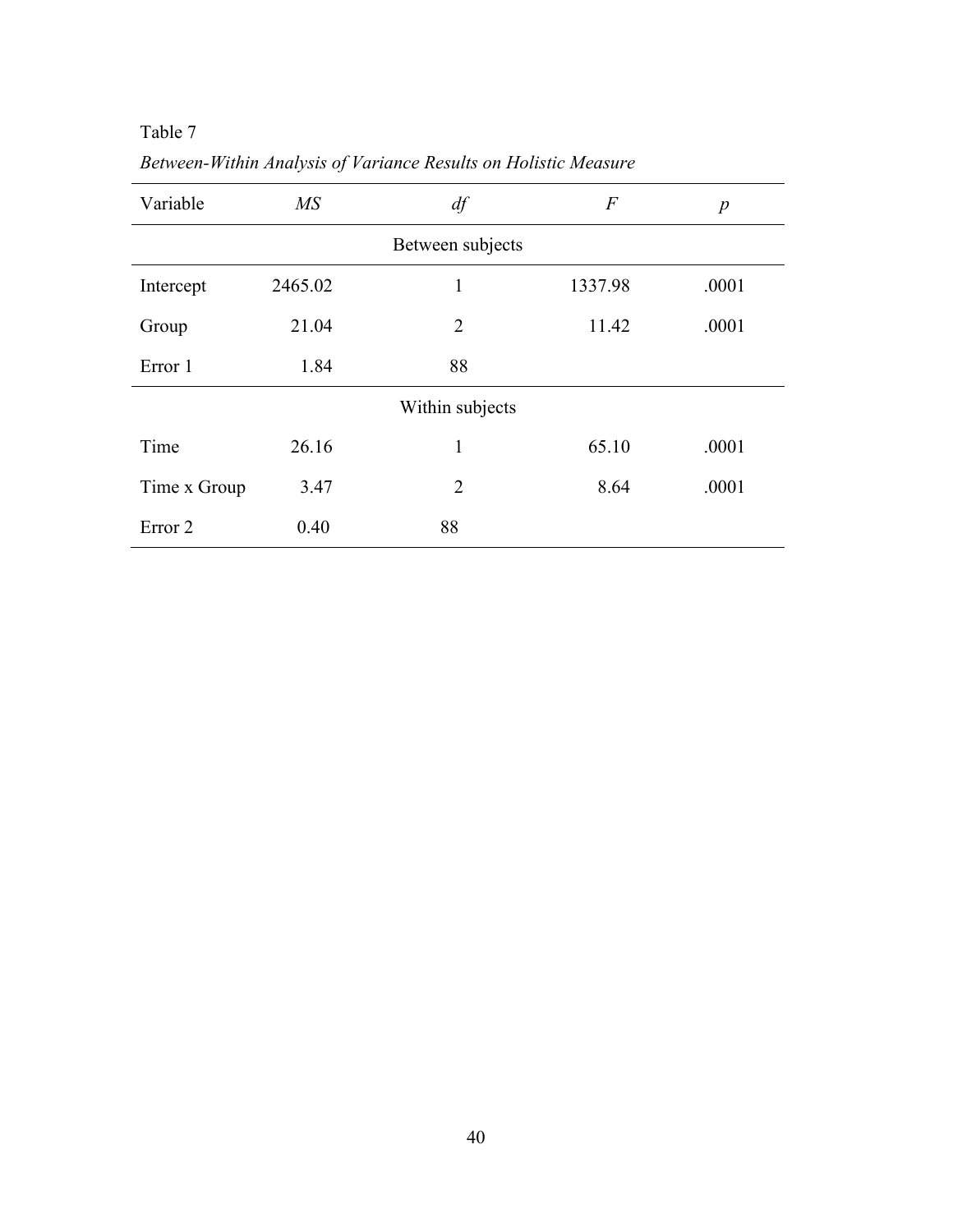Table 7

*Between-Within Analysis of Variance Results on Holistic Measure*

| Variable | *MS* | *df* | *F* | *p* |
|---|---|---|---|---|
| Between subjects | | | | |
| Intercept | 2465.02 | 1 | 1337.98 | .0001 |
| Group | 21.04 | 2 | 11.42 | .0001 |
| Error 1 | 1.84 | 88 | | |
| Within subjects | | | | |
| Time | 26.16 | 1 | 65.10 | .0001 |
| Time x Group | 3.47 | 2 | 8.64 | .0001 |
| Error 2 | 0.40 | 88 | | |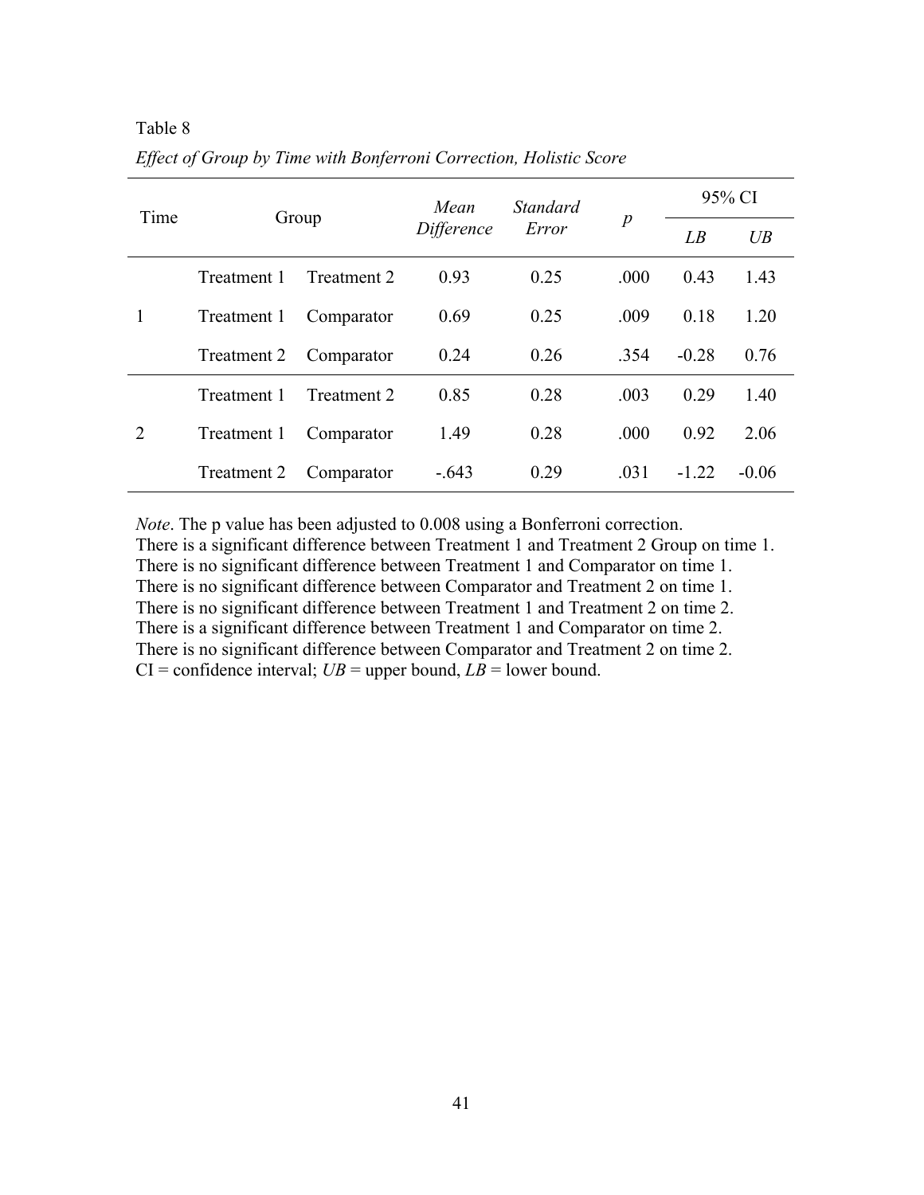Table 8

*Effect of Group by Time with Bonferroni Correction, Holistic Score*

| Time | Group | | *Mean Difference* | *Standard Error* | *p* | 95% CI | |
|---|---|---|---|---|---|---|---|
| | | | | | | *LB* | *UB* |
| 1 | Treatment 1 | Treatment 2 | 0.93 | 0.25 | .000 | 0.43 | 1.43 |
| | Treatment 1 | Comparator | 0.69 | 0.25 | .009 | 0.18 | 1.20 |
| | Treatment 2 | Comparator | 0.24 | 0.26 | .354 | -0.28 | 0.76 |
| 2 | Treatment 1 | Treatment 2 | 0.85 | 0.28 | .003 | 0.29 | 1.40 |
| | Treatment 1 | Comparator | 1.49 | 0.28 | .000 | 0.92 | 2.06 |
| | Treatment 2 | Comparator | -.643 | 0.29 | .031 | -1.22 | -0.06 |

*Note*. The p value has been adjusted to 0.008 using a Bonferroni correction.
There is a significant difference between Treatment 1 and Treatment 2 Group on time 1.
There is no significant difference between Treatment 1 and Comparator on time 1.
There is no significant difference between Comparator and Treatment 2 on time 1.
There is no significant difference between Treatment 1 and Treatment 2 on time 2.
There is a significant difference between Treatment 1 and Comparator on time 2.
There is no significant difference between Comparator and Treatment 2 on time 2.
CI = confidence interval; *UB* = upper bound, *LB* = lower bound.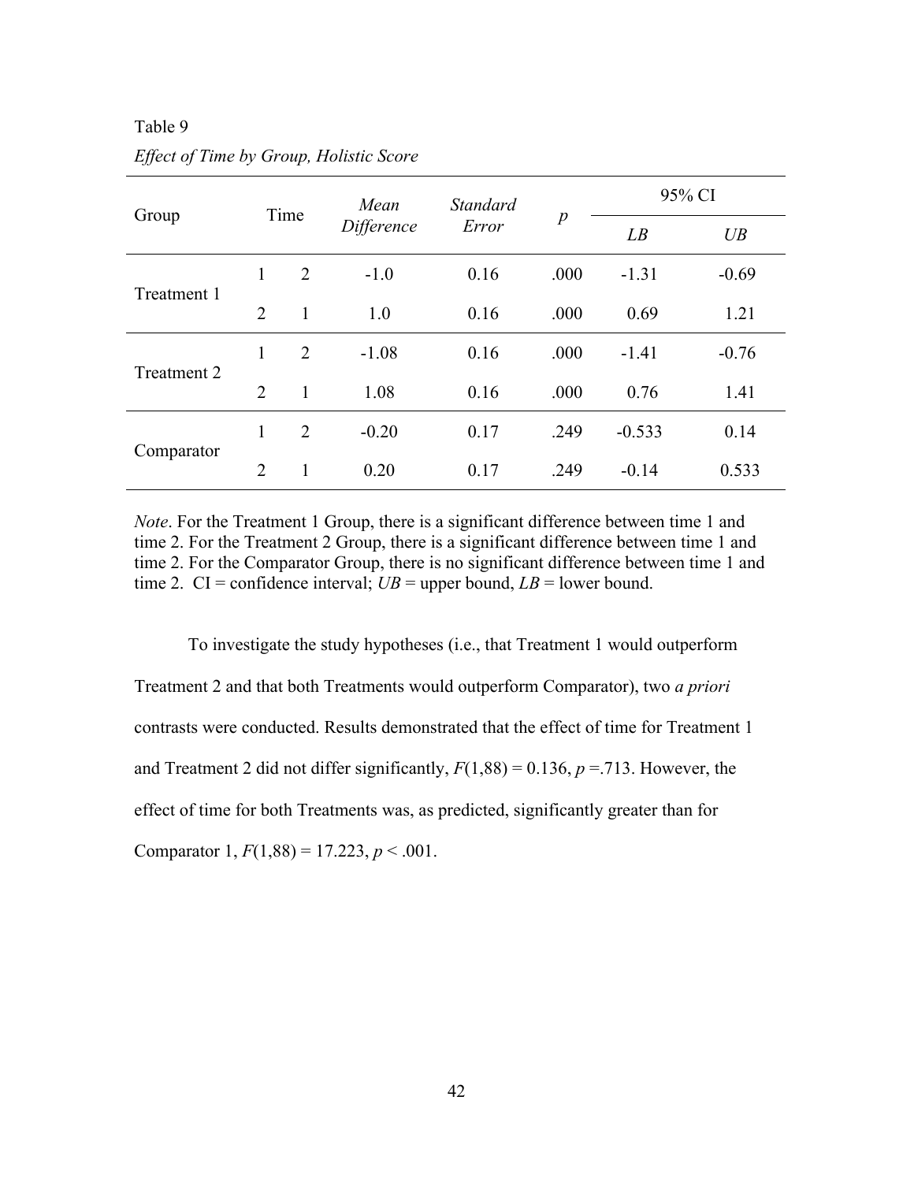Table 9

*Effect of Time by Group, Holistic Score*

| Group | Time | | *Mean Difference* | *Standard Error* | *p* | 95% CI | |
|---|---|---|---|---|---|---|---|
| | | | | | | *LB* | *UB* |
| Treatment 1 | 1 | 2 | -1.0 | 0.16 | .000 | -1.31 | -0.69 |
| | 2 | 1 | 1.0 | 0.16 | .000 | 0.69 | 1.21 |
| Treatment 2 | 1 | 2 | -1.08 | 0.16 | .000 | -1.41 | -0.76 |
| | 2 | 1 | 1.08 | 0.16 | .000 | 0.76 | 1.41 |
| Comparator | 1 | 2 | -0.20 | 0.17 | .249 | -0.533 | 0.14 |
| | 2 | 1 | 0.20 | 0.17 | .249 | -0.14 | 0.533 |

*Note*. For the Treatment 1 Group, there is a significant difference between time 1 and time 2. For the Treatment 2 Group, there is a significant difference between time 1 and time 2. For the Comparator Group, there is no significant difference between time 1 and time 2. CI = confidence interval; *UB* = upper bound, *LB* = lower bound.

To investigate the study hypotheses (i.e., that Treatment 1 would outperform Treatment 2 and that both Treatments would outperform Comparator), two *a priori* contrasts were conducted. Results demonstrated that the effect of time for Treatment 1 and Treatment 2 did not differ significantly, $F(1,88) = 0.136$, $p = .713$. However, the effect of time for both Treatments was, as predicted, significantly greater than for Comparator 1, $F(1,88) = 17.223$, $p < .001$.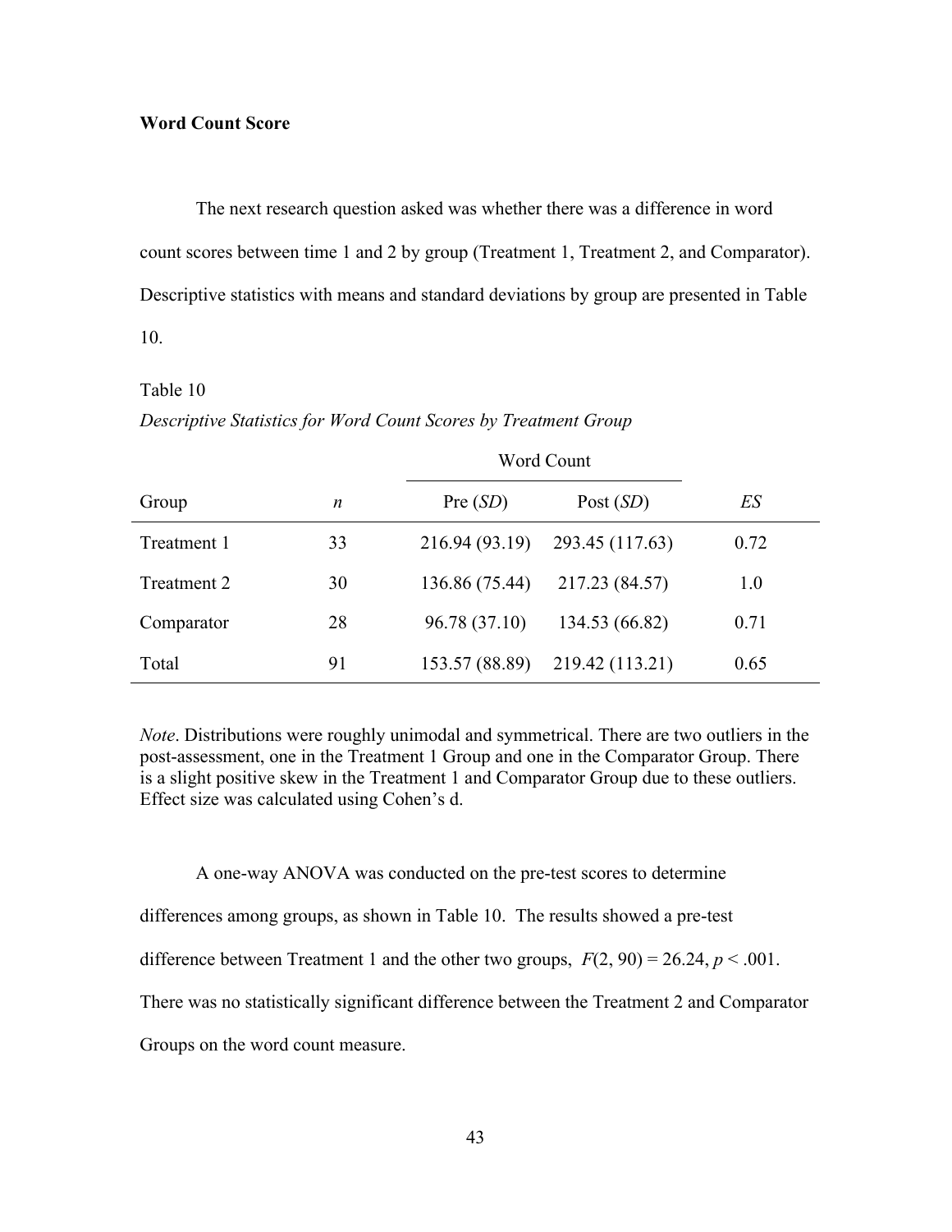**Word Count Score**

The next research question asked was whether there was a difference in word count scores between time 1 and 2 by group (Treatment 1, Treatment 2, and Comparator). Descriptive statistics with means and standard deviations by group are presented in Table 10.

Table 10

*Descriptive Statistics for Word Count Scores by Treatment Group*

| | | Word Count | | |
|---|---|---|---|---|
| Group | *n* | Pre (*SD*) | Post (*SD*) | *ES* |
| Treatment 1 | 33 | 216.94 (93.19) | 293.45 (117.63) | 0.72 |
| Treatment 2 | 30 | 136.86 (75.44) | 217.23 (84.57) | 1.0 |
| Comparator | 28 | 96.78 (37.10) | 134.53 (66.82) | 0.71 |
| Total | 91 | 153.57 (88.89) | 219.42 (113.21) | 0.65 |

*Note*. Distributions were roughly unimodal and symmetrical. There are two outliers in the post-assessment, one in the Treatment 1 Group and one in the Comparator Group. There is a slight positive skew in the Treatment 1 and Comparator Group due to these outliers. Effect size was calculated using Cohen's d.

A one-way ANOVA was conducted on the pre-test scores to determine differences among groups, as shown in Table 10. The results showed a pre-test difference between Treatment 1 and the other two groups, $F(2, 90) = 26.24$, $p < .001$. There was no statistically significant difference between the Treatment 2 and Comparator Groups on the word count measure.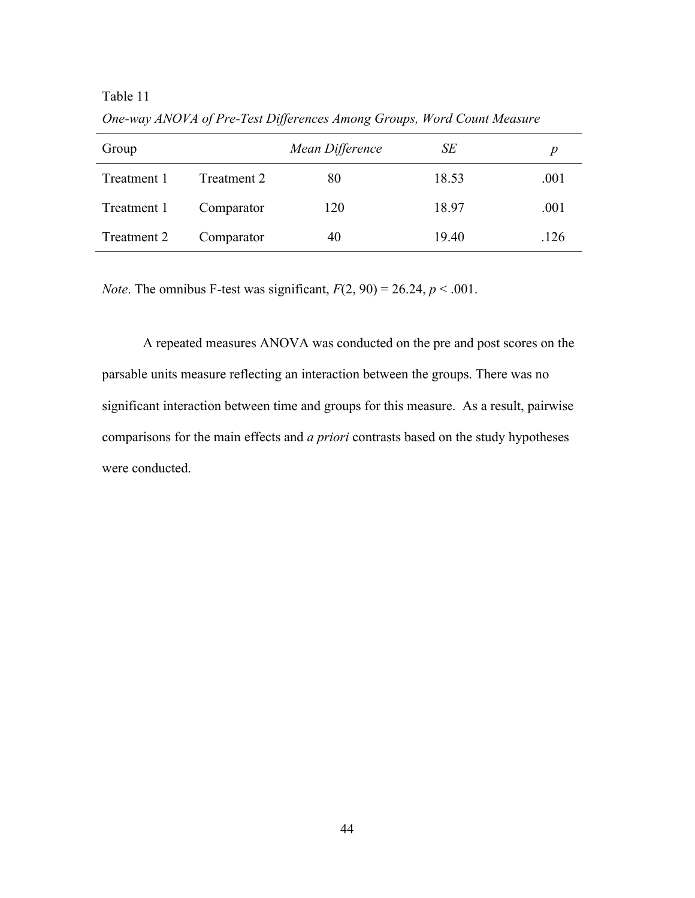Table 11

*One-way ANOVA of Pre-Test Differences Among Groups, Word Count Measure*

| Group | | *Mean Difference* | *SE* | *p* |
|---|---|---|---|---|
| Treatment 1 | Treatment 2 | 80 | 18.53 | .001 |
| Treatment 1 | Comparator | 120 | 18.97 | .001 |
| Treatment 2 | Comparator | 40 | 19.40 | .126 |

*Note*. The omnibus F-test was significant, $F(2, 90) = 26.24$, $p < .001$.

A repeated measures ANOVA was conducted on the pre and post scores on the parsable units measure reflecting an interaction between the groups. There was no significant interaction between time and groups for this measure. As a result, pairwise comparisons for the main effects and *a priori* contrasts based on the study hypotheses were conducted.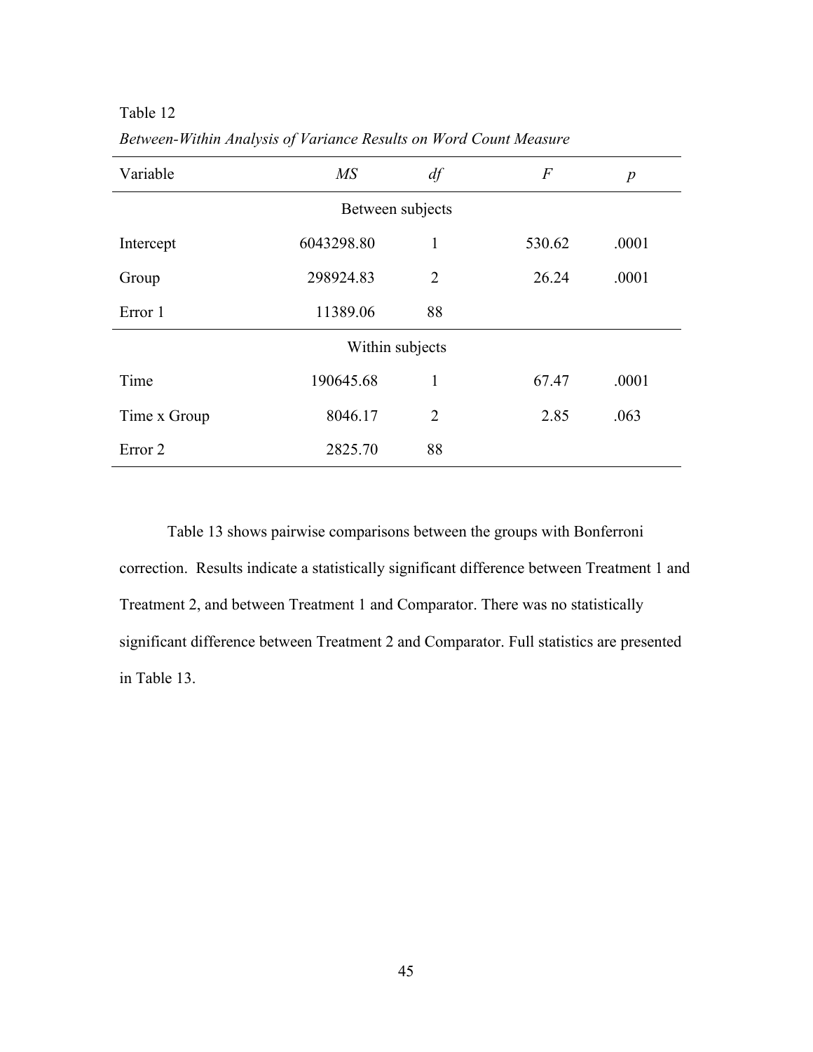Table 12

*Between-Within Analysis of Variance Results on Word Count Measure*

| Variable | *MS* | *df* | *F* | *p* |
|---|---|---|---|---|
| Between subjects | | | | |
| Intercept | 6043298.80 | 1 | 530.62 | .0001 |
| Group | 298924.83 | 2 | 26.24 | .0001 |
| Error 1 | 11389.06 | 88 | | |
| Within subjects | | | | |
| Time | 190645.68 | 1 | 67.47 | .0001 |
| Time x Group | 8046.17 | 2 | 2.85 | .063 |
| Error 2 | 2825.70 | 88 | | |

Table 13 shows pairwise comparisons between the groups with Bonferroni correction. Results indicate a statistically significant difference between Treatment 1 and Treatment 2, and between Treatment 1 and Comparator. There was no statistically significant difference between Treatment 2 and Comparator. Full statistics are presented in Table 13.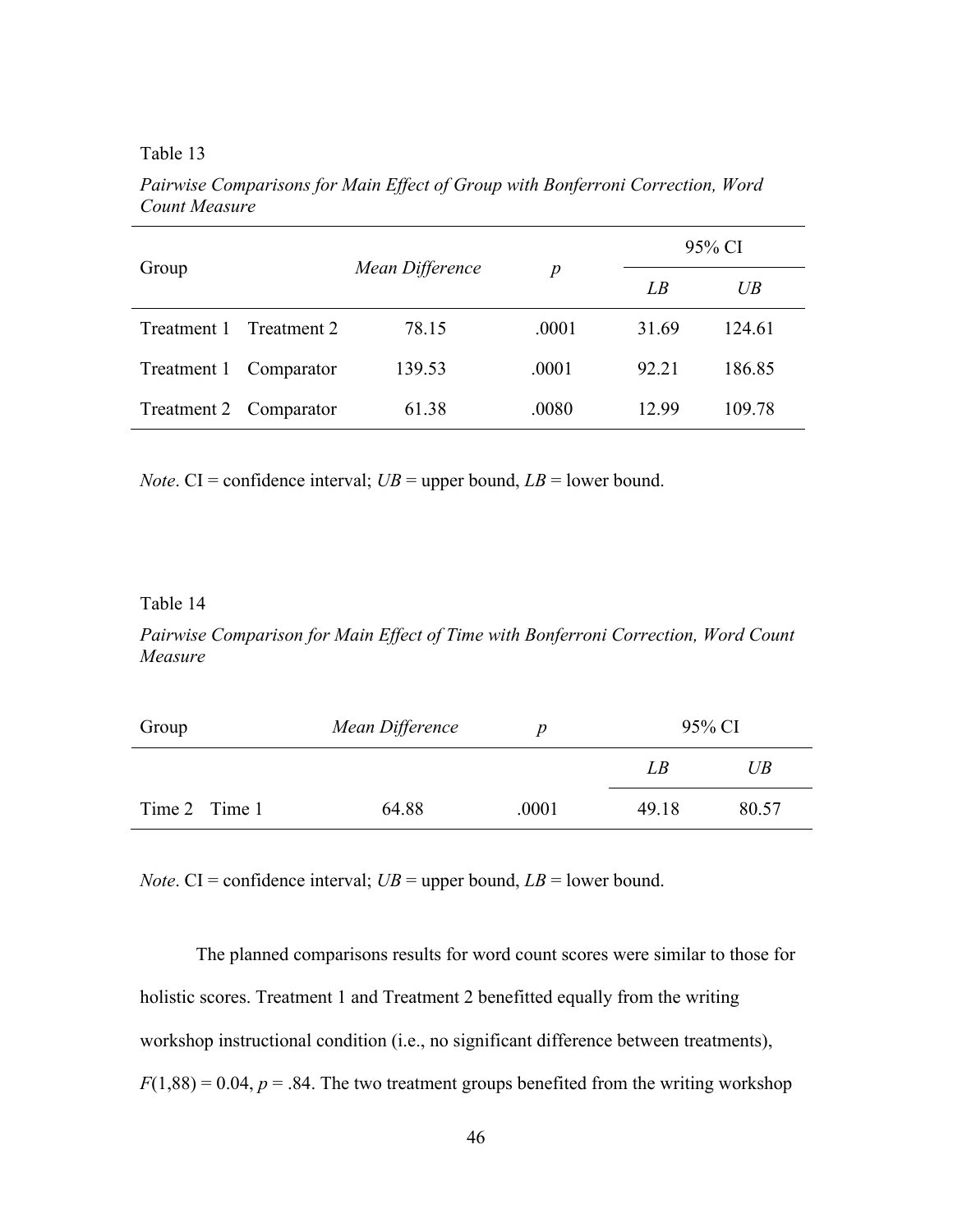Table 13

*Pairwise Comparisons for Main Effect of Group with Bonferroni Correction, Word Count Measure*

| Group | | *Mean Difference* | *p* | 95% CI | |
|---|---|---|---|---|---|
| | | | | *LB* | *UB* |
| Treatment 1 | Treatment 2 | 78.15 | .0001 | 31.69 | 124.61 |
| Treatment 1 | Comparator | 139.53 | .0001 | 92.21 | 186.85 |
| Treatment 2 | Comparator | 61.38 | .0080 | 12.99 | 109.78 |

*Note*. CI = confidence interval; *UB* = upper bound, *LB* = lower bound.

Table 14

*Pairwise Comparison for Main Effect of Time with Bonferroni Correction, Word Count Measure*

| Group | | *Mean Difference* | *p* | 95% CI | |
|---|---|---|---|---|---|
| | | | | *LB* | *UB* |
| Time 2 | Time 1 | 64.88 | .0001 | 49.18 | 80.57 |

*Note*. CI = confidence interval; *UB* = upper bound, *LB* = lower bound.

The planned comparisons results for word count scores were similar to those for holistic scores. Treatment 1 and Treatment 2 benefitted equally from the writing workshop instructional condition (i.e., no significant difference between treatments), $F(1,88) = 0.04$, $p = .84$. The two treatment groups benefited from the writing workshop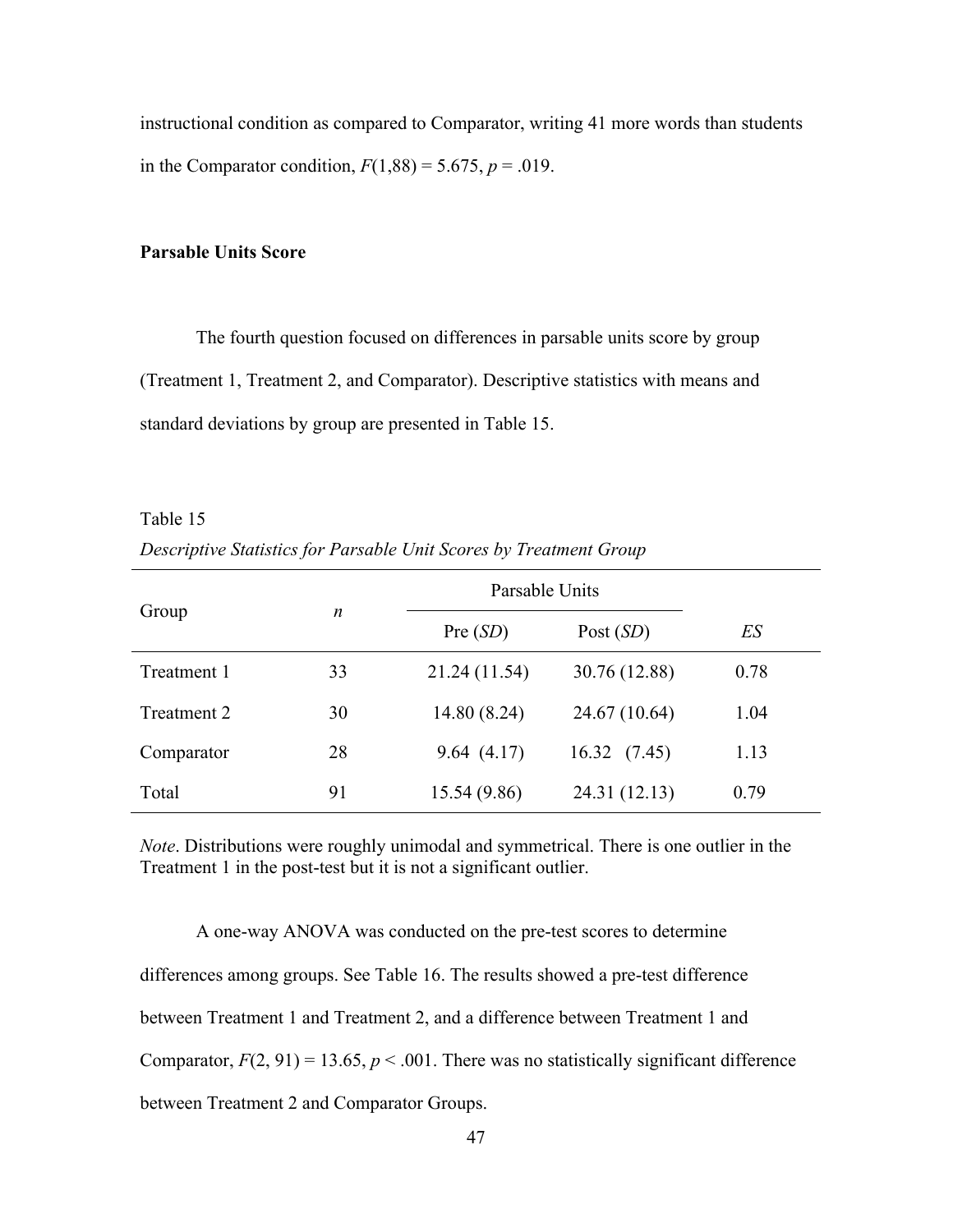instructional condition as compared to Comparator, writing 41 more words than students in the Comparator condition, $F(1,88) = 5.675$, $p = .019$.

**Parsable Units Score**

The fourth question focused on differences in parsable units score by group (Treatment 1, Treatment 2, and Comparator). Descriptive statistics with means and standard deviations by group are presented in Table 15.

Table 15

*Descriptive Statistics for Parsable Unit Scores by Treatment Group*

| Group | *n* | Parsable Units | | |
|---|---|---|---|---|
| | | Pre (*SD*) | Post (*SD*) | *ES* |
| Treatment 1 | 33 | 21.24 (11.54) | 30.76 (12.88) | 0.78 |
| Treatment 2 | 30 | 14.80 (8.24) | 24.67 (10.64) | 1.04 |
| Comparator | 28 | 9.64 (4.17) | 16.32 (7.45) | 1.13 |
| Total | 91 | 15.54 (9.86) | 24.31 (12.13) | 0.79 |

*Note*. Distributions were roughly unimodal and symmetrical. There is one outlier in the Treatment 1 in the post-test but it is not a significant outlier.

A one-way ANOVA was conducted on the pre-test scores to determine differences among groups. See Table 16. The results showed a pre-test difference between Treatment 1 and Treatment 2, and a difference between Treatment 1 and Comparator, $F(2, 91) = 13.65$, $p < .001$. There was no statistically significant difference between Treatment 2 and Comparator Groups.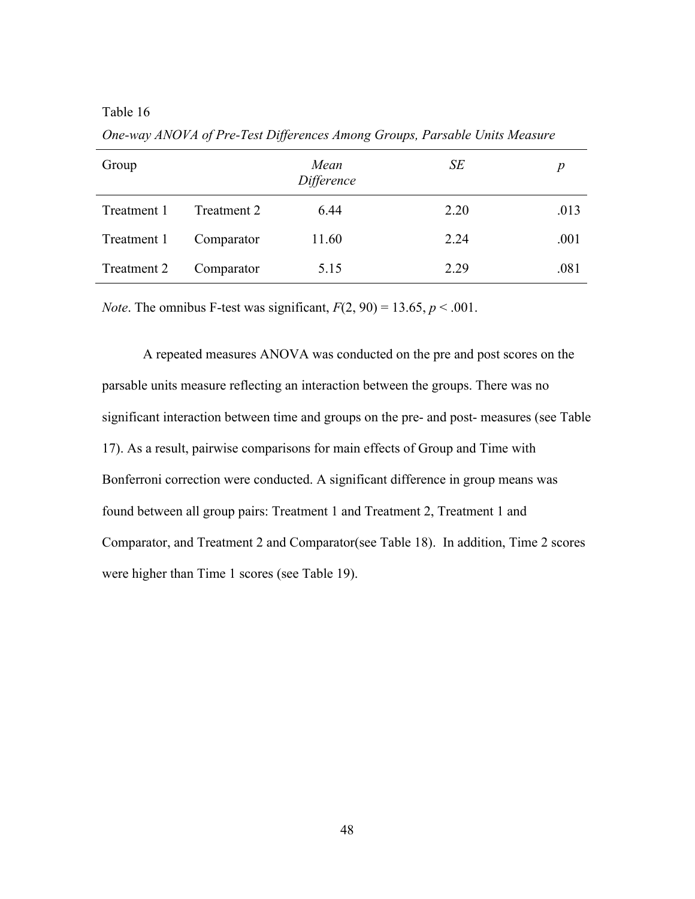Table 16

*One-way ANOVA of Pre-Test Differences Among Groups, Parsable Units Measure*

| Group | | *Mean Difference* | *SE* | *p* |
|---|---|---|---|---|
| Treatment 1 | Treatment 2 | 6.44 | 2.20 | .013 |
| Treatment 1 | Comparator | 11.60 | 2.24 | .001 |
| Treatment 2 | Comparator | 5.15 | 2.29 | .081 |

*Note*. The omnibus F-test was significant, $F(2, 90) = 13.65$, $p < .001$.

A repeated measures ANOVA was conducted on the pre and post scores on the parsable units measure reflecting an interaction between the groups. There was no significant interaction between time and groups on the pre- and post- measures (see Table 17). As a result, pairwise comparisons for main effects of Group and Time with Bonferroni correction were conducted. A significant difference in group means was found between all group pairs: Treatment 1 and Treatment 2, Treatment 1 and Comparator, and Treatment 2 and Comparator(see Table 18). In addition, Time 2 scores were higher than Time 1 scores (see Table 19).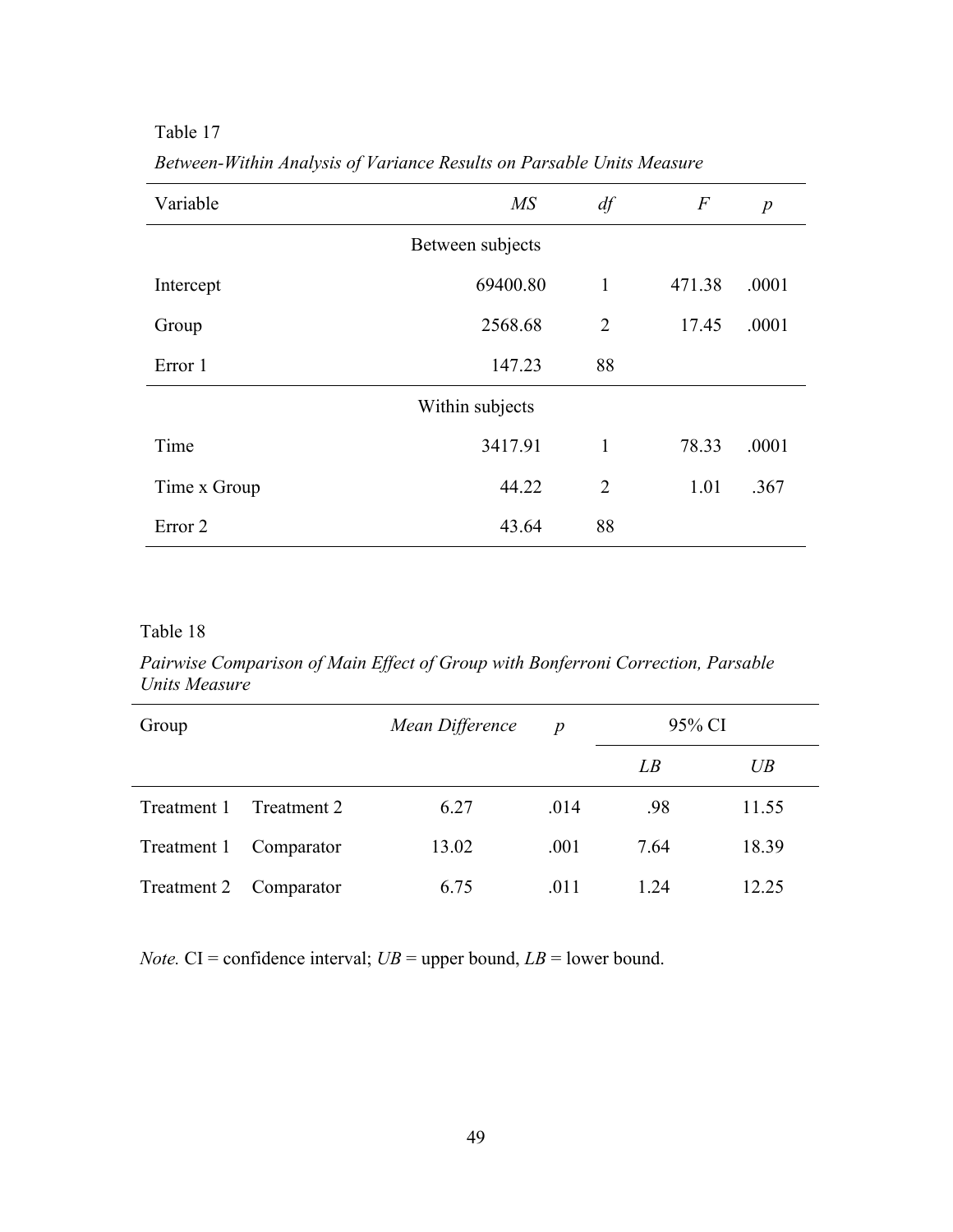Table 17

*Between-Within Analysis of Variance Results on Parsable Units Measure*

| Variable | *MS* | *df* | *F* | *p* |
|---|---|---|---|---|
| | Between subjects | | | |
| Intercept | 69400.80 | 1 | 471.38 | .0001 |
| Group | 2568.68 | 2 | 17.45 | .0001 |
| Error 1 | 147.23 | 88 | | |
| | Within subjects | | | |
| Time | 3417.91 | 1 | 78.33 | .0001 |
| Time x Group | 44.22 | 2 | 1.01 | .367 |
| Error 2 | 43.64 | 88 | | |

Table 18

*Pairwise Comparison of Main Effect of Group with Bonferroni Correction, Parsable Units Measure*

| Group | | *Mean Difference* | *p* | 95% CI | |
|---|---|---|---|---|---|
| | | | | *LB* | *UB* |
| Treatment 1 | Treatment 2 | 6.27 | .014 | .98 | 11.55 |
| Treatment 1 | Comparator | 13.02 | .001 | 7.64 | 18.39 |
| Treatment 2 | Comparator | 6.75 | .011 | 1.24 | 12.25 |

*Note.* CI = confidence interval; *UB* = upper bound, *LB* = lower bound.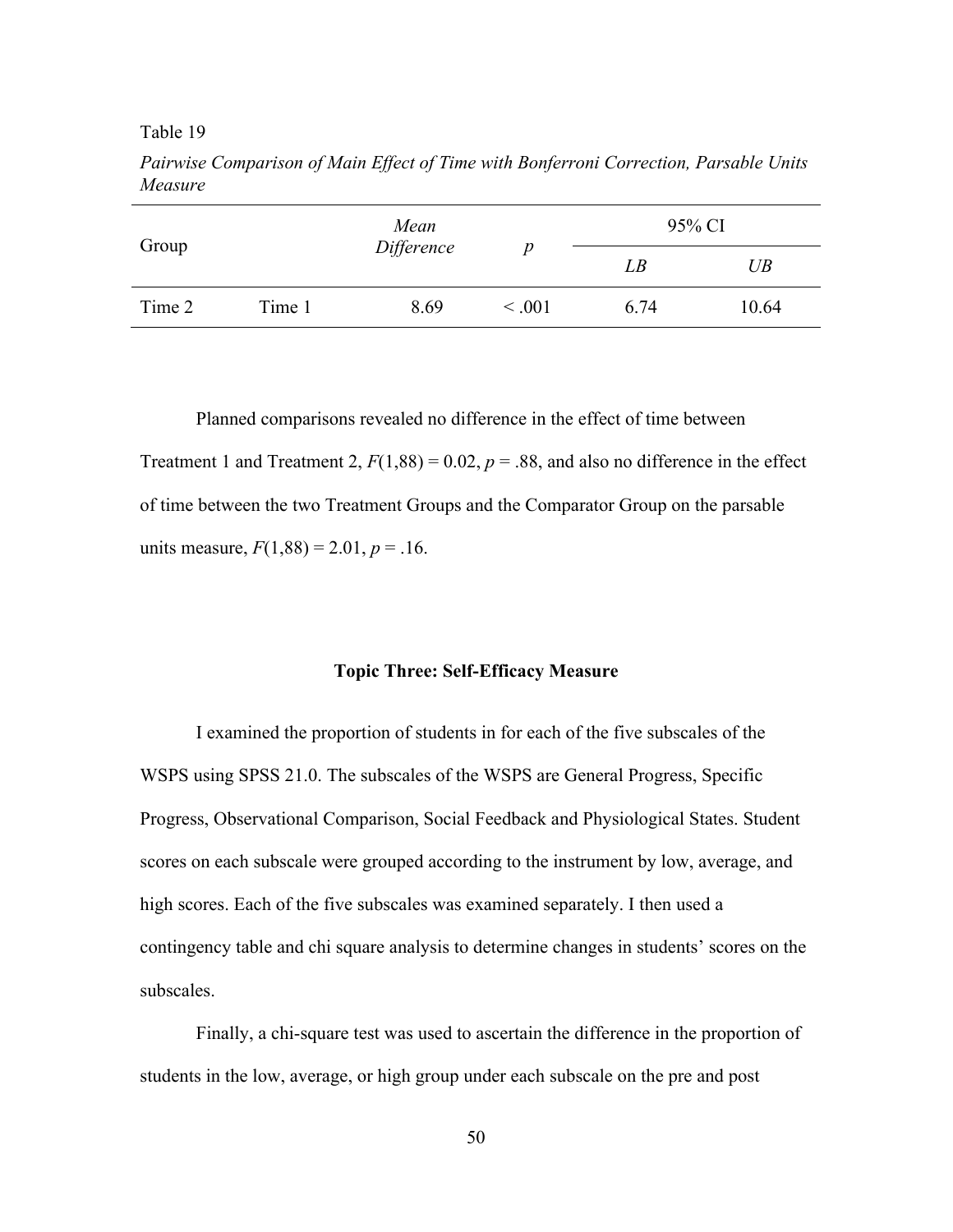Table 19

*Pairwise Comparison of Main Effect of Time with Bonferroni Correction, Parsable Units Measure*

| Group | | *Mean Difference* | *p* | 95% CI | |
|---|---|---|---|---|---|
| | | | | *LB* | *UB* |
| Time 2 | Time 1 | 8.69 | < .001 | 6.74 | 10.64 |

Planned comparisons revealed no difference in the effect of time between Treatment 1 and Treatment 2, $F(1,88) = 0.02$, $p = .88$, and also no difference in the effect of time between the two Treatment Groups and the Comparator Group on the parsable units measure, $F(1,88) = 2.01$, $p = .16$.

### Topic Three: Self-Efficacy Measure

I examined the proportion of students in for each of the five subscales of the WSPS using SPSS 21.0. The subscales of the WSPS are General Progress, Specific Progress, Observational Comparison, Social Feedback and Physiological States. Student scores on each subscale were grouped according to the instrument by low, average, and high scores. Each of the five subscales was examined separately. I then used a contingency table and chi square analysis to determine changes in students' scores on the subscales.

Finally, a chi-square test was used to ascertain the difference in the proportion of students in the low, average, or high group under each subscale on the pre and post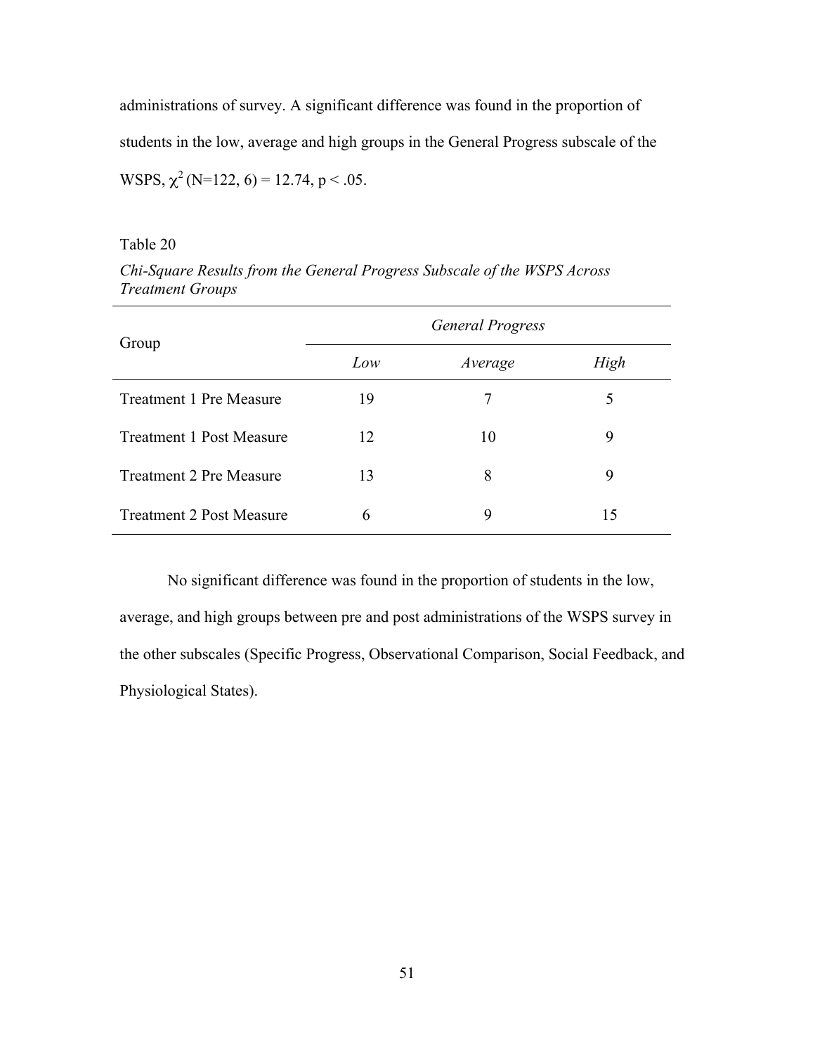administrations of survey. A significant difference was found in the proportion of students in the low, average and high groups in the General Progress subscale of the WSPS, $\chi^2$ (N=122, 6) = 12.74, $p < .05$.

Table 20

*Chi-Square Results from the General Progress Subscale of the WSPS Across Treatment Groups*

| Group | *General Progress* | | |
|---|---|---|---|
| | *Low* | *Average* | *High* |
| Treatment 1 Pre Measure | 19 | 7 | 5 |
| Treatment 1 Post Measure | 12 | 10 | 9 |
| Treatment 2 Pre Measure | 13 | 8 | 9 |
| Treatment 2 Post Measure | 6 | 9 | 15 |

No significant difference was found in the proportion of students in the low, average, and high groups between pre and post administrations of the WSPS survey in the other subscales (Specific Progress, Observational Comparison, Social Feedback, and Physiological States).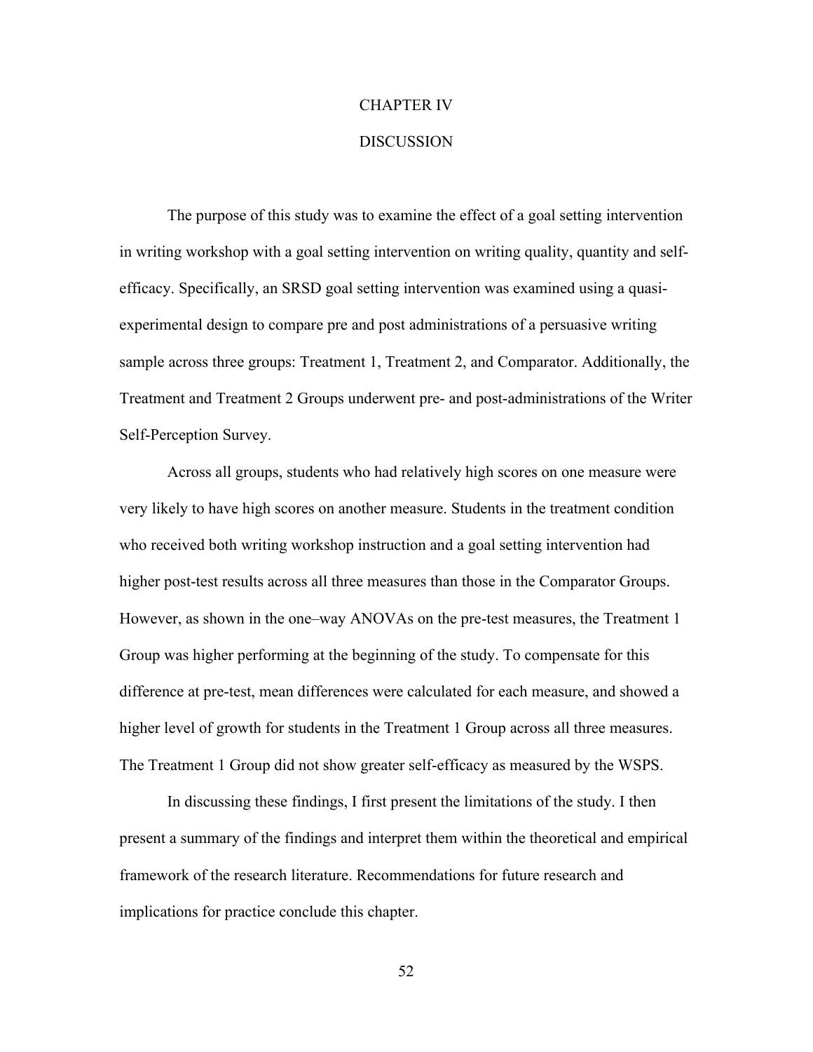# CHAPTER IV

# DISCUSSION

The purpose of this study was to examine the effect of a goal setting intervention in writing workshop with a goal setting intervention on writing quality, quantity and self-efficacy. Specifically, an SRSD goal setting intervention was examined using a quasi-experimental design to compare pre and post administrations of a persuasive writing sample across three groups: Treatment 1, Treatment 2, and Comparator. Additionally, the Treatment and Treatment 2 Groups underwent pre- and post-administrations of the Writer Self-Perception Survey.

Across all groups, students who had relatively high scores on one measure were very likely to have high scores on another measure. Students in the treatment condition who received both writing workshop instruction and a goal setting intervention had higher post-test results across all three measures than those in the Comparator Groups. However, as shown in the one–way ANOVAs on the pre-test measures, the Treatment 1 Group was higher performing at the beginning of the study. To compensate for this difference at pre-test, mean differences were calculated for each measure, and showed a higher level of growth for students in the Treatment 1 Group across all three measures. The Treatment 1 Group did not show greater self-efficacy as measured by the WSPS.

In discussing these findings, I first present the limitations of the study. I then present a summary of the findings and interpret them within the theoretical and empirical framework of the research literature. Recommendations for future research and implications for practice conclude this chapter.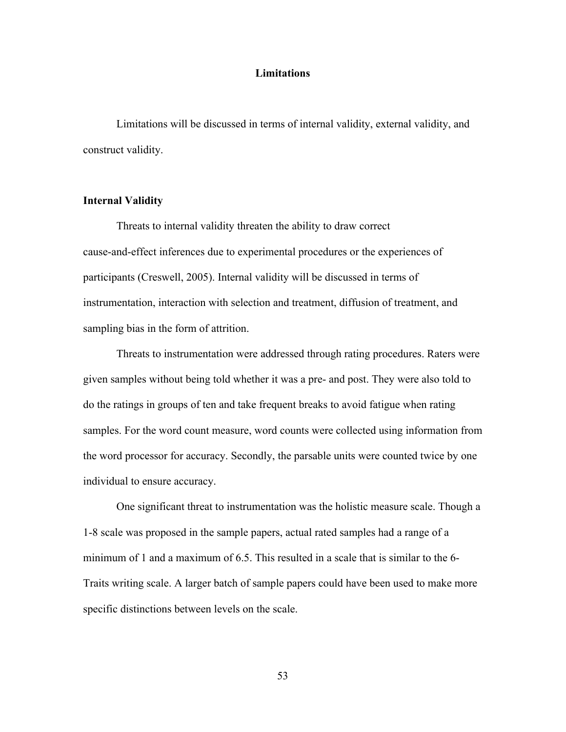## Limitations

Limitations will be discussed in terms of internal validity, external validity, and construct validity.

### Internal Validity

Threats to internal validity threaten the ability to draw correct cause-and-effect inferences due to experimental procedures or the experiences of participants (Creswell, 2005). Internal validity will be discussed in terms of instrumentation, interaction with selection and treatment, diffusion of treatment, and sampling bias in the form of attrition.

Threats to instrumentation were addressed through rating procedures. Raters were given samples without being told whether it was a pre- and post. They were also told to do the ratings in groups of ten and take frequent breaks to avoid fatigue when rating samples. For the word count measure, word counts were collected using information from the word processor for accuracy. Secondly, the parsable units were counted twice by one individual to ensure accuracy.

One significant threat to instrumentation was the holistic measure scale. Though a 1-8 scale was proposed in the sample papers, actual rated samples had a range of a minimum of 1 and a maximum of 6.5. This resulted in a scale that is similar to the 6-Traits writing scale. A larger batch of sample papers could have been used to make more specific distinctions between levels on the scale.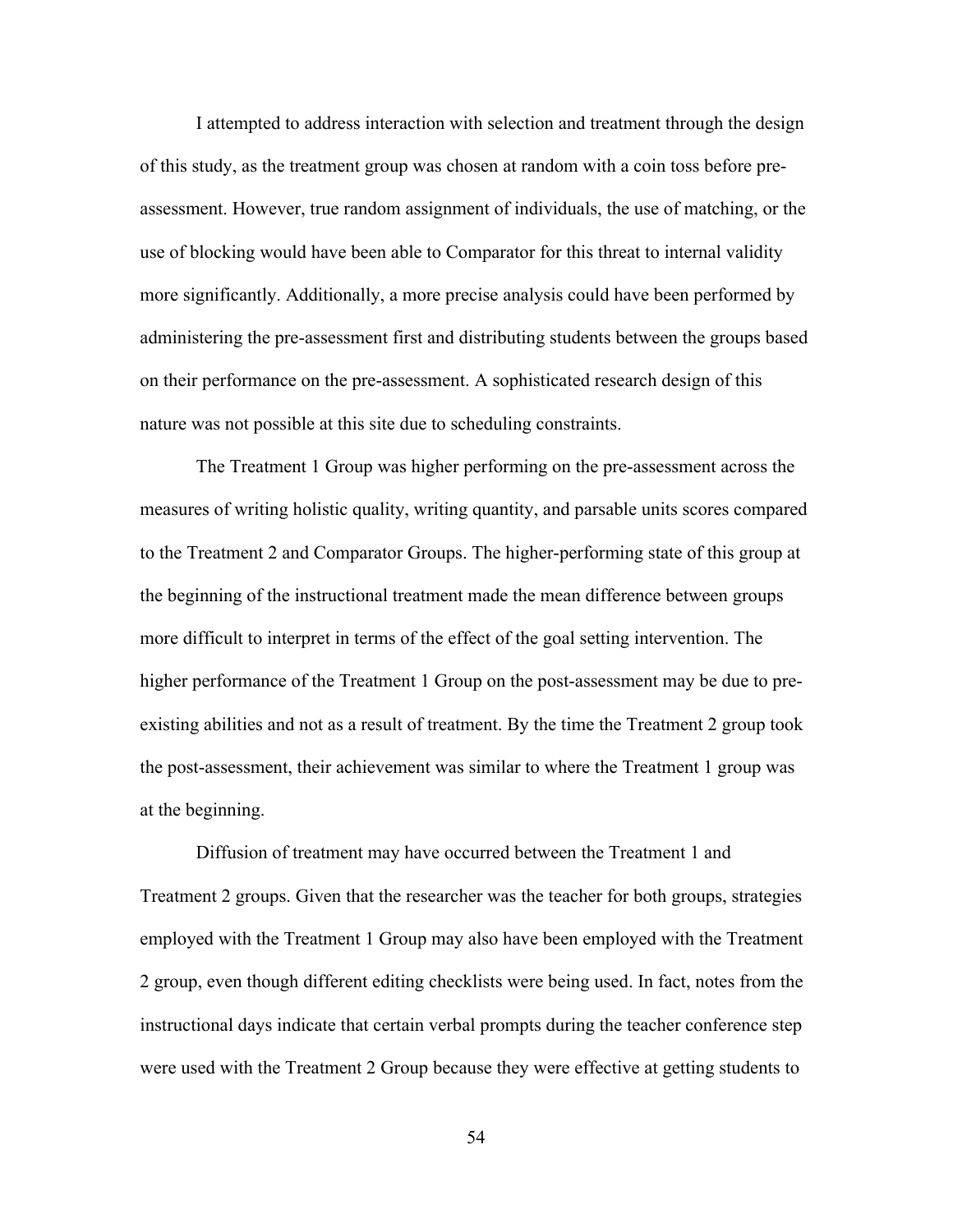I attempted to address interaction with selection and treatment through the design of this study, as the treatment group was chosen at random with a coin toss before pre-assessment. However, true random assignment of individuals, the use of matching, or the use of blocking would have been able to Comparator for this threat to internal validity more significantly. Additionally, a more precise analysis could have been performed by administering the pre-assessment first and distributing students between the groups based on their performance on the pre-assessment. A sophisticated research design of this nature was not possible at this site due to scheduling constraints.

The Treatment 1 Group was higher performing on the pre-assessment across the measures of writing holistic quality, writing quantity, and parsable units scores compared to the Treatment 2 and Comparator Groups. The higher-performing state of this group at the beginning of the instructional treatment made the mean difference between groups more difficult to interpret in terms of the effect of the goal setting intervention. The higher performance of the Treatment 1 Group on the post-assessment may be due to pre-existing abilities and not as a result of treatment. By the time the Treatment 2 group took the post-assessment, their achievement was similar to where the Treatment 1 group was at the beginning.

Diffusion of treatment may have occurred between the Treatment 1 and Treatment 2 groups. Given that the researcher was the teacher for both groups, strategies employed with the Treatment 1 Group may also have been employed with the Treatment 2 group, even though different editing checklists were being used. In fact, notes from the instructional days indicate that certain verbal prompts during the teacher conference step were used with the Treatment 2 Group because they were effective at getting students to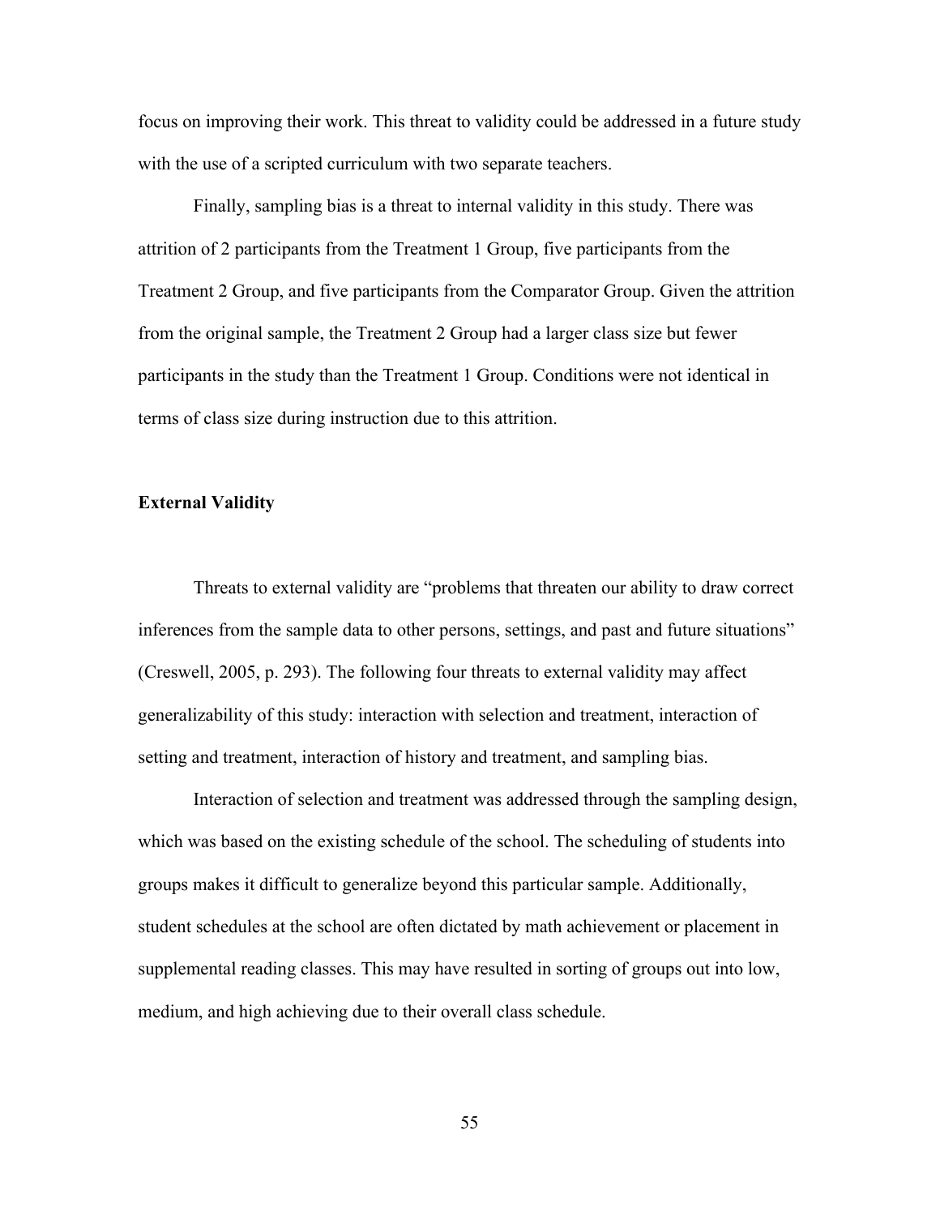focus on improving their work. This threat to validity could be addressed in a future study with the use of a scripted curriculum with two separate teachers.

Finally, sampling bias is a threat to internal validity in this study. There was attrition of 2 participants from the Treatment 1 Group, five participants from the Treatment 2 Group, and five participants from the Comparator Group. Given the attrition from the original sample, the Treatment 2 Group had a larger class size but fewer participants in the study than the Treatment 1 Group. Conditions were not identical in terms of class size during instruction due to this attrition.

**External Validity**

Threats to external validity are “problems that threaten our ability to draw correct inferences from the sample data to other persons, settings, and past and future situations” (Creswell, 2005, p. 293). The following four threats to external validity may affect generalizability of this study: interaction with selection and treatment, interaction of setting and treatment, interaction of history and treatment, and sampling bias.

Interaction of selection and treatment was addressed through the sampling design, which was based on the existing schedule of the school. The scheduling of students into groups makes it difficult to generalize beyond this particular sample. Additionally, student schedules at the school are often dictated by math achievement or placement in supplemental reading classes. This may have resulted in sorting of groups out into low, medium, and high achieving due to their overall class schedule.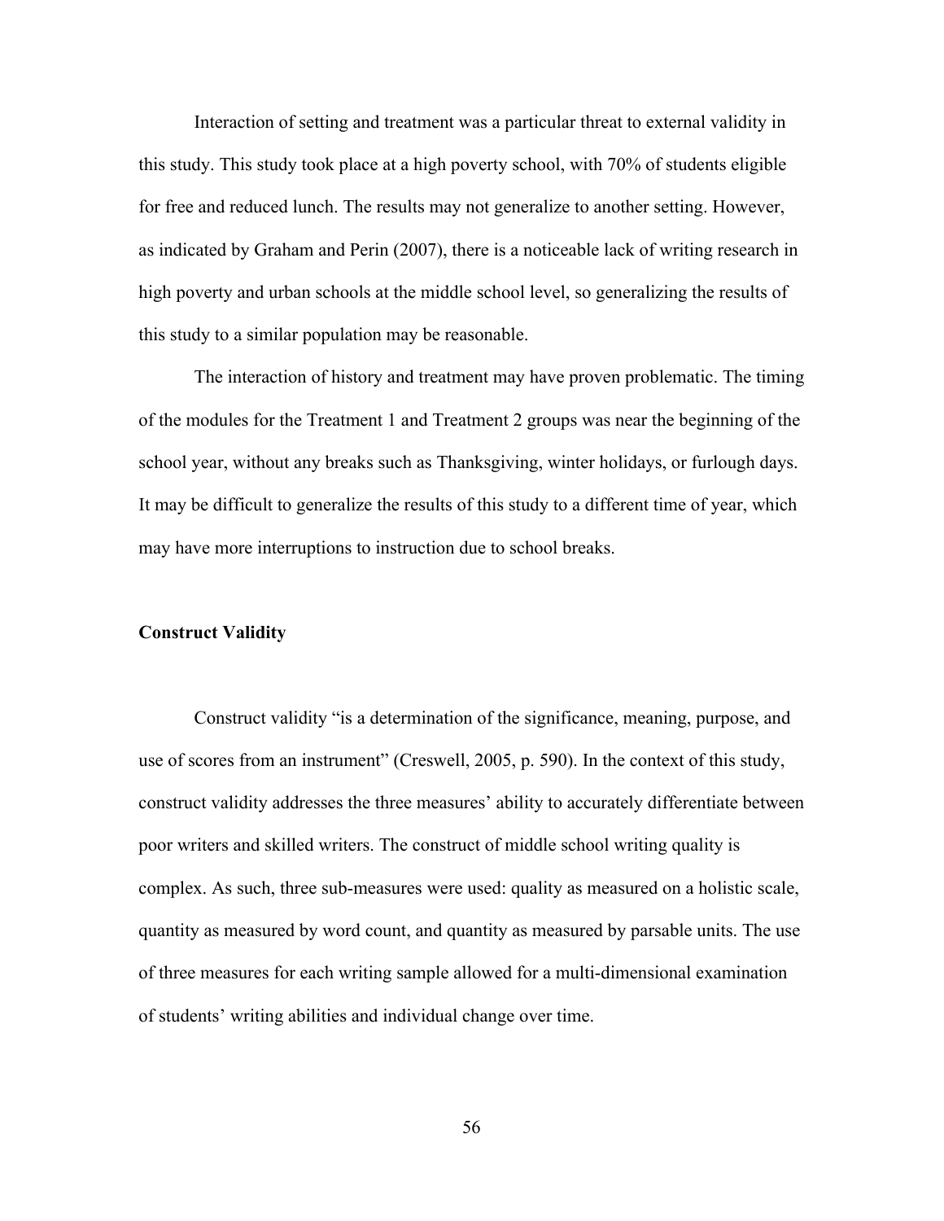Interaction of setting and treatment was a particular threat to external validity in this study. This study took place at a high poverty school, with 70% of students eligible for free and reduced lunch. The results may not generalize to another setting. However, as indicated by Graham and Perin (2007), there is a noticeable lack of writing research in high poverty and urban schools at the middle school level, so generalizing the results of this study to a similar population may be reasonable.

The interaction of history and treatment may have proven problematic. The timing of the modules for the Treatment 1 and Treatment 2 groups was near the beginning of the school year, without any breaks such as Thanksgiving, winter holidays, or furlough days. It may be difficult to generalize the results of this study to a different time of year, which may have more interruptions to instruction due to school breaks.

**Construct Validity**

Construct validity "is a determination of the significance, meaning, purpose, and use of scores from an instrument" (Creswell, 2005, p. 590). In the context of this study, construct validity addresses the three measures' ability to accurately differentiate between poor writers and skilled writers. The construct of middle school writing quality is complex. As such, three sub-measures were used: quality as measured on a holistic scale, quantity as measured by word count, and quantity as measured by parsable units. The use of three measures for each writing sample allowed for a multi-dimensional examination of students' writing abilities and individual change over time.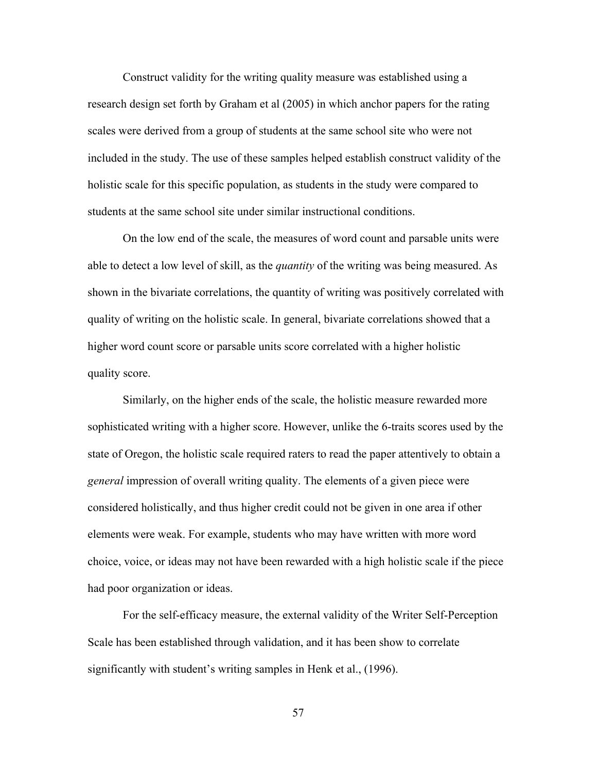Construct validity for the writing quality measure was established using a research design set forth by Graham et al (2005) in which anchor papers for the rating scales were derived from a group of students at the same school site who were not included in the study. The use of these samples helped establish construct validity of the holistic scale for this specific population, as students in the study were compared to students at the same school site under similar instructional conditions.

On the low end of the scale, the measures of word count and parsable units were able to detect a low level of skill, as the *quantity* of the writing was being measured. As shown in the bivariate correlations, the quantity of writing was positively correlated with quality of writing on the holistic scale. In general, bivariate correlations showed that a higher word count score or parsable units score correlated with a higher holistic quality score.

Similarly, on the higher ends of the scale, the holistic measure rewarded more sophisticated writing with a higher score. However, unlike the 6-traits scores used by the state of Oregon, the holistic scale required raters to read the paper attentively to obtain a *general* impression of overall writing quality. The elements of a given piece were considered holistically, and thus higher credit could not be given in one area if other elements were weak. For example, students who may have written with more word choice, voice, or ideas may not have been rewarded with a high holistic scale if the piece had poor organization or ideas.

For the self-efficacy measure, the external validity of the Writer Self-Perception Scale has been established through validation, and it has been show to correlate significantly with student's writing samples in Henk et al., (1996).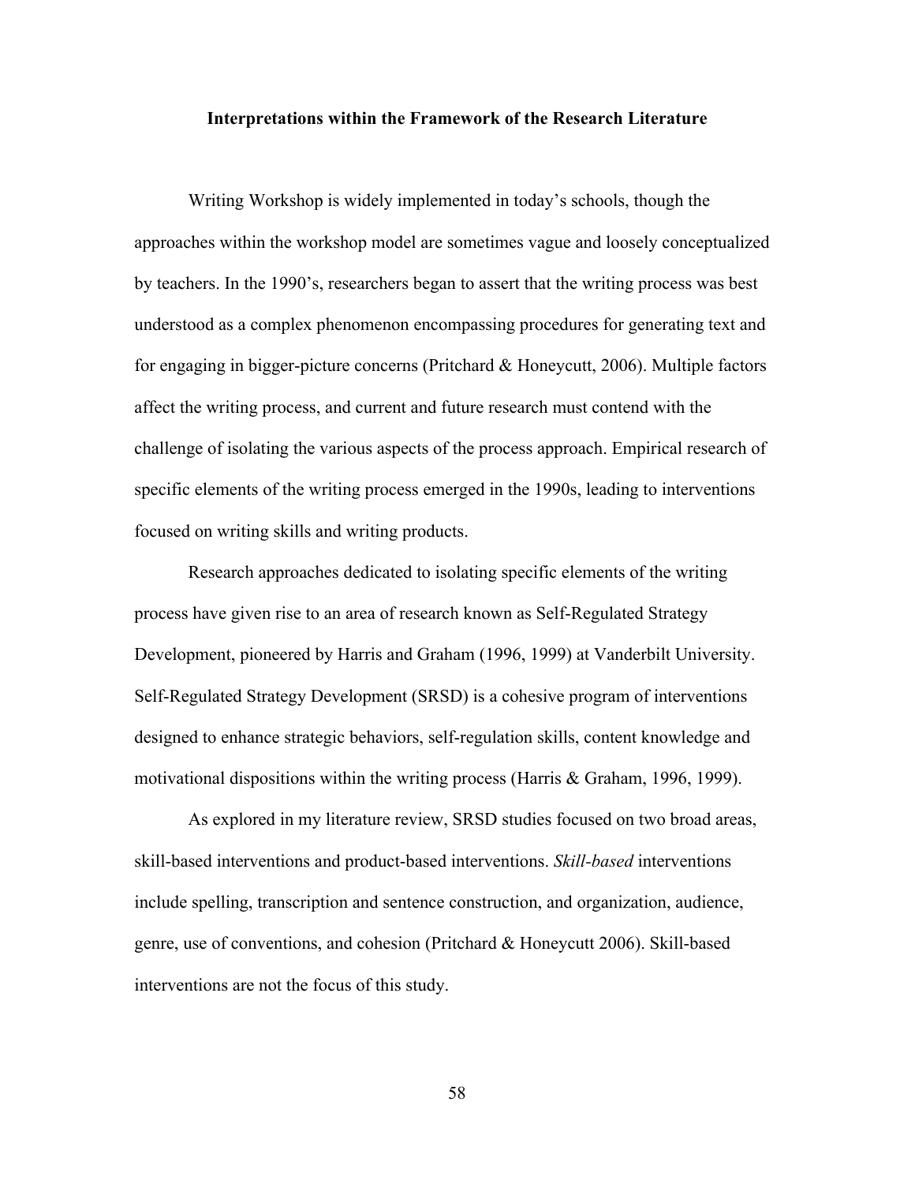## Interpretations within the Framework of the Research Literature

Writing Workshop is widely implemented in today's schools, though the approaches within the workshop model are sometimes vague and loosely conceptualized by teachers. In the 1990's, researchers began to assert that the writing process was best understood as a complex phenomenon encompassing procedures for generating text and for engaging in bigger-picture concerns (Pritchard & Honeycutt, 2006). Multiple factors affect the writing process, and current and future research must contend with the challenge of isolating the various aspects of the process approach. Empirical research of specific elements of the writing process emerged in the 1990s, leading to interventions focused on writing skills and writing products.

Research approaches dedicated to isolating specific elements of the writing process have given rise to an area of research known as Self-Regulated Strategy Development, pioneered by Harris and Graham (1996, 1999) at Vanderbilt University. Self-Regulated Strategy Development (SRSD) is a cohesive program of interventions designed to enhance strategic behaviors, self-regulation skills, content knowledge and motivational dispositions within the writing process (Harris & Graham, 1996, 1999).

As explored in my literature review, SRSD studies focused on two broad areas, skill-based interventions and product-based interventions. *Skill-based* interventions include spelling, transcription and sentence construction, and organization, audience, genre, use of conventions, and cohesion (Pritchard & Honeycutt 2006). Skill-based interventions are not the focus of this study.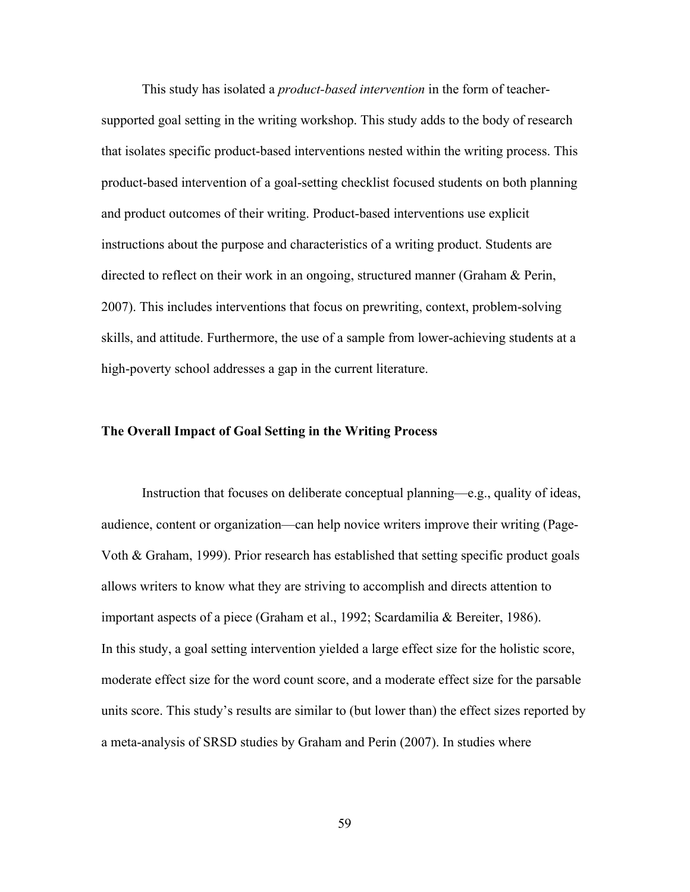This study has isolated a *product-based intervention* in the form of teacher-supported goal setting in the writing workshop. This study adds to the body of research that isolates specific product-based interventions nested within the writing process. This product-based intervention of a goal-setting checklist focused students on both planning and product outcomes of their writing. Product-based interventions use explicit instructions about the purpose and characteristics of a writing product. Students are directed to reflect on their work in an ongoing, structured manner (Graham & Perin, 2007). This includes interventions that focus on prewriting, context, problem-solving skills, and attitude. Furthermore, the use of a sample from lower-achieving students at a high-poverty school addresses a gap in the current literature.

**The Overall Impact of Goal Setting in the Writing Process**

Instruction that focuses on deliberate conceptual planning—e.g., quality of ideas, audience, content or organization—can help novice writers improve their writing (Page-Voth & Graham, 1999). Prior research has established that setting specific product goals allows writers to know what they are striving to accomplish and directs attention to important aspects of a piece (Graham et al., 1992; Scardamilia & Bereiter, 1986).
In this study, a goal setting intervention yielded a large effect size for the holistic score, moderate effect size for the word count score, and a moderate effect size for the parsable units score. This study's results are similar to (but lower than) the effect sizes reported by a meta-analysis of SRSD studies by Graham and Perin (2007). In studies where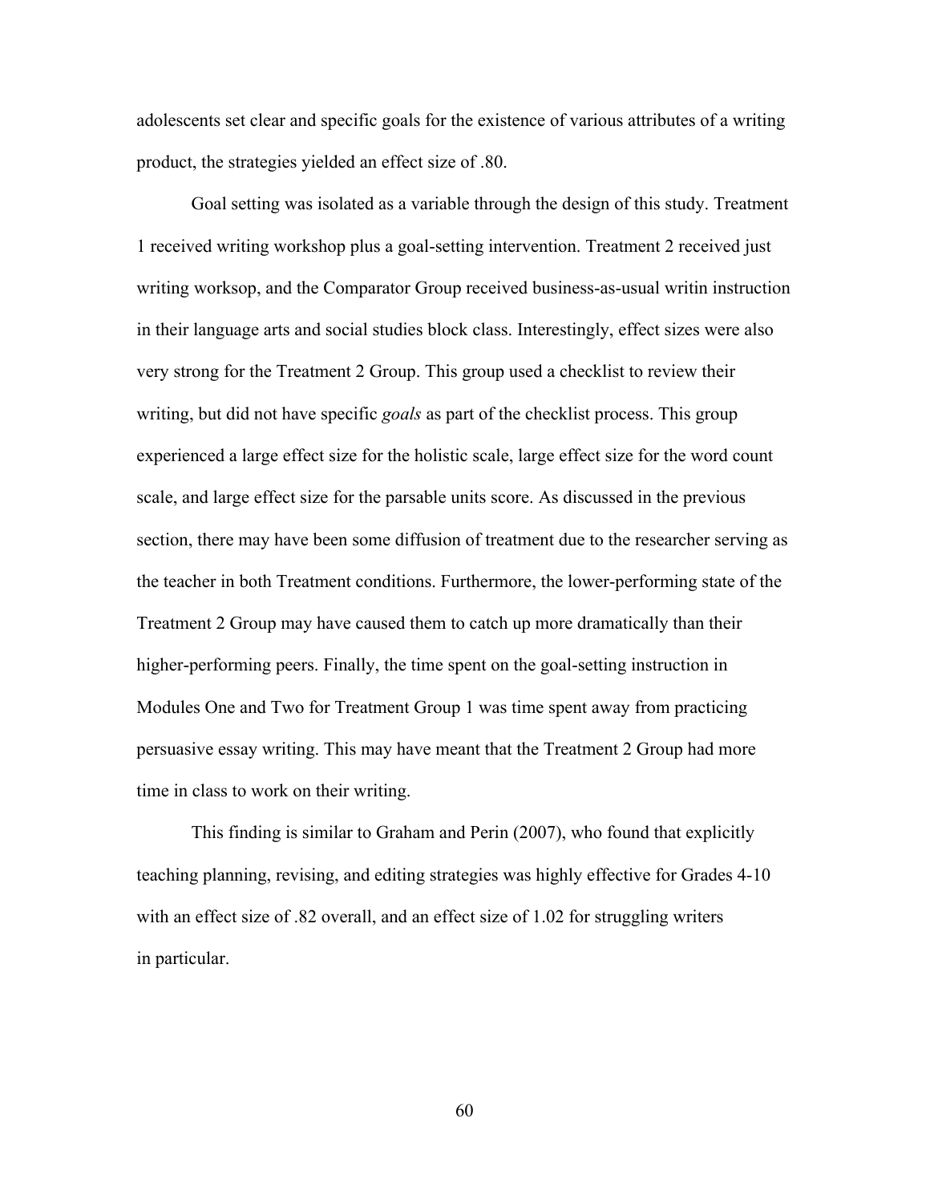adolescents set clear and specific goals for the existence of various attributes of a writing product, the strategies yielded an effect size of .80.

Goal setting was isolated as a variable through the design of this study. Treatment 1 received writing workshop plus a goal-setting intervention. Treatment 2 received just writing worksop, and the Comparator Group received business-as-usual writin instruction in their language arts and social studies block class. Interestingly, effect sizes were also very strong for the Treatment 2 Group. This group used a checklist to review their writing, but did not have specific *goals* as part of the checklist process. This group experienced a large effect size for the holistic scale, large effect size for the word count scale, and large effect size for the parsable units score. As discussed in the previous section, there may have been some diffusion of treatment due to the researcher serving as the teacher in both Treatment conditions. Furthermore, the lower-performing state of the Treatment 2 Group may have caused them to catch up more dramatically than their higher-performing peers. Finally, the time spent on the goal-setting instruction in Modules One and Two for Treatment Group 1 was time spent away from practicing persuasive essay writing. This may have meant that the Treatment 2 Group had more time in class to work on their writing.

This finding is similar to Graham and Perin (2007), who found that explicitly teaching planning, revising, and editing strategies was highly effective for Grades 4-10 with an effect size of .82 overall, and an effect size of 1.02 for struggling writers in particular.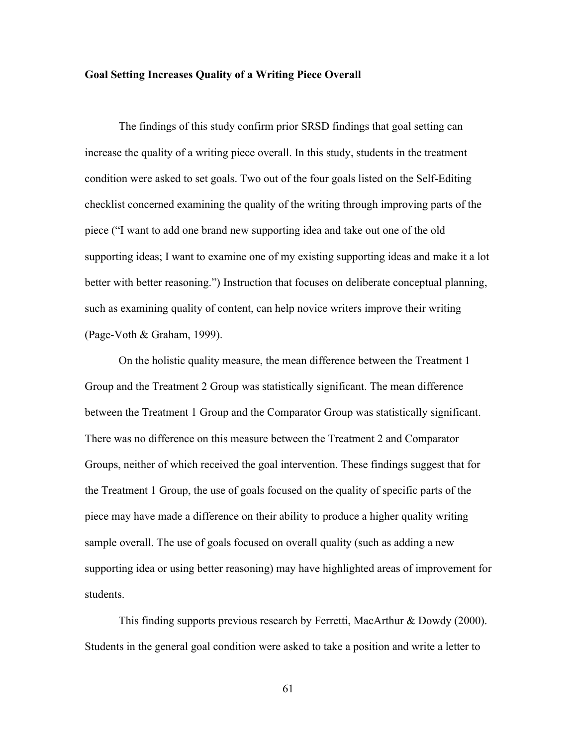**Goal Setting Increases Quality of a Writing Piece Overall**

The findings of this study confirm prior SRSD findings that goal setting can increase the quality of a writing piece overall. In this study, students in the treatment condition were asked to set goals. Two out of the four goals listed on the Self-Editing checklist concerned examining the quality of the writing through improving parts of the piece ("I want to add one brand new supporting idea and take out one of the old supporting ideas; I want to examine one of my existing supporting ideas and make it a lot better with better reasoning.") Instruction that focuses on deliberate conceptual planning, such as examining quality of content, can help novice writers improve their writing (Page-Voth & Graham, 1999).

On the holistic quality measure, the mean difference between the Treatment 1 Group and the Treatment 2 Group was statistically significant. The mean difference between the Treatment 1 Group and the Comparator Group was statistically significant. There was no difference on this measure between the Treatment 2 and Comparator Groups, neither of which received the goal intervention. These findings suggest that for the Treatment 1 Group, the use of goals focused on the quality of specific parts of the piece may have made a difference on their ability to produce a higher quality writing sample overall. The use of goals focused on overall quality (such as adding a new supporting idea or using better reasoning) may have highlighted areas of improvement for students.

This finding supports previous research by Ferretti, MacArthur & Dowdy (2000). Students in the general goal condition were asked to take a position and write a letter to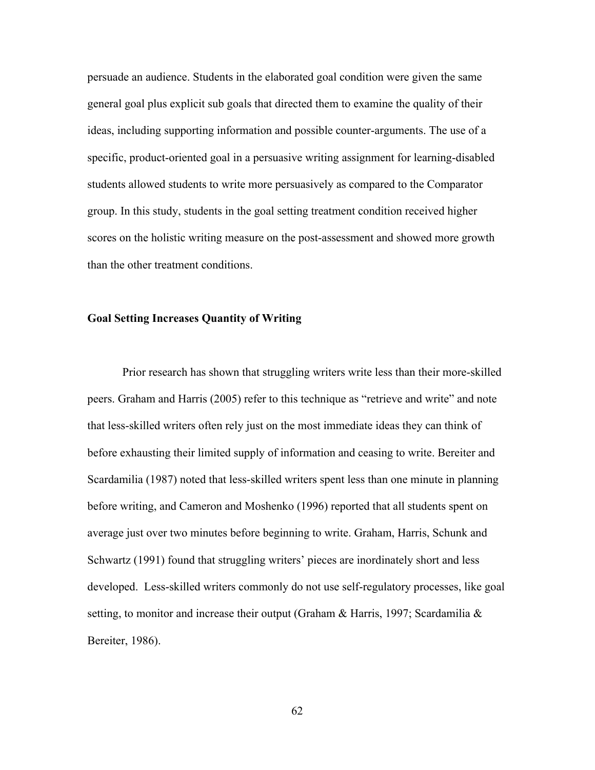persuade an audience. Students in the elaborated goal condition were given the same general goal plus explicit sub goals that directed them to examine the quality of their ideas, including supporting information and possible counter-arguments. The use of a specific, product-oriented goal in a persuasive writing assignment for learning-disabled students allowed students to write more persuasively as compared to the Comparator group. In this study, students in the goal setting treatment condition received higher scores on the holistic writing measure on the post-assessment and showed more growth than the other treatment conditions.

**Goal Setting Increases Quantity of Writing**

Prior research has shown that struggling writers write less than their more-skilled peers. Graham and Harris (2005) refer to this technique as "retrieve and write" and note that less-skilled writers often rely just on the most immediate ideas they can think of before exhausting their limited supply of information and ceasing to write. Bereiter and Scardamilia (1987) noted that less-skilled writers spent less than one minute in planning before writing, and Cameron and Moshenko (1996) reported that all students spent on average just over two minutes before beginning to write. Graham, Harris, Schunk and Schwartz (1991) found that struggling writers' pieces are inordinately short and less developed. Less-skilled writers commonly do not use self-regulatory processes, like goal setting, to monitor and increase their output (Graham & Harris, 1997; Scardamilia & Bereiter, 1986).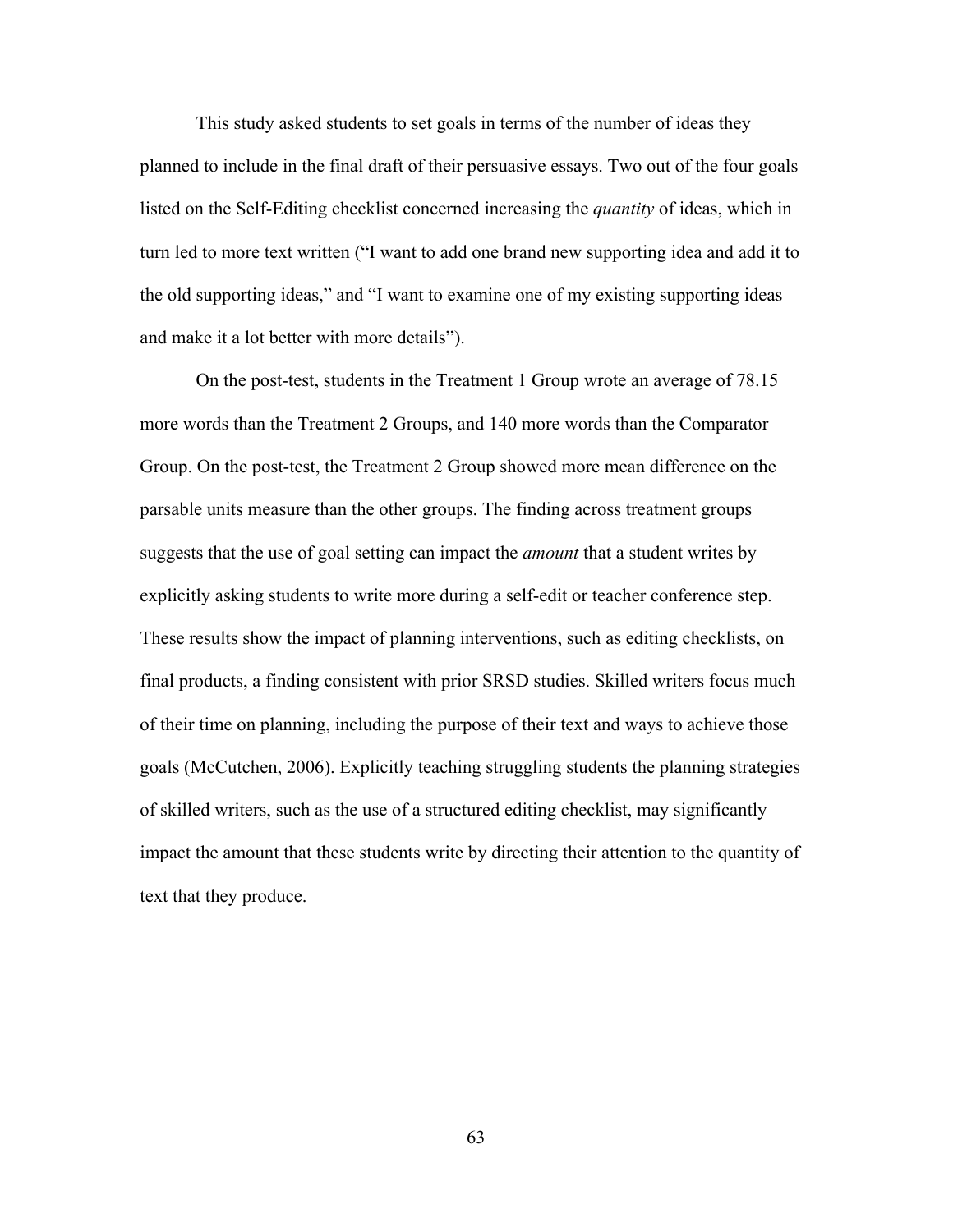This study asked students to set goals in terms of the number of ideas they planned to include in the final draft of their persuasive essays. Two out of the four goals listed on the Self-Editing checklist concerned increasing the *quantity* of ideas, which in turn led to more text written ("I want to add one brand new supporting idea and add it to the old supporting ideas," and "I want to examine one of my existing supporting ideas and make it a lot better with more details").

On the post-test, students in the Treatment 1 Group wrote an average of 78.15 more words than the Treatment 2 Groups, and 140 more words than the Comparator Group. On the post-test, the Treatment 2 Group showed more mean difference on the parsable units measure than the other groups. The finding across treatment groups suggests that the use of goal setting can impact the *amount* that a student writes by explicitly asking students to write more during a self-edit or teacher conference step. These results show the impact of planning interventions, such as editing checklists, on final products, a finding consistent with prior SRSD studies. Skilled writers focus much of their time on planning, including the purpose of their text and ways to achieve those goals (McCutchen, 2006). Explicitly teaching struggling students the planning strategies of skilled writers, such as the use of a structured editing checklist, may significantly impact the amount that these students write by directing their attention to the quantity of text that they produce.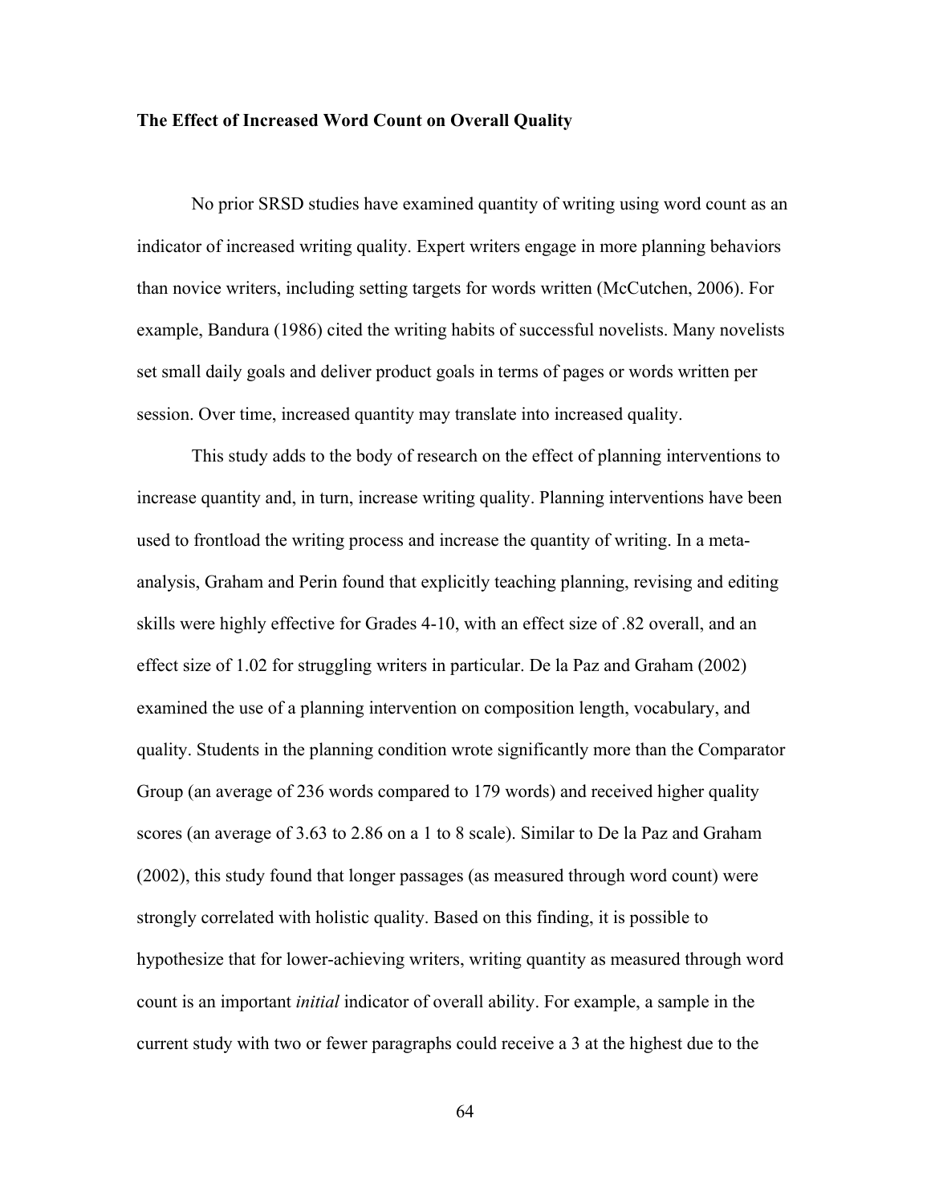**The Effect of Increased Word Count on Overall Quality**

No prior SRSD studies have examined quantity of writing using word count as an indicator of increased writing quality. Expert writers engage in more planning behaviors than novice writers, including setting targets for words written (McCutchen, 2006). For example, Bandura (1986) cited the writing habits of successful novelists. Many novelists set small daily goals and deliver product goals in terms of pages or words written per session. Over time, increased quantity may translate into increased quality.

This study adds to the body of research on the effect of planning interventions to increase quantity and, in turn, increase writing quality. Planning interventions have been used to frontload the writing process and increase the quantity of writing. In a meta-analysis, Graham and Perin found that explicitly teaching planning, revising and editing skills were highly effective for Grades 4-10, with an effect size of .82 overall, and an effect size of 1.02 for struggling writers in particular. De la Paz and Graham (2002) examined the use of a planning intervention on composition length, vocabulary, and quality. Students in the planning condition wrote significantly more than the Comparator Group (an average of 236 words compared to 179 words) and received higher quality scores (an average of 3.63 to 2.86 on a 1 to 8 scale). Similar to De la Paz and Graham (2002), this study found that longer passages (as measured through word count) were strongly correlated with holistic quality. Based on this finding, it is possible to hypothesize that for lower-achieving writers, writing quantity as measured through word count is an important *initial* indicator of overall ability. For example, a sample in the current study with two or fewer paragraphs could receive a 3 at the highest due to the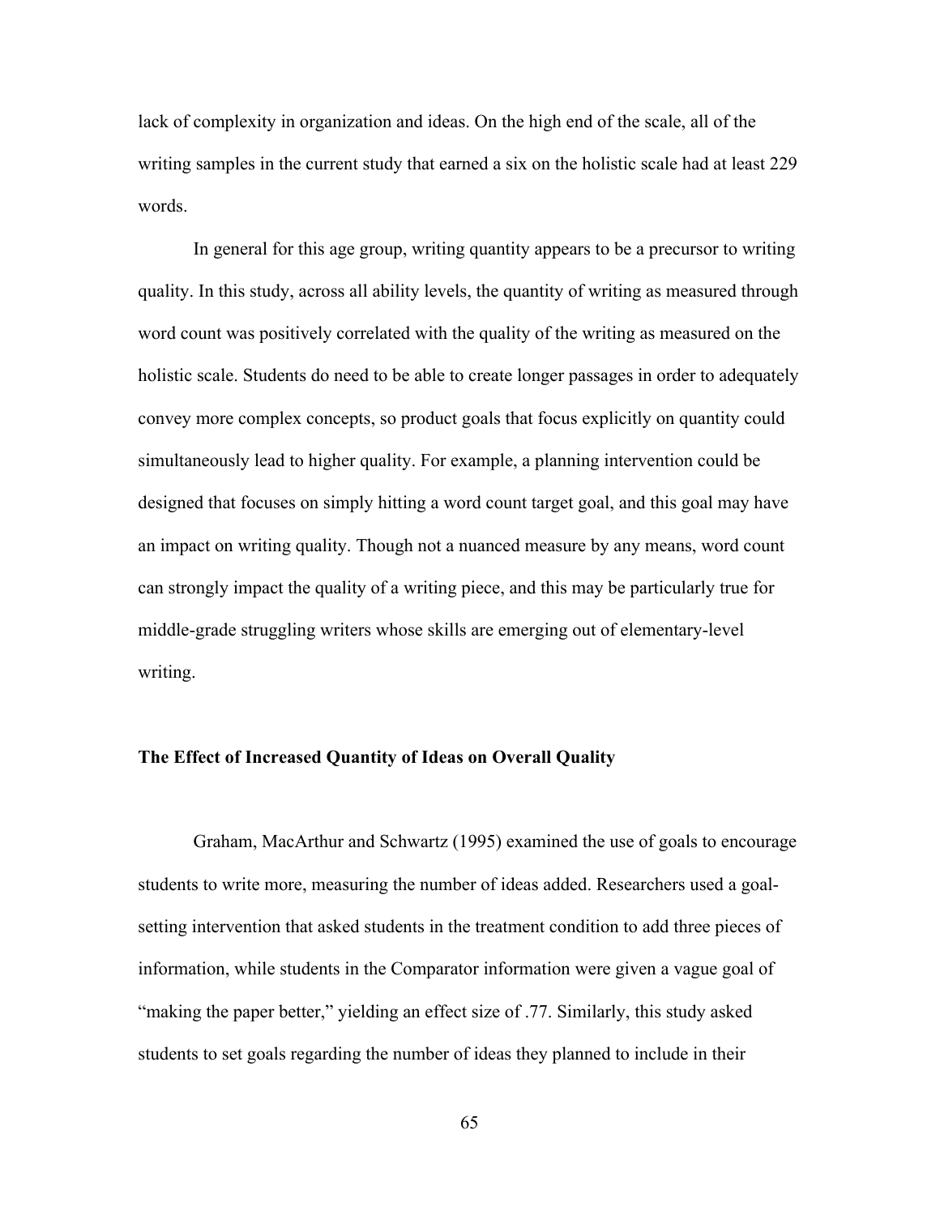lack of complexity in organization and ideas. On the high end of the scale, all of the writing samples in the current study that earned a six on the holistic scale had at least 229 words.

In general for this age group, writing quantity appears to be a precursor to writing quality. In this study, across all ability levels, the quantity of writing as measured through word count was positively correlated with the quality of the writing as measured on the holistic scale. Students do need to be able to create longer passages in order to adequately convey more complex concepts, so product goals that focus explicitly on quantity could simultaneously lead to higher quality. For example, a planning intervention could be designed that focuses on simply hitting a word count target goal, and this goal may have an impact on writing quality. Though not a nuanced measure by any means, word count can strongly impact the quality of a writing piece, and this may be particularly true for middle-grade struggling writers whose skills are emerging out of elementary-level writing.

**The Effect of Increased Quantity of Ideas on Overall Quality**

Graham, MacArthur and Schwartz (1995) examined the use of goals to encourage students to write more, measuring the number of ideas added. Researchers used a goal-setting intervention that asked students in the treatment condition to add three pieces of information, while students in the Comparator information were given a vague goal of "making the paper better," yielding an effect size of .77. Similarly, this study asked students to set goals regarding the number of ideas they planned to include in their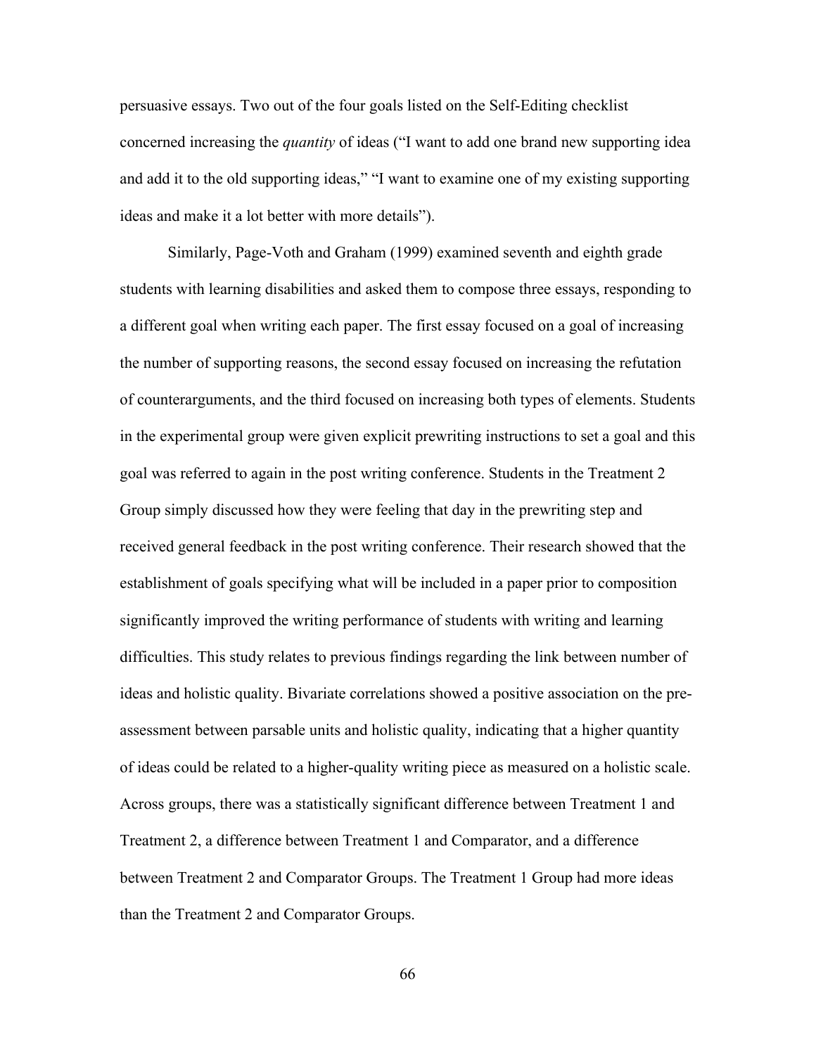persuasive essays. Two out of the four goals listed on the Self-Editing checklist concerned increasing the *quantity* of ideas ("I want to add one brand new supporting idea and add it to the old supporting ideas," "I want to examine one of my existing supporting ideas and make it a lot better with more details").

Similarly, Page-Voth and Graham (1999) examined seventh and eighth grade students with learning disabilities and asked them to compose three essays, responding to a different goal when writing each paper. The first essay focused on a goal of increasing the number of supporting reasons, the second essay focused on increasing the refutation of counterarguments, and the third focused on increasing both types of elements. Students in the experimental group were given explicit prewriting instructions to set a goal and this goal was referred to again in the post writing conference. Students in the Treatment 2 Group simply discussed how they were feeling that day in the prewriting step and received general feedback in the post writing conference. Their research showed that the establishment of goals specifying what will be included in a paper prior to composition significantly improved the writing performance of students with writing and learning difficulties. This study relates to previous findings regarding the link between number of ideas and holistic quality. Bivariate correlations showed a positive association on the pre-assessment between parsable units and holistic quality, indicating that a higher quantity of ideas could be related to a higher-quality writing piece as measured on a holistic scale. Across groups, there was a statistically significant difference between Treatment 1 and Treatment 2, a difference between Treatment 1 and Comparator, and a difference between Treatment 2 and Comparator Groups. The Treatment 1 Group had more ideas than the Treatment 2 and Comparator Groups.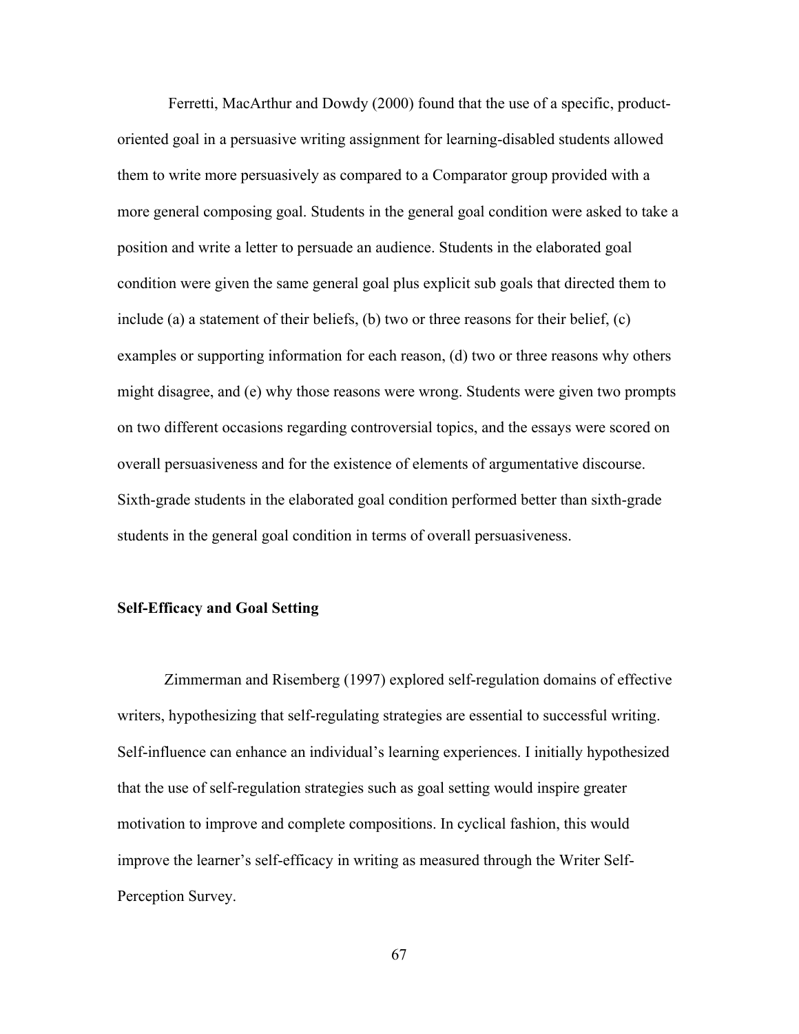Ferretti, MacArthur and Dowdy (2000) found that the use of a specific, product-oriented goal in a persuasive writing assignment for learning-disabled students allowed them to write more persuasively as compared to a Comparator group provided with a more general composing goal. Students in the general goal condition were asked to take a position and write a letter to persuade an audience. Students in the elaborated goal condition were given the same general goal plus explicit sub goals that directed them to include (a) a statement of their beliefs, (b) two or three reasons for their belief, (c) examples or supporting information for each reason, (d) two or three reasons why others might disagree, and (e) why those reasons were wrong. Students were given two prompts on two different occasions regarding controversial topics, and the essays were scored on overall persuasiveness and for the existence of elements of argumentative discourse. Sixth-grade students in the elaborated goal condition performed better than sixth-grade students in the general goal condition in terms of overall persuasiveness.

**Self-Efficacy and Goal Setting**

Zimmerman and Risemberg (1997) explored self-regulation domains of effective writers, hypothesizing that self-regulating strategies are essential to successful writing. Self-influence can enhance an individual's learning experiences. I initially hypothesized that the use of self-regulation strategies such as goal setting would inspire greater motivation to improve and complete compositions. In cyclical fashion, this would improve the learner's self-efficacy in writing as measured through the Writer Self-Perception Survey.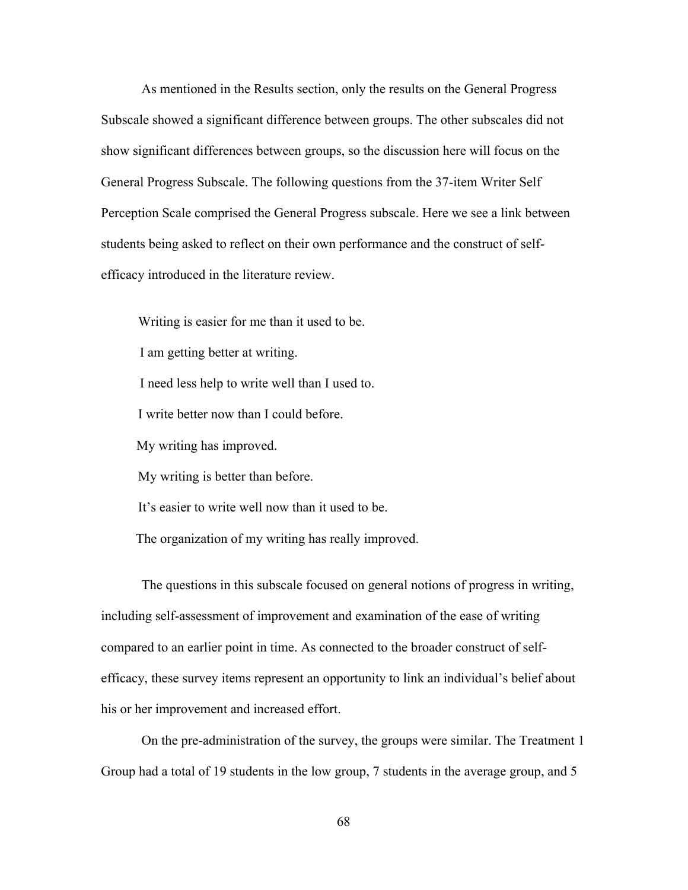As mentioned in the Results section, only the results on the General Progress Subscale showed a significant difference between groups. The other subscales did not show significant differences between groups, so the discussion here will focus on the General Progress Subscale. The following questions from the 37-item Writer Self Perception Scale comprised the General Progress subscale. Here we see a link between students being asked to reflect on their own performance and the construct of self-efficacy introduced in the literature review.

Writing is easier for me than it used to be.

I am getting better at writing.

I need less help to write well than I used to.

I write better now than I could before.

My writing has improved.

My writing is better than before.

It's easier to write well now than it used to be.

The organization of my writing has really improved.

The questions in this subscale focused on general notions of progress in writing, including self-assessment of improvement and examination of the ease of writing compared to an earlier point in time. As connected to the broader construct of self-efficacy, these survey items represent an opportunity to link an individual's belief about his or her improvement and increased effort.

On the pre-administration of the survey, the groups were similar. The Treatment 1 Group had a total of 19 students in the low group, 7 students in the average group, and 5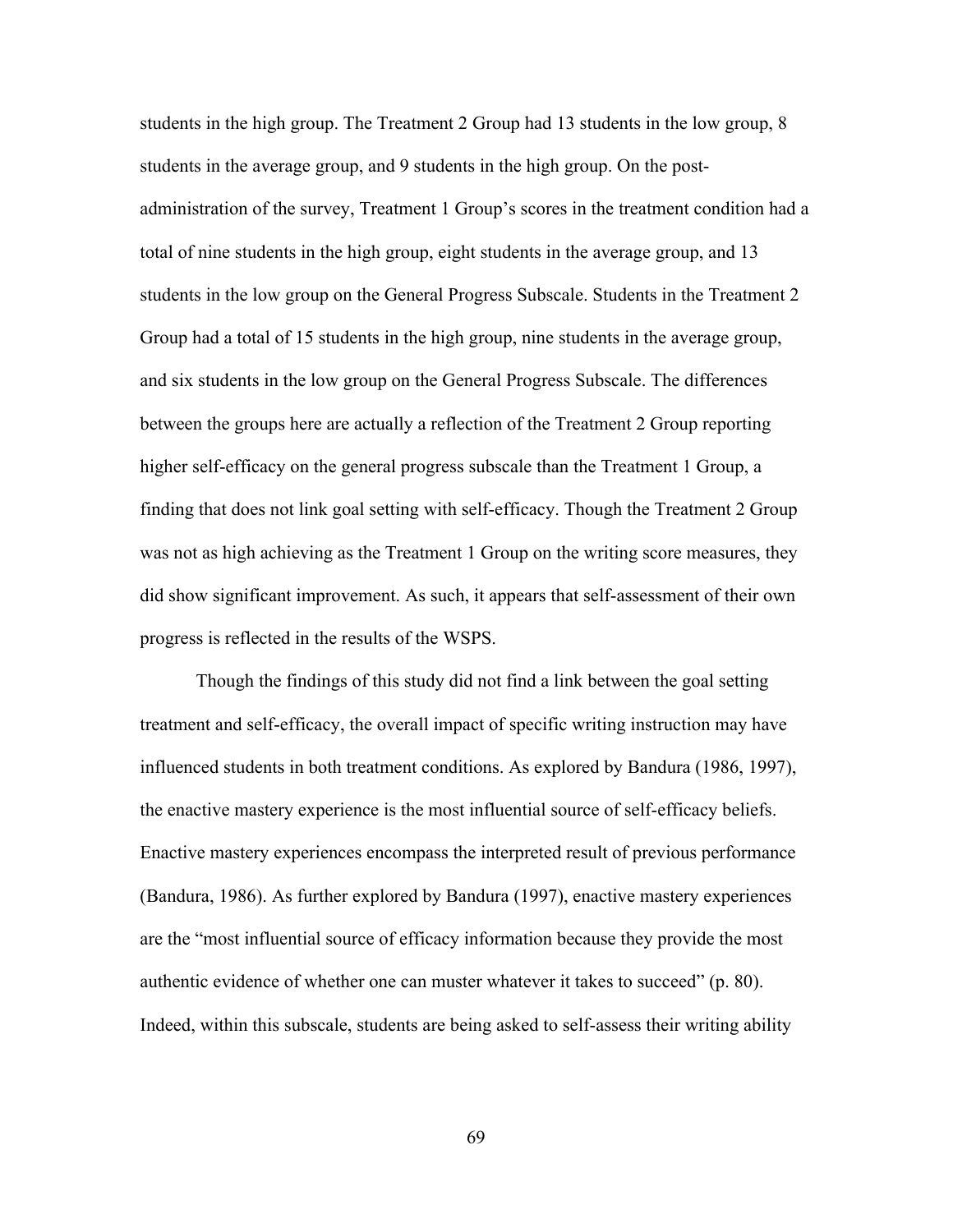students in the high group. The Treatment 2 Group had 13 students in the low group, 8 students in the average group, and 9 students in the high group. On the post-administration of the survey, Treatment 1 Group's scores in the treatment condition had a total of nine students in the high group, eight students in the average group, and 13 students in the low group on the General Progress Subscale. Students in the Treatment 2 Group had a total of 15 students in the high group, nine students in the average group, and six students in the low group on the General Progress Subscale. The differences between the groups here are actually a reflection of the Treatment 2 Group reporting higher self-efficacy on the general progress subscale than the Treatment 1 Group, a finding that does not link goal setting with self-efficacy. Though the Treatment 2 Group was not as high achieving as the Treatment 1 Group on the writing score measures, they did show significant improvement. As such, it appears that self-assessment of their own progress is reflected in the results of the WSPS.

Though the findings of this study did not find a link between the goal setting treatment and self-efficacy, the overall impact of specific writing instruction may have influenced students in both treatment conditions. As explored by Bandura (1986, 1997), the enactive mastery experience is the most influential source of self-efficacy beliefs. Enactive mastery experiences encompass the interpreted result of previous performance (Bandura, 1986). As further explored by Bandura (1997), enactive mastery experiences are the "most influential source of efficacy information because they provide the most authentic evidence of whether one can muster whatever it takes to succeed" (p. 80). Indeed, within this subscale, students are being asked to self-assess their writing ability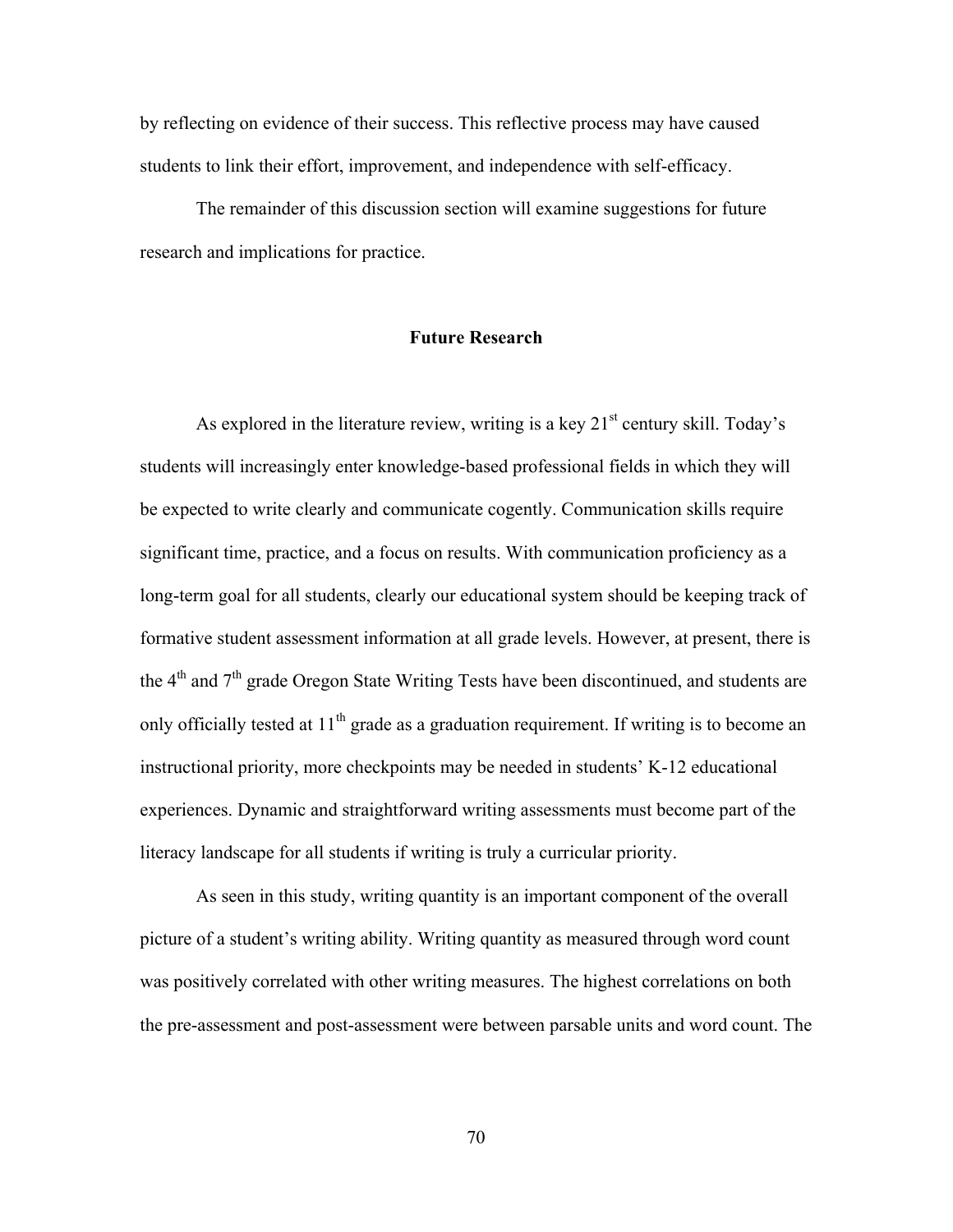by reflecting on evidence of their success. This reflective process may have caused students to link their effort, improvement, and independence with self-efficacy.

The remainder of this discussion section will examine suggestions for future research and implications for practice.

## Future Research

As explored in the literature review, writing is a key 21st century skill. Today's students will increasingly enter knowledge-based professional fields in which they will be expected to write clearly and communicate cogently. Communication skills require significant time, practice, and a focus on results. With communication proficiency as a long-term goal for all students, clearly our educational system should be keeping track of formative student assessment information at all grade levels. However, at present, there is the 4th and 7th grade Oregon State Writing Tests have been discontinued, and students are only officially tested at 11th grade as a graduation requirement. If writing is to become an instructional priority, more checkpoints may be needed in students' K-12 educational experiences. Dynamic and straightforward writing assessments must become part of the literacy landscape for all students if writing is truly a curricular priority.

As seen in this study, writing quantity is an important component of the overall picture of a student's writing ability. Writing quantity as measured through word count was positively correlated with other writing measures. The highest correlations on both the pre-assessment and post-assessment were between parsable units and word count. The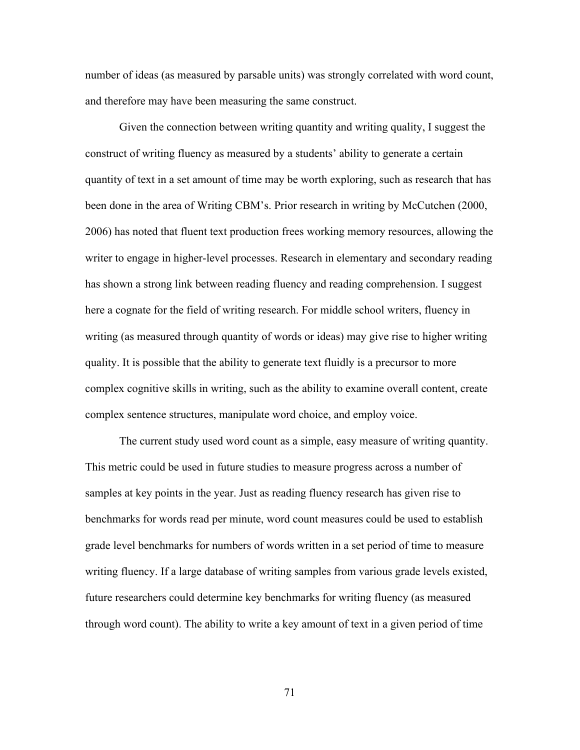number of ideas (as measured by parsable units) was strongly correlated with word count, and therefore may have been measuring the same construct.

Given the connection between writing quantity and writing quality, I suggest the construct of writing fluency as measured by a students' ability to generate a certain quantity of text in a set amount of time may be worth exploring, such as research that has been done in the area of Writing CBM's. Prior research in writing by McCutchen (2000, 2006) has noted that fluent text production frees working memory resources, allowing the writer to engage in higher-level processes. Research in elementary and secondary reading has shown a strong link between reading fluency and reading comprehension. I suggest here a cognate for the field of writing research. For middle school writers, fluency in writing (as measured through quantity of words or ideas) may give rise to higher writing quality. It is possible that the ability to generate text fluidly is a precursor to more complex cognitive skills in writing, such as the ability to examine overall content, create complex sentence structures, manipulate word choice, and employ voice.

The current study used word count as a simple, easy measure of writing quantity. This metric could be used in future studies to measure progress across a number of samples at key points in the year. Just as reading fluency research has given rise to benchmarks for words read per minute, word count measures could be used to establish grade level benchmarks for numbers of words written in a set period of time to measure writing fluency. If a large database of writing samples from various grade levels existed, future researchers could determine key benchmarks for writing fluency (as measured through word count). The ability to write a key amount of text in a given period of time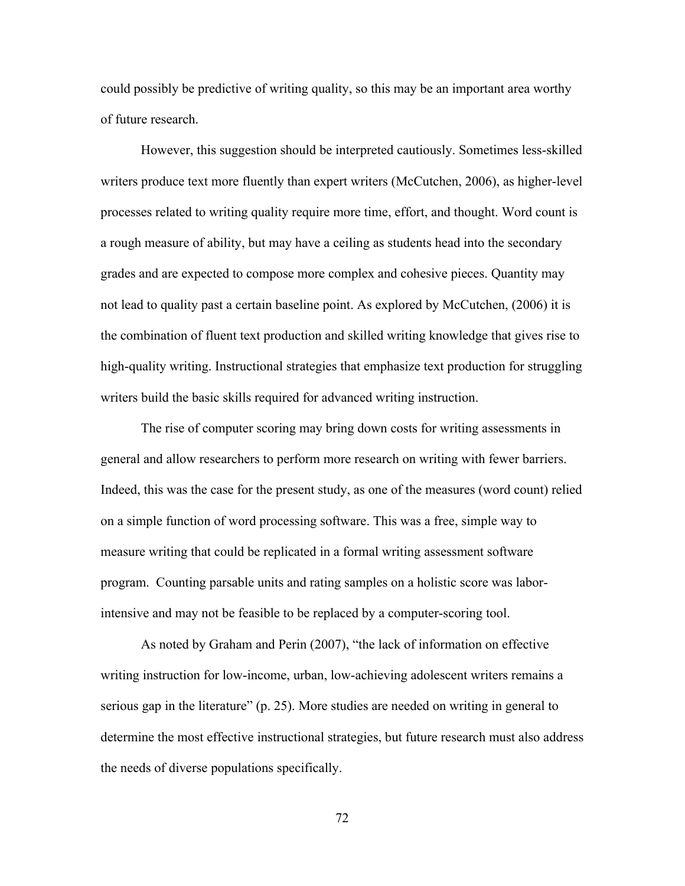could possibly be predictive of writing quality, so this may be an important area worthy of future research.

However, this suggestion should be interpreted cautiously. Sometimes less-skilled writers produce text more fluently than expert writers (McCutchen, 2006), as higher-level processes related to writing quality require more time, effort, and thought. Word count is a rough measure of ability, but may have a ceiling as students head into the secondary grades and are expected to compose more complex and cohesive pieces. Quantity may not lead to quality past a certain baseline point. As explored by McCutchen, (2006) it is the combination of fluent text production and skilled writing knowledge that gives rise to high-quality writing. Instructional strategies that emphasize text production for struggling writers build the basic skills required for advanced writing instruction.

The rise of computer scoring may bring down costs for writing assessments in general and allow researchers to perform more research on writing with fewer barriers. Indeed, this was the case for the present study, as one of the measures (word count) relied on a simple function of word processing software. This was a free, simple way to measure writing that could be replicated in a formal writing assessment software program. Counting parsable units and rating samples on a holistic score was labor-intensive and may not be feasible to be replaced by a computer-scoring tool.

As noted by Graham and Perin (2007), "the lack of information on effective writing instruction for low-income, urban, low-achieving adolescent writers remains a serious gap in the literature" (p. 25). More studies are needed on writing in general to determine the most effective instructional strategies, but future research must also address the needs of diverse populations specifically.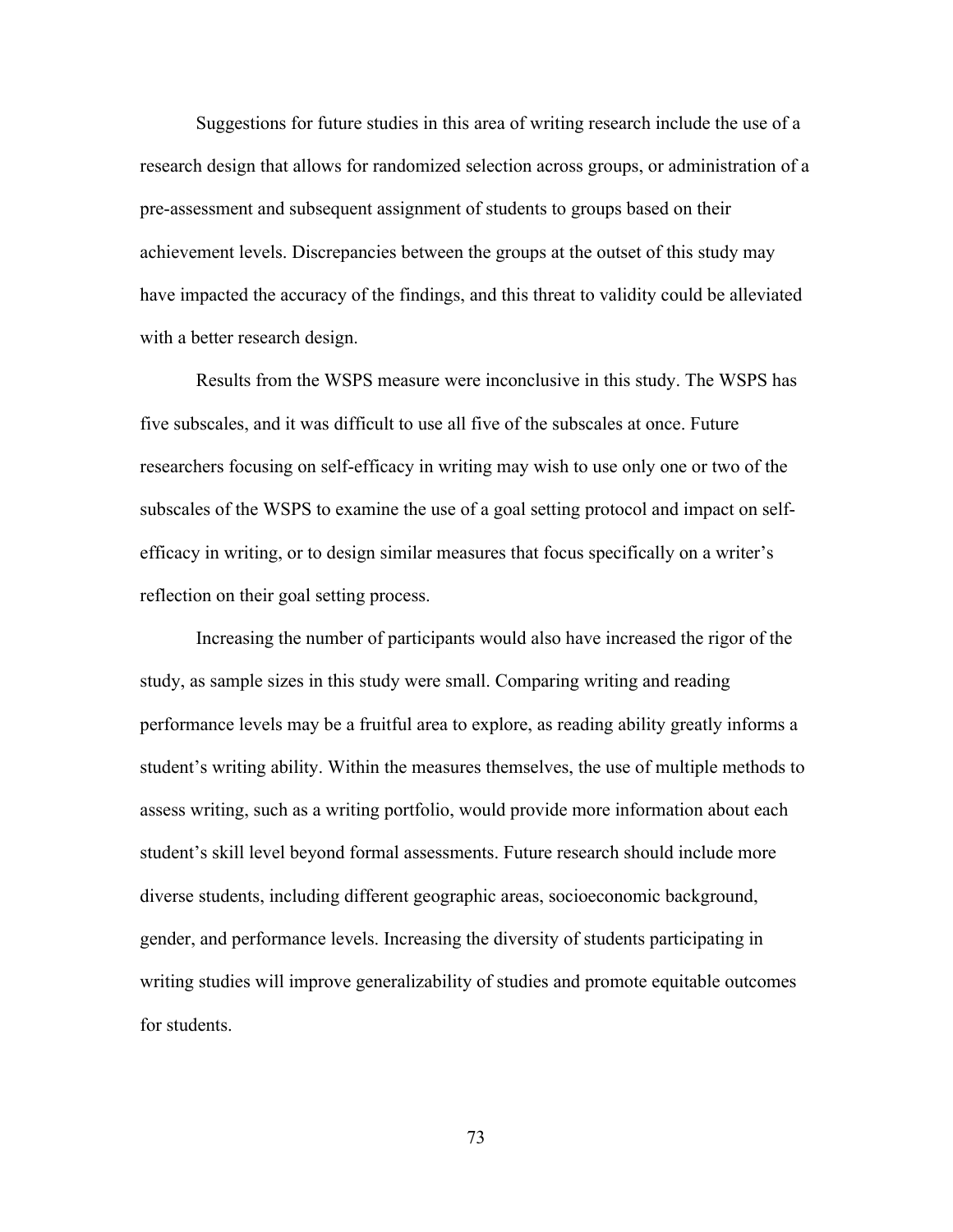Suggestions for future studies in this area of writing research include the use of a research design that allows for randomized selection across groups, or administration of a pre-assessment and subsequent assignment of students to groups based on their achievement levels. Discrepancies between the groups at the outset of this study may have impacted the accuracy of the findings, and this threat to validity could be alleviated with a better research design.

Results from the WSPS measure were inconclusive in this study. The WSPS has five subscales, and it was difficult to use all five of the subscales at once. Future researchers focusing on self-efficacy in writing may wish to use only one or two of the subscales of the WSPS to examine the use of a goal setting protocol and impact on self-efficacy in writing, or to design similar measures that focus specifically on a writer's reflection on their goal setting process.

Increasing the number of participants would also have increased the rigor of the study, as sample sizes in this study were small. Comparing writing and reading performance levels may be a fruitful area to explore, as reading ability greatly informs a student's writing ability. Within the measures themselves, the use of multiple methods to assess writing, such as a writing portfolio, would provide more information about each student's skill level beyond formal assessments. Future research should include more diverse students, including different geographic areas, socioeconomic background, gender, and performance levels. Increasing the diversity of students participating in writing studies will improve generalizability of studies and promote equitable outcomes for students.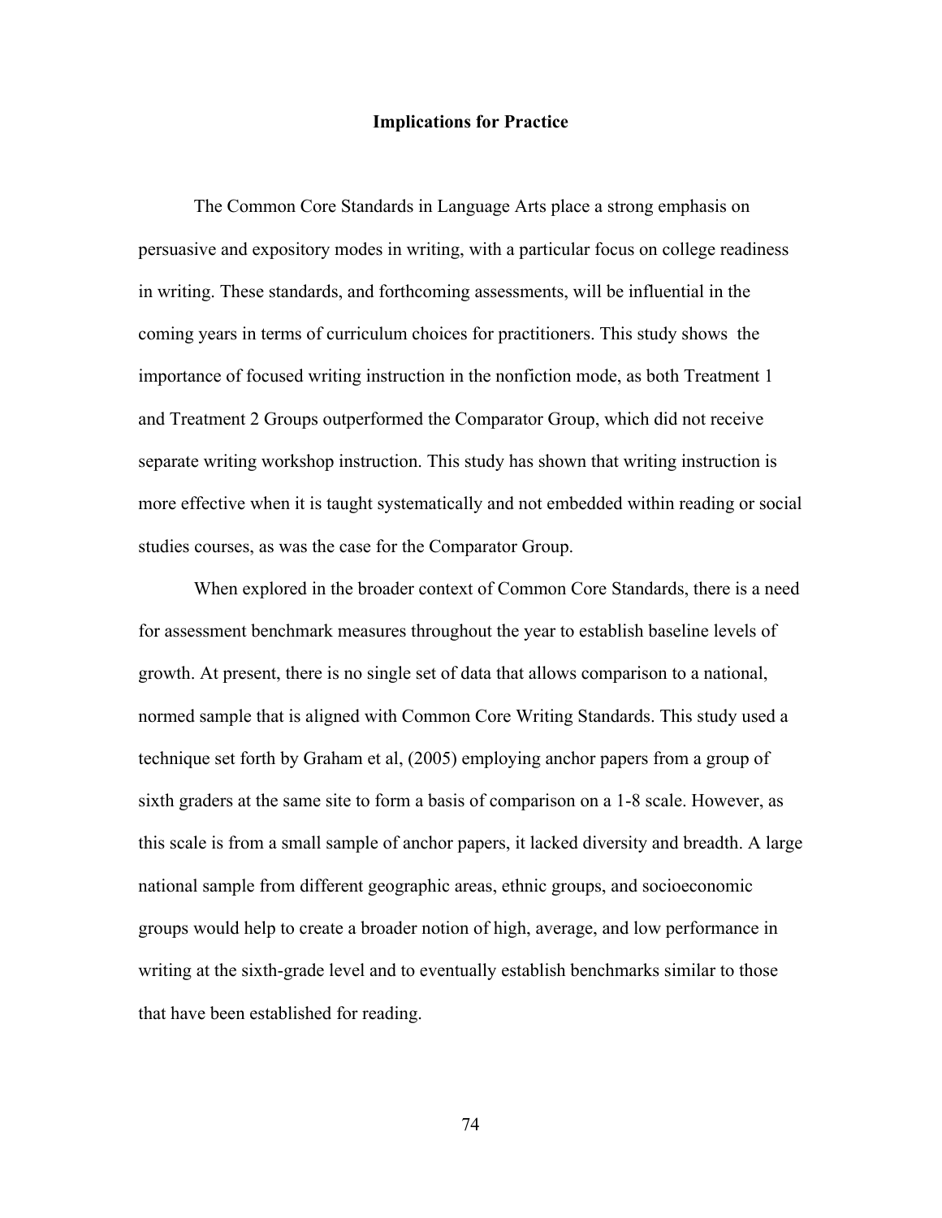## Implications for Practice

The Common Core Standards in Language Arts place a strong emphasis on persuasive and expository modes in writing, with a particular focus on college readiness in writing. These standards, and forthcoming assessments, will be influential in the coming years in terms of curriculum choices for practitioners. This study shows the importance of focused writing instruction in the nonfiction mode, as both Treatment 1 and Treatment 2 Groups outperformed the Comparator Group, which did not receive separate writing workshop instruction. This study has shown that writing instruction is more effective when it is taught systematically and not embedded within reading or social studies courses, as was the case for the Comparator Group.

When explored in the broader context of Common Core Standards, there is a need for assessment benchmark measures throughout the year to establish baseline levels of growth. At present, there is no single set of data that allows comparison to a national, normed sample that is aligned with Common Core Writing Standards. This study used a technique set forth by Graham et al, (2005) employing anchor papers from a group of sixth graders at the same site to form a basis of comparison on a 1-8 scale. However, as this scale is from a small sample of anchor papers, it lacked diversity and breadth. A large national sample from different geographic areas, ethnic groups, and socioeconomic groups would help to create a broader notion of high, average, and low performance in writing at the sixth-grade level and to eventually establish benchmarks similar to those that have been established for reading.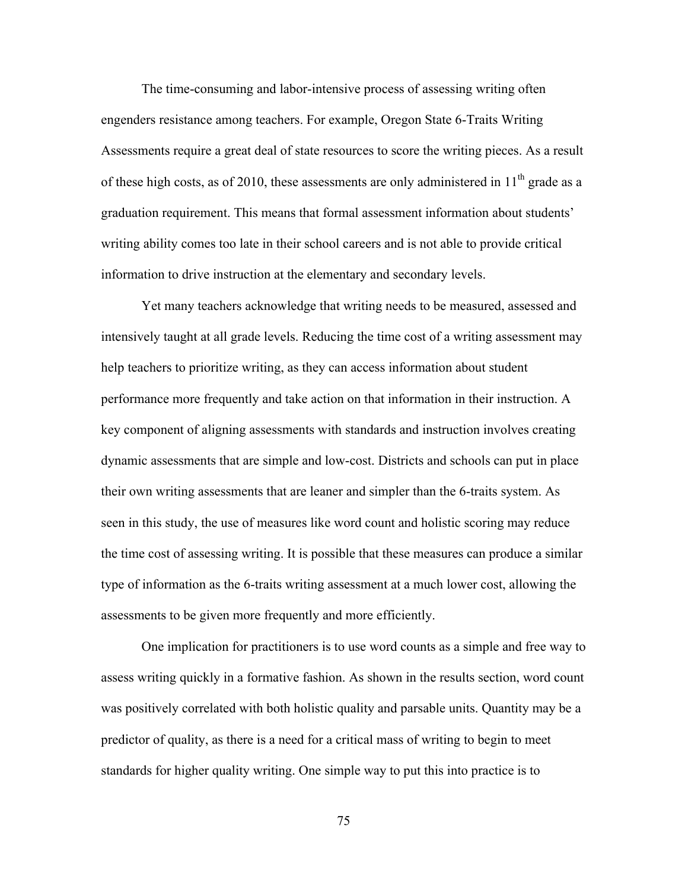The time-consuming and labor-intensive process of assessing writing often engenders resistance among teachers. For example, Oregon State 6-Traits Writing Assessments require a great deal of state resources to score the writing pieces. As a result of these high costs, as of 2010, these assessments are only administered in 11th grade as a graduation requirement. This means that formal assessment information about students' writing ability comes too late in their school careers and is not able to provide critical information to drive instruction at the elementary and secondary levels.

Yet many teachers acknowledge that writing needs to be measured, assessed and intensively taught at all grade levels. Reducing the time cost of a writing assessment may help teachers to prioritize writing, as they can access information about student performance more frequently and take action on that information in their instruction. A key component of aligning assessments with standards and instruction involves creating dynamic assessments that are simple and low-cost. Districts and schools can put in place their own writing assessments that are leaner and simpler than the 6-traits system. As seen in this study, the use of measures like word count and holistic scoring may reduce the time cost of assessing writing. It is possible that these measures can produce a similar type of information as the 6-traits writing assessment at a much lower cost, allowing the assessments to be given more frequently and more efficiently.

One implication for practitioners is to use word counts as a simple and free way to assess writing quickly in a formative fashion. As shown in the results section, word count was positively correlated with both holistic quality and parsable units. Quantity may be a predictor of quality, as there is a need for a critical mass of writing to begin to meet standards for higher quality writing. One simple way to put this into practice is to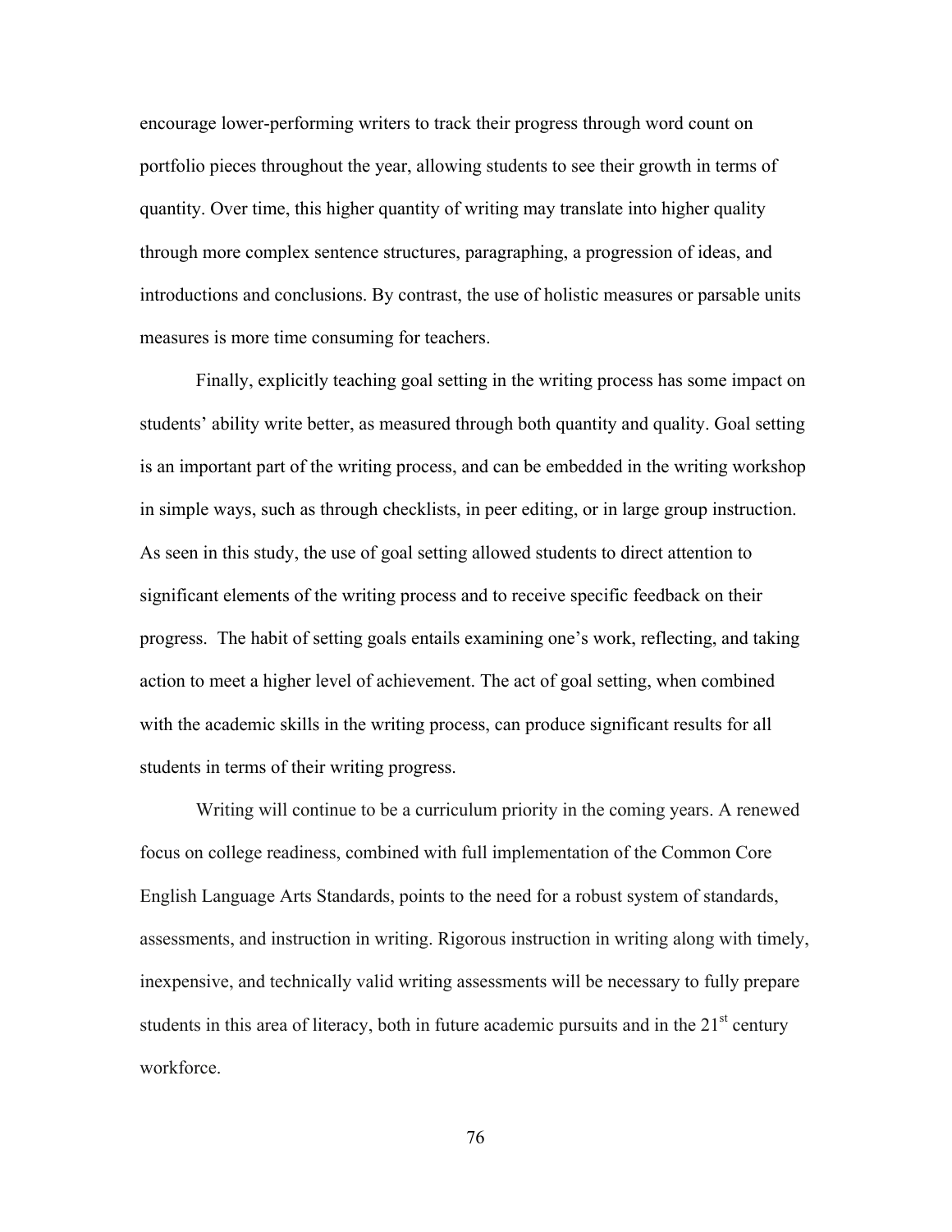encourage lower-performing writers to track their progress through word count on portfolio pieces throughout the year, allowing students to see their growth in terms of quantity. Over time, this higher quantity of writing may translate into higher quality through more complex sentence structures, paragraphing, a progression of ideas, and introductions and conclusions. By contrast, the use of holistic measures or parsable units measures is more time consuming for teachers.

Finally, explicitly teaching goal setting in the writing process has some impact on students' ability write better, as measured through both quantity and quality. Goal setting is an important part of the writing process, and can be embedded in the writing workshop in simple ways, such as through checklists, in peer editing, or in large group instruction. As seen in this study, the use of goal setting allowed students to direct attention to significant elements of the writing process and to receive specific feedback on their progress. The habit of setting goals entails examining one's work, reflecting, and taking action to meet a higher level of achievement. The act of goal setting, when combined with the academic skills in the writing process, can produce significant results for all students in terms of their writing progress.

Writing will continue to be a curriculum priority in the coming years. A renewed focus on college readiness, combined with full implementation of the Common Core English Language Arts Standards, points to the need for a robust system of standards, assessments, and instruction in writing. Rigorous instruction in writing along with timely, inexpensive, and technically valid writing assessments will be necessary to fully prepare students in this area of literacy, both in future academic pursuits and in the 21st century workforce.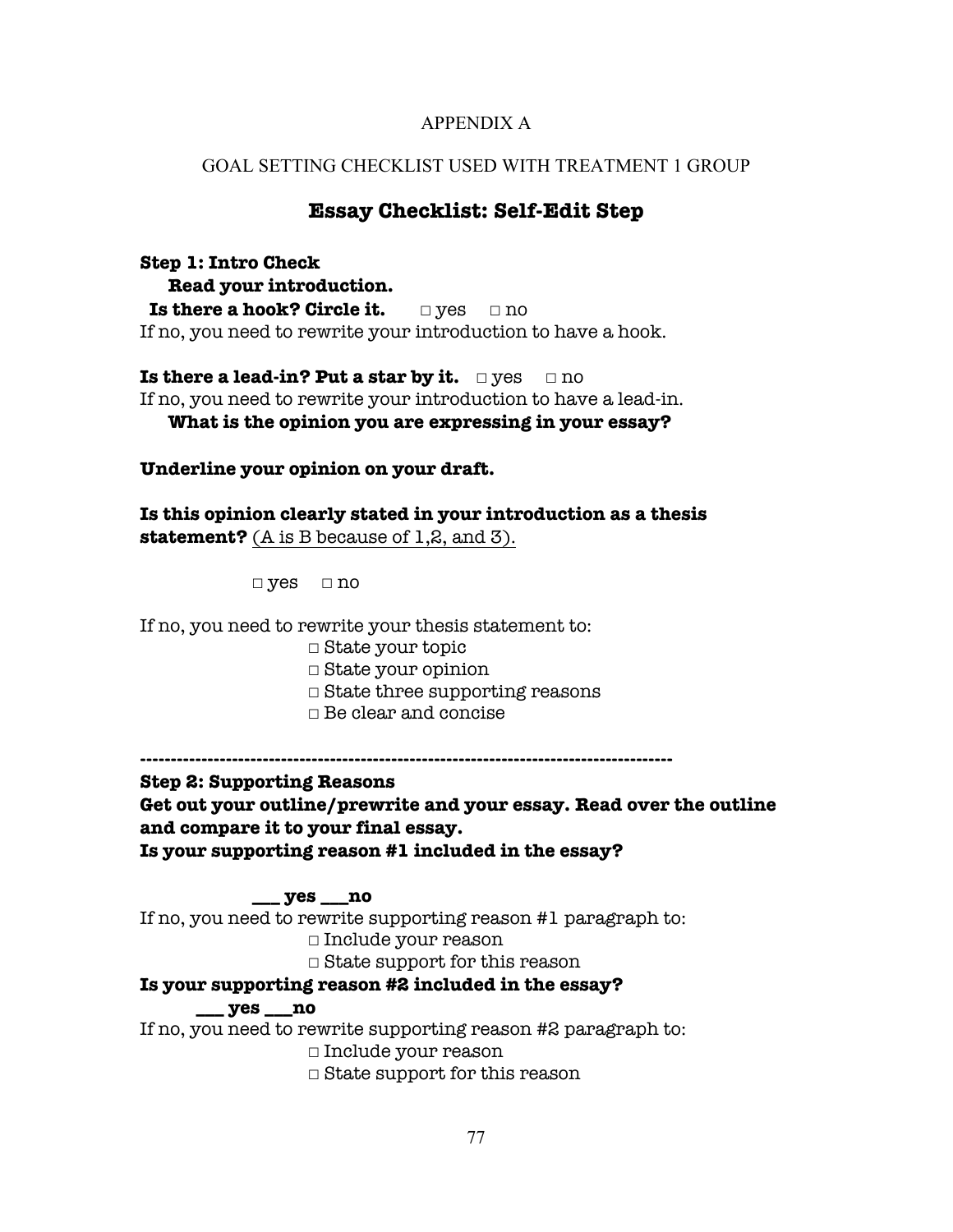APPENDIX A

GOAL SETTING CHECKLIST USED WITH TREATMENT 1 GROUP

## Essay Checklist: Self-Edit Step

**Step 1: Intro Check**

**Read your introduction.**

**Is there a hook? Circle it.** □ yes □ no

If no, you need to rewrite your introduction to have a hook.

**Is there a lead-in? Put a star by it.** □ yes □ no

If no, you need to rewrite your introduction to have a lead-in.

**What is the opinion you are expressing in your essay?**

**Underline your opinion on your draft.**

**Is this opinion clearly stated in your introduction as a thesis statement?** <u>(A is B because of 1,2, and 3).</u>

□ yes □ no

If no, you need to rewrite your thesis statement to:

- □ State your topic
- □ State your opinion
- □ State three supporting reasons
- □ Be clear and concise

---

**Step 2: Supporting Reasons**

**Get out your outline/prewrite and your essay. Read over the outline and compare it to your final essay.**

**Is your supporting reason #1 included in the essay?**

**___ yes ___no**

If no, you need to rewrite supporting reason #1 paragraph to:

- □ Include your reason
- □ State support for this reason

**Is your supporting reason #2 included in the essay?**

**___ yes ___no**

If no, you need to rewrite supporting reason #2 paragraph to:

- □ Include your reason
- □ State support for this reason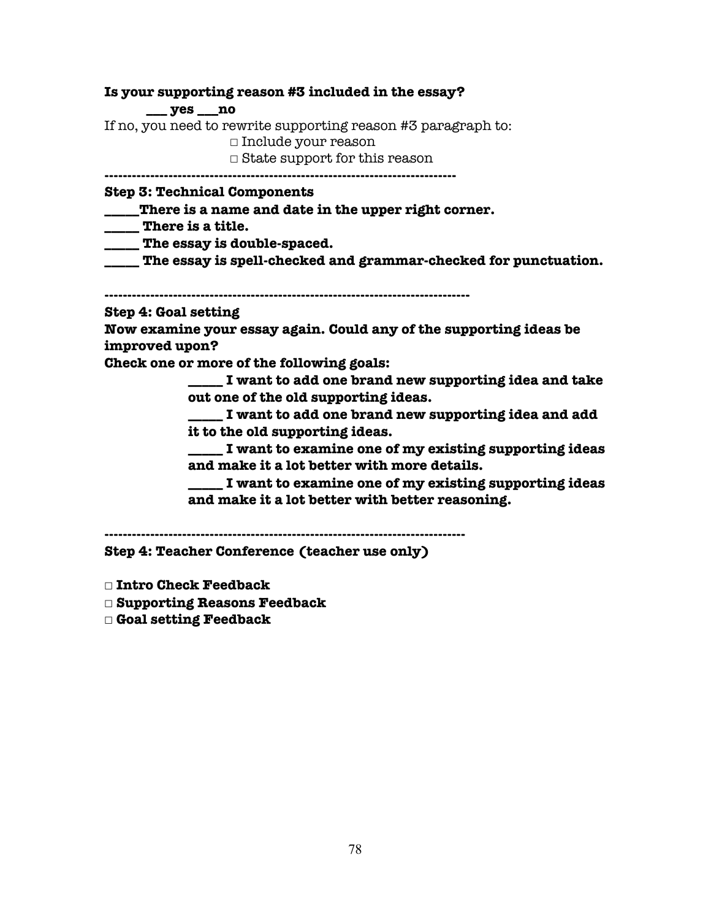**Is your supporting reason #3 included in the essay?**

**___ yes ___no**

If no, you need to rewrite supporting reason #3 paragraph to:

□ Include your reason

□ State support for this reason

---

**Step 3: Technical Components**

**_____There is a name and date in the upper right corner.**

**_____ There is a title.**

**_____ The essay is double-spaced.**

**_____ The essay is spell-checked and grammar-checked for punctuation.**

---

**Step 4: Goal setting**

**Now examine your essay again. Could any of the supporting ideas be improved upon?**

**Check one or more of the following goals:**

**_____ I want to add one brand new supporting idea and take out one of the old supporting ideas.**

**_____ I want to add one brand new supporting idea and add it to the old supporting ideas.**

**_____ I want to examine one of my existing supporting ideas and make it a lot better with more details.**

**_____ I want to examine one of my existing supporting ideas and make it a lot better with better reasoning.**

---

**Step 4: Teacher Conference (teacher use only)**

**□ Intro Check Feedback**

**□ Supporting Reasons Feedback**

**□ Goal setting Feedback**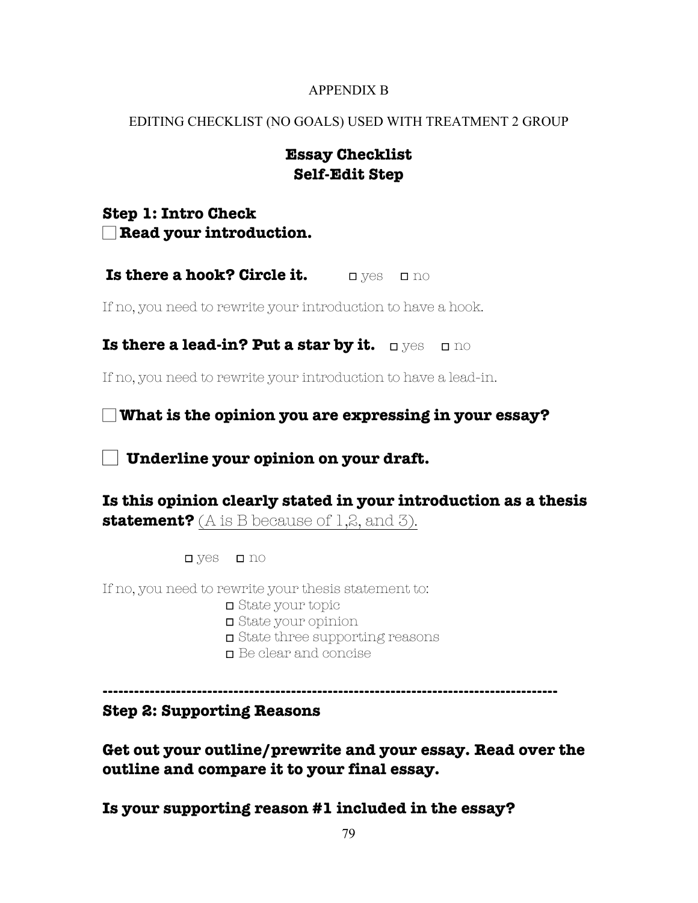APPENDIX B

EDITING CHECKLIST (NO GOALS) USED WITH TREATMENT 2 GROUP

## Essay Checklist
## Self-Edit Step

### Step 1: Intro Check

☐ **Read your introduction.**

**Is there a hook? Circle it.** ☐ yes ☐ no

If no, you need to rewrite your introduction to have a hook.

**Is there a lead-in? Put a star by it.** ☐ yes ☐ no

If no, you need to rewrite your introduction to have a lead-in.

☐ **What is the opinion you are expressing in your essay?**

☐ **Underline your opinion on your draft.**

**Is this opinion clearly stated in your introduction as a thesis statement?** (A is B because of 1,2, and 3).

☐ yes ☐ no

If no, you need to rewrite your thesis statement to:

- ☐ State your topic
- ☐ State your opinion
- ☐ State three supporting reasons
- ☐ Be clear and concise

---

### Step 2: Supporting Reasons

**Get out your outline/prewrite and your essay. Read over the outline and compare it to your final essay.**

**Is your supporting reason #1 included in the essay?**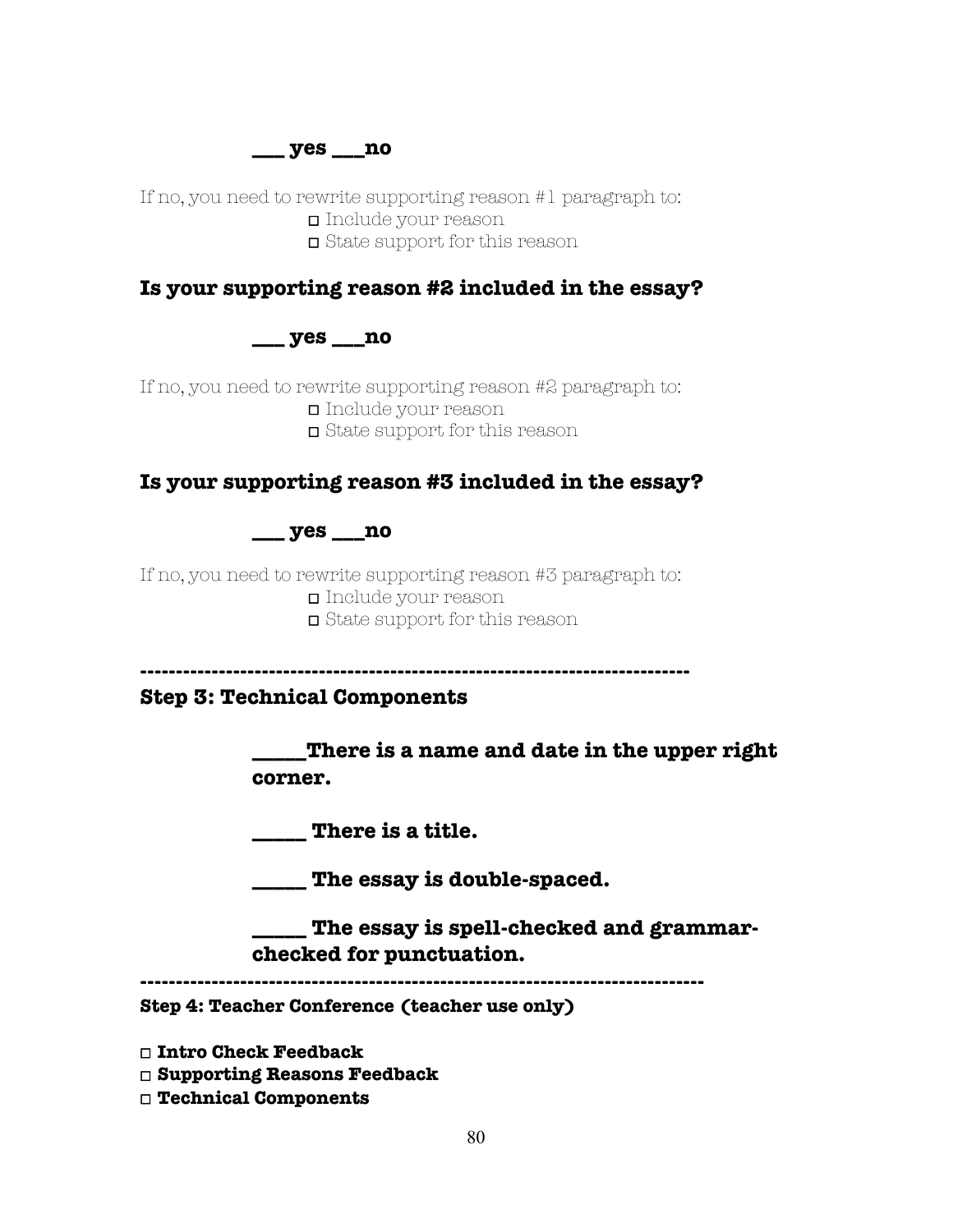**___ yes ___no**

If no, you need to rewrite supporting reason #1 paragraph to:

- ☐ Include your reason
- ☐ State support for this reason

**Is your supporting reason #2 included in the essay?**

**___ yes ___no**

If no, you need to rewrite supporting reason #2 paragraph to:

- ☐ Include your reason
- ☐ State support for this reason

**Is your supporting reason #3 included in the essay?**

**___ yes ___no**

If no, you need to rewrite supporting reason #3 paragraph to:

- ☐ Include your reason
- ☐ State support for this reason

---

**Step 3: Technical Components**

**_____There is a name and date in the upper right corner.**

**_____ There is a title.**

**_____ The essay is double-spaced.**

**_____ The essay is spell-checked and grammar-checked for punctuation.**

---

**Step 4: Teacher Conference (teacher use only)**

- ☐ **Intro Check Feedback**
- ☐ **Supporting Reasons Feedback**
- ☐ **Technical Components**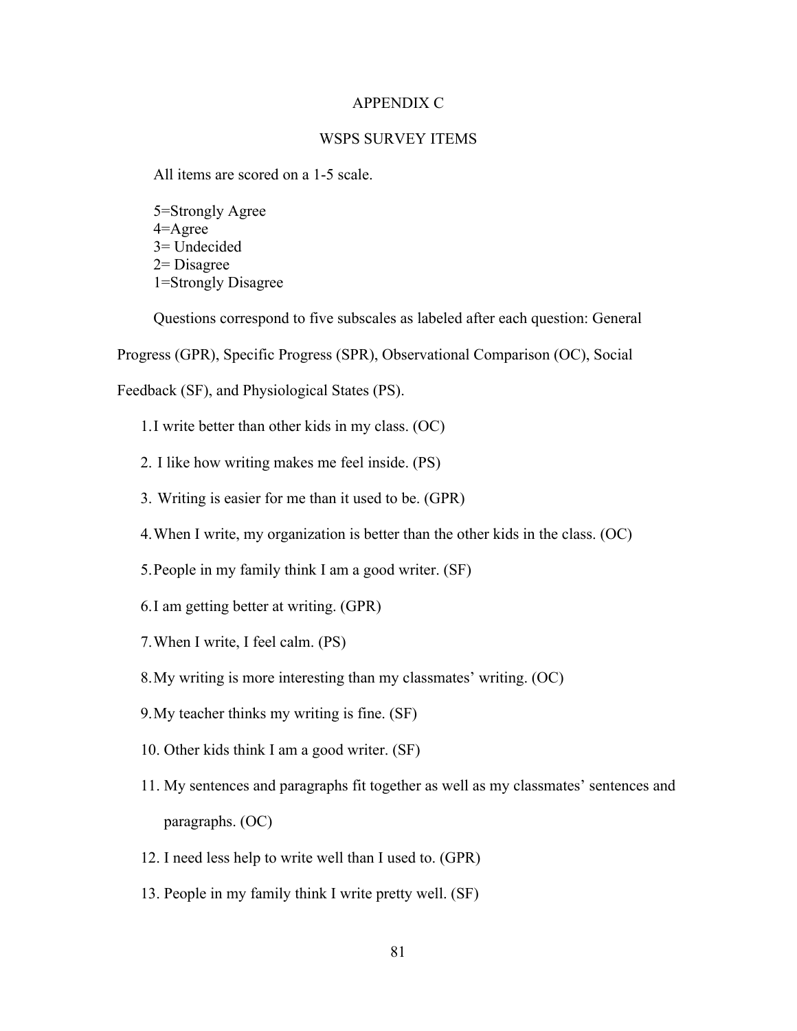# APPENDIX C

## WSPS SURVEY ITEMS

All items are scored on a 1-5 scale.

5=Strongly Agree
4=Agree
3= Undecided
2= Disagree
1=Strongly Disagree

Questions correspond to five subscales as labeled after each question: General Progress (GPR), Specific Progress (SPR), Observational Comparison (OC), Social Feedback (SF), and Physiological States (PS).

1. I write better than other kids in my class. (OC)
2. I like how writing makes me feel inside. (PS)
3. Writing is easier for me than it used to be. (GPR)
4. When I write, my organization is better than the other kids in the class. (OC)
5. People in my family think I am a good writer. (SF)
6. I am getting better at writing. (GPR)
7. When I write, I feel calm. (PS)
8. My writing is more interesting than my classmates' writing. (OC)
9. My teacher thinks my writing is fine. (SF)
10. Other kids think I am a good writer. (SF)
11. My sentences and paragraphs fit together as well as my classmates' sentences and paragraphs. (OC)
12. I need less help to write well than I used to. (GPR)
13. People in my family think I write pretty well. (SF)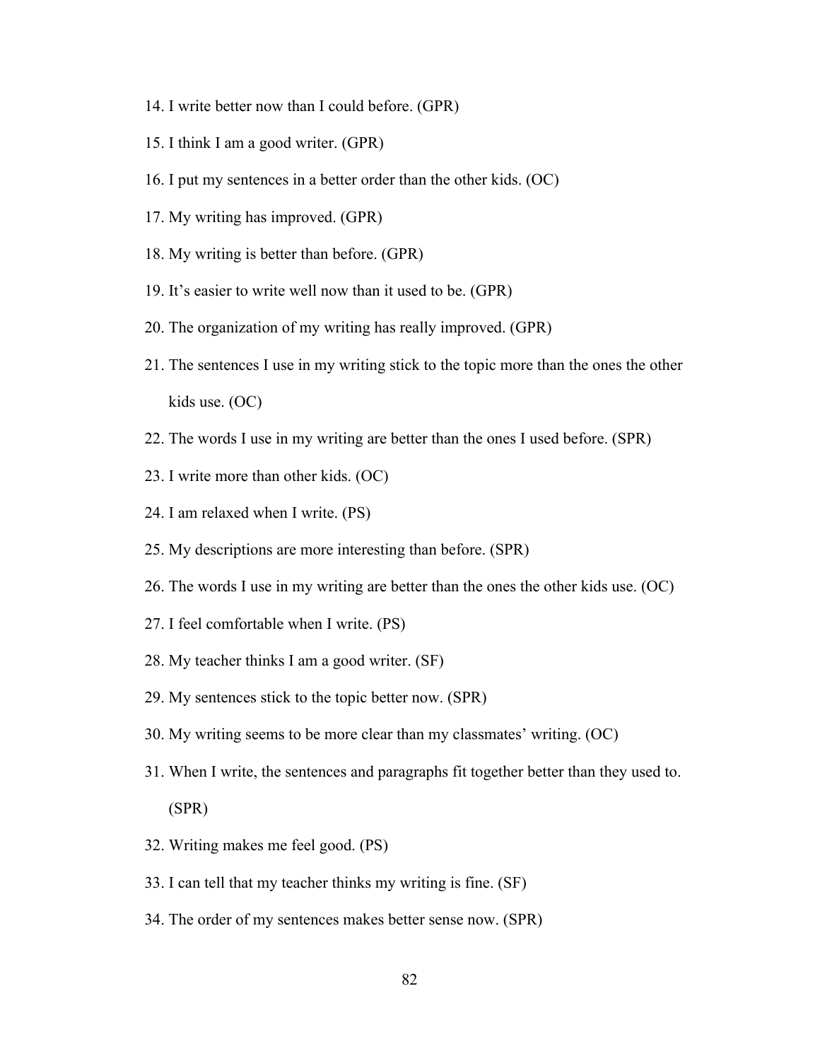14. I write better now than I could before. (GPR)
15. I think I am a good writer. (GPR)
16. I put my sentences in a better order than the other kids. (OC)
17. My writing has improved. (GPR)
18. My writing is better than before. (GPR)
19. It's easier to write well now than it used to be. (GPR)
20. The organization of my writing has really improved. (GPR)
21. The sentences I use in my writing stick to the topic more than the ones the other kids use. (OC)
22. The words I use in my writing are better than the ones I used before. (SPR)
23. I write more than other kids. (OC)
24. I am relaxed when I write. (PS)
25. My descriptions are more interesting than before. (SPR)
26. The words I use in my writing are better than the ones the other kids use. (OC)
27. I feel comfortable when I write. (PS)
28. My teacher thinks I am a good writer. (SF)
29. My sentences stick to the topic better now. (SPR)
30. My writing seems to be more clear than my classmates' writing. (OC)
31. When I write, the sentences and paragraphs fit together better than they used to. (SPR)
32. Writing makes me feel good. (PS)
33. I can tell that my teacher thinks my writing is fine. (SF)
34. The order of my sentences makes better sense now. (SPR)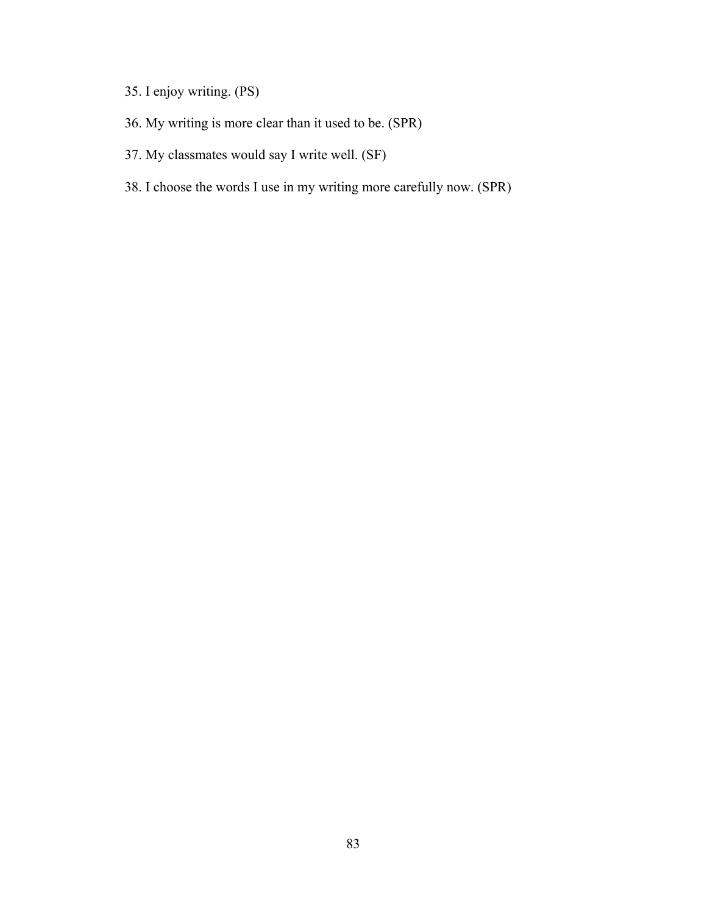35. I enjoy writing. (PS)

36. My writing is more clear than it used to be. (SPR)

37. My classmates would say I write well. (SF)

38. I choose the words I use in my writing more carefully now. (SPR)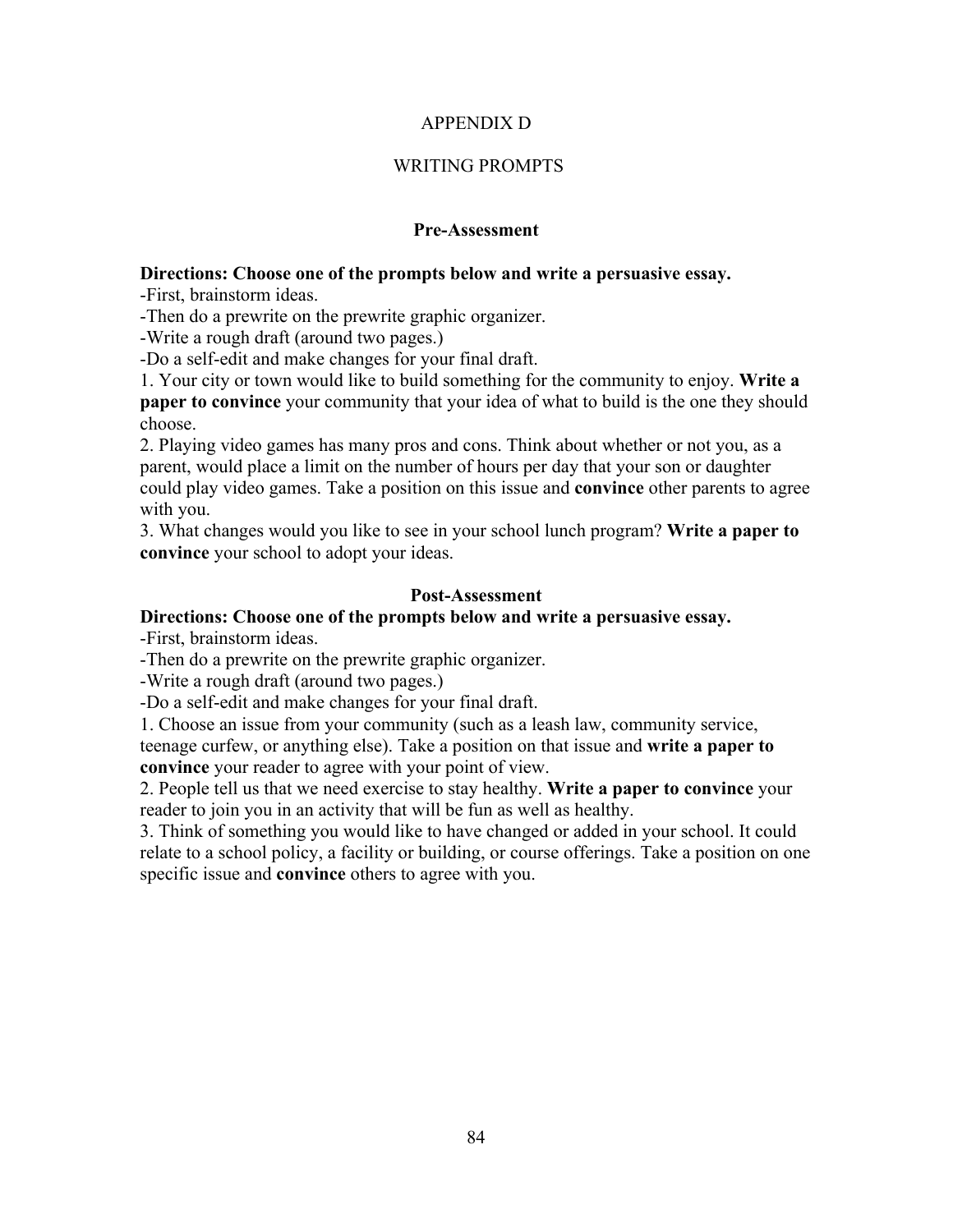# APPENDIX D

## WRITING PROMPTS

### Pre-Assessment

**Directions: Choose one of the prompts below and write a persuasive essay.**

-First, brainstorm ideas.
-Then do a prewrite on the prewrite graphic organizer.
-Write a rough draft (around two pages.)
-Do a self-edit and make changes for your final draft.

1. Your city or town would like to build something for the community to enjoy. **Write a paper to convince** your community that your idea of what to build is the one they should choose.
2. Playing video games has many pros and cons. Think about whether or not you, as a parent, would place a limit on the number of hours per day that your son or daughter could play video games. Take a position on this issue and **convince** other parents to agree with you.
3. What changes would you like to see in your school lunch program? **Write a paper to convince** your school to adopt your ideas.

### Post-Assessment

**Directions: Choose one of the prompts below and write a persuasive essay.**

-First, brainstorm ideas.
-Then do a prewrite on the prewrite graphic organizer.
-Write a rough draft (around two pages.)
-Do a self-edit and make changes for your final draft.

1. Choose an issue from your community (such as a leash law, community service, teenage curfew, or anything else). Take a position on that issue and **write a paper to convince** your reader to agree with your point of view.
2. People tell us that we need exercise to stay healthy. **Write a paper to convince** your reader to join you in an activity that will be fun as well as healthy.
3. Think of something you would like to have changed or added in your school. It could relate to a school policy, a facility or building, or course offerings. Take a position on one specific issue and **convince** others to agree with you.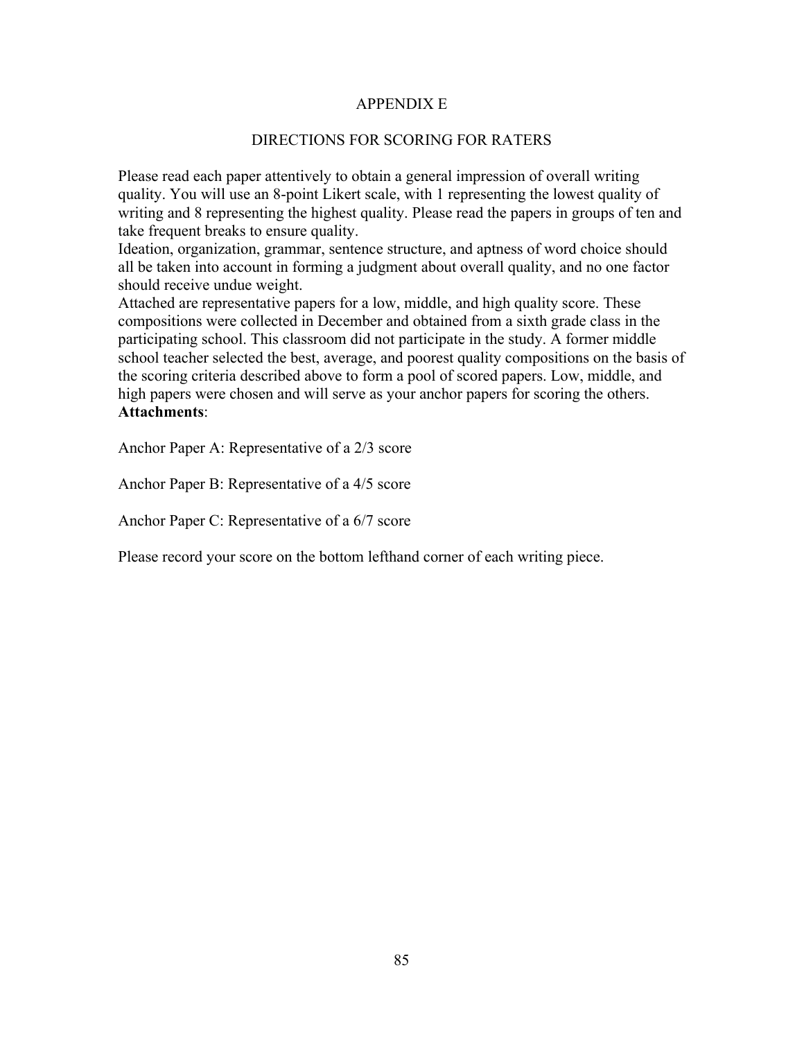# APPENDIX E

## DIRECTIONS FOR SCORING FOR RATERS

Please read each paper attentively to obtain a general impression of overall writing quality. You will use an 8-point Likert scale, with 1 representing the lowest quality of writing and 8 representing the highest quality. Please read the papers in groups of ten and take frequent breaks to ensure quality.

Ideation, organization, grammar, sentence structure, and aptness of word choice should all be taken into account in forming a judgment about overall quality, and no one factor should receive undue weight.

Attached are representative papers for a low, middle, and high quality score. These compositions were collected in December and obtained from a sixth grade class in the participating school. This classroom did not participate in the study. A former middle school teacher selected the best, average, and poorest quality compositions on the basis of the scoring criteria described above to form a pool of scored papers. Low, middle, and high papers were chosen and will serve as your anchor papers for scoring the others.

**Attachments**:

Anchor Paper A: Representative of a 2/3 score

Anchor Paper B: Representative of a 4/5 score

Anchor Paper C: Representative of a 6/7 score

Please record your score on the bottom lefthand corner of each writing piece.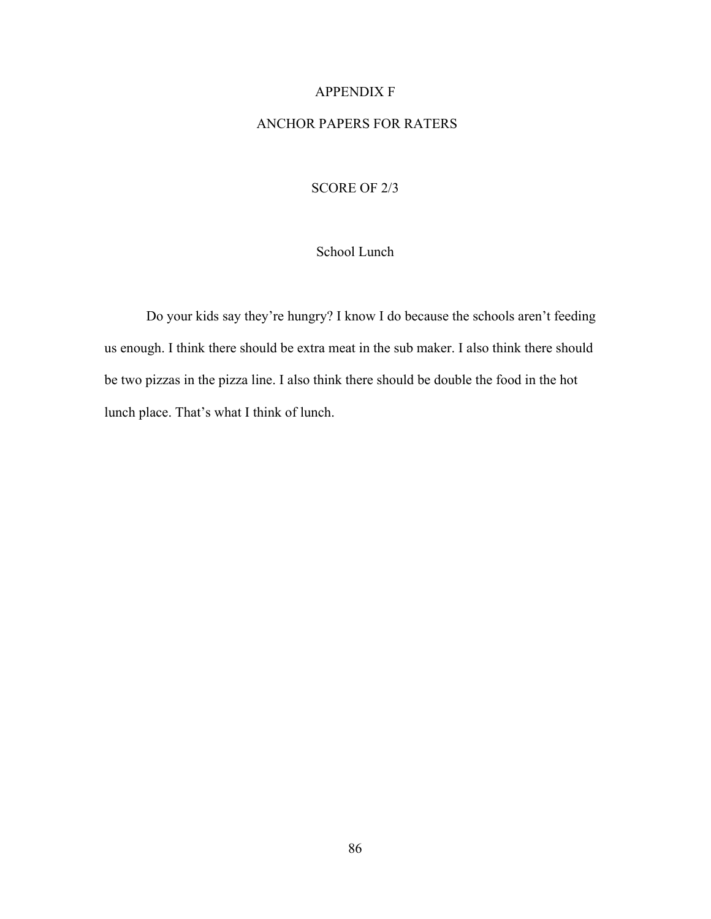# APPENDIX F

# ANCHOR PAPERS FOR RATERS

## SCORE OF 2/3

### School Lunch

Do your kids say they're hungry? I know I do because the schools aren't feeding us enough. I think there should be extra meat in the sub maker. I also think there should be two pizzas in the pizza line. I also think there should be double the food in the hot lunch place. That's what I think of lunch.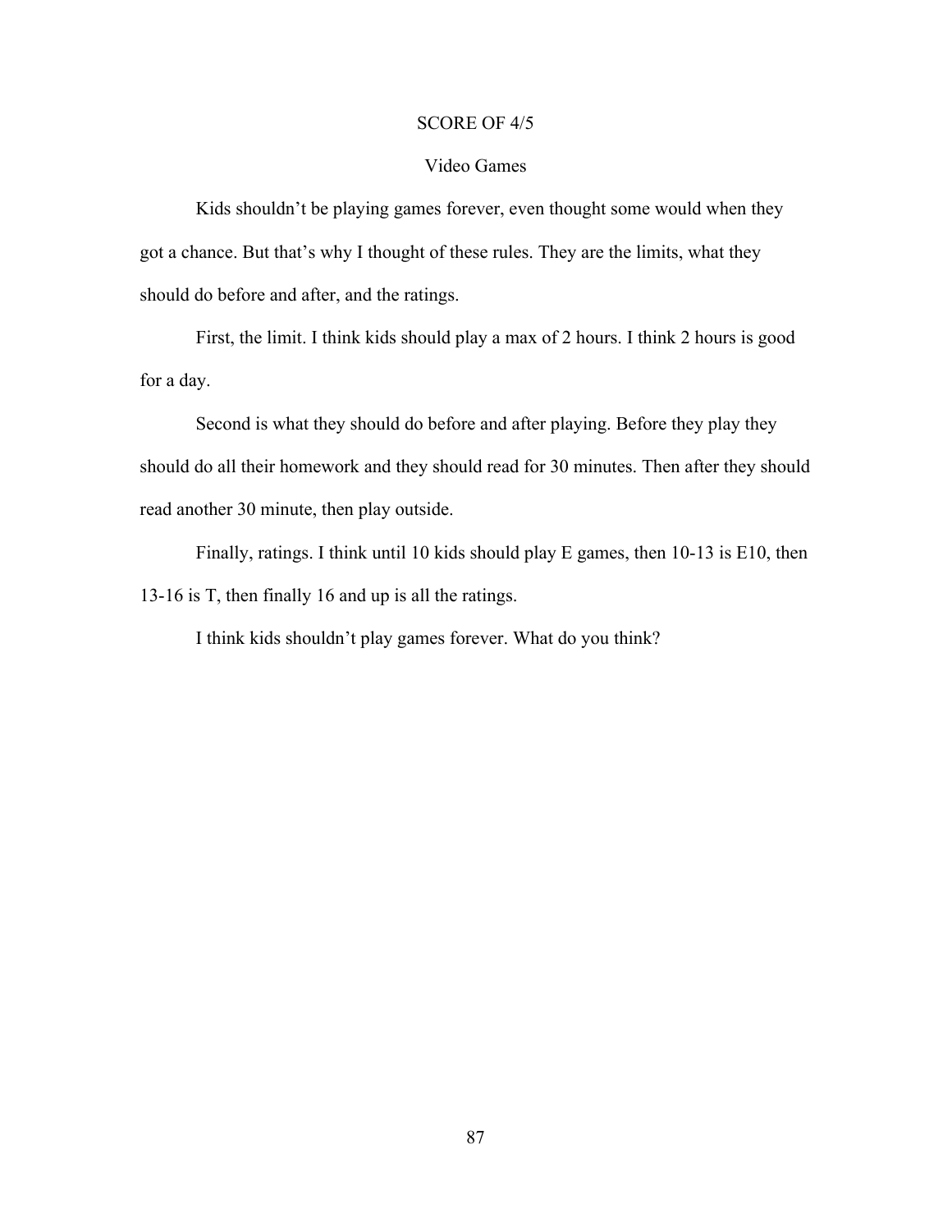SCORE OF 4/5

Video Games

Kids shouldn't be playing games forever, even thought some would when they got a chance. But that's why I thought of these rules. They are the limits, what they should do before and after, and the ratings.

First, the limit. I think kids should play a max of 2 hours. I think 2 hours is good for a day.

Second is what they should do before and after playing. Before they play they should do all their homework and they should read for 30 minutes. Then after they should read another 30 minute, then play outside.

Finally, ratings. I think until 10 kids should play E games, then 10-13 is E10, then 13-16 is T, then finally 16 and up is all the ratings.

I think kids shouldn't play games forever. What do you think?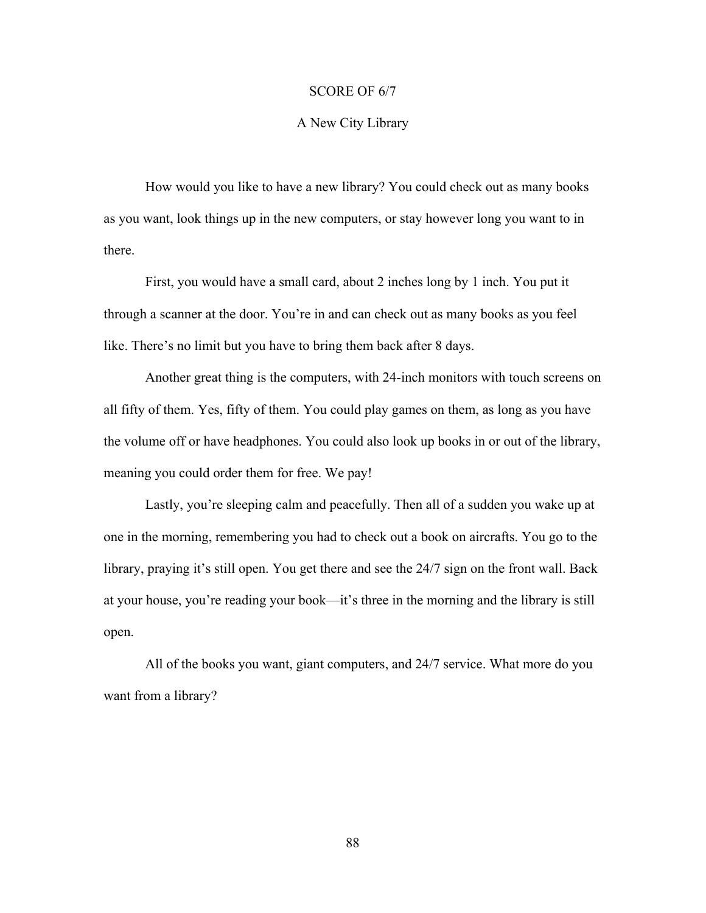SCORE OF 6/7

# A New City Library

How would you like to have a new library? You could check out as many books as you want, look things up in the new computers, or stay however long you want to in there.

First, you would have a small card, about 2 inches long by 1 inch. You put it through a scanner at the door. You're in and can check out as many books as you feel like. There's no limit but you have to bring them back after 8 days.

Another great thing is the computers, with 24-inch monitors with touch screens on all fifty of them. Yes, fifty of them. You could play games on them, as long as you have the volume off or have headphones. You could also look up books in or out of the library, meaning you could order them for free. We pay!

Lastly, you're sleeping calm and peacefully. Then all of a sudden you wake up at one in the morning, remembering you had to check out a book on aircrafts. You go to the library, praying it's still open. You get there and see the 24/7 sign on the front wall. Back at your house, you're reading your book—it's three in the morning and the library is still open.

All of the books you want, giant computers, and 24/7 service. What more do you want from a library?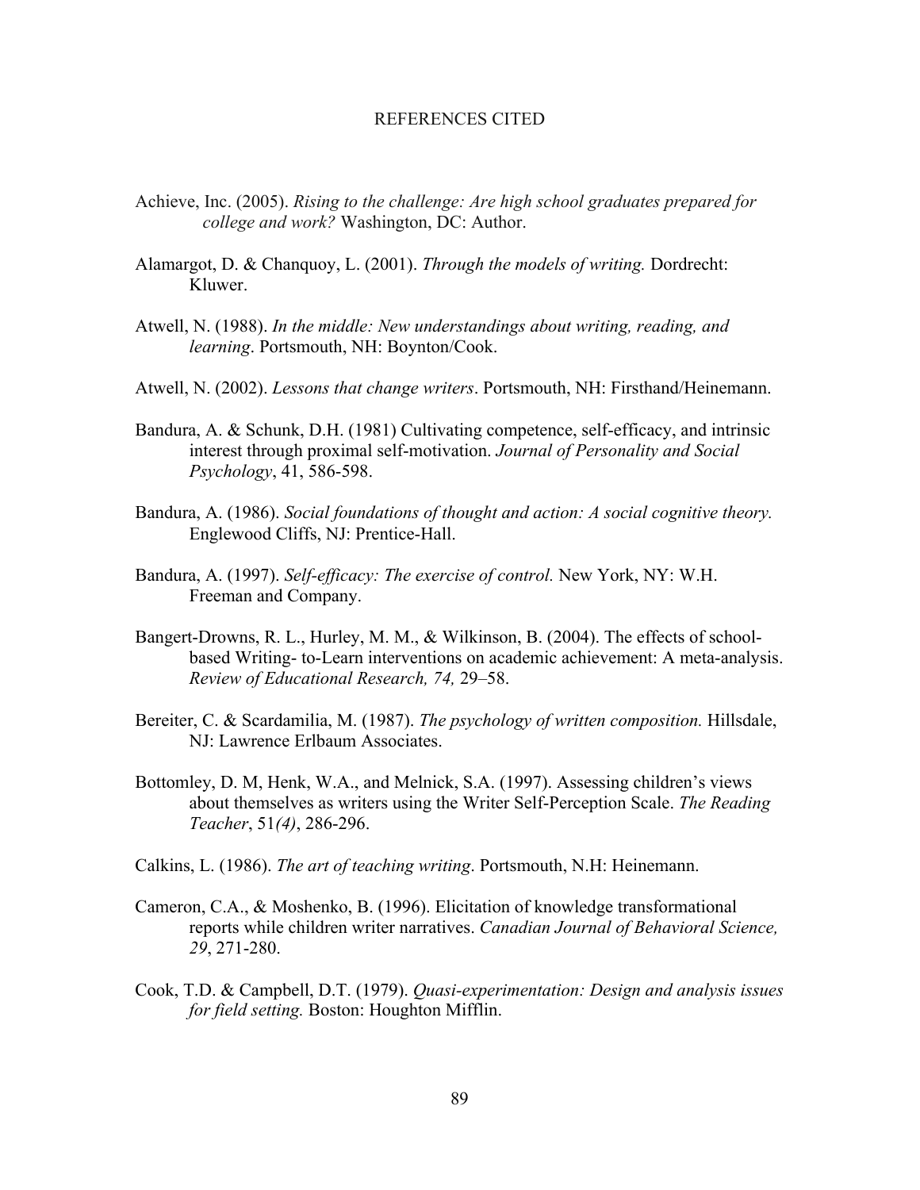# REFERENCES CITED

Achieve, Inc. (2005). *Rising to the challenge: Are high school graduates prepared for college and work?* Washington, DC: Author.

Alamargot, D. & Chanquoy, L. (2001). *Through the models of writing.* Dordrecht: Kluwer.

Atwell, N. (1988). *In the middle: New understandings about writing, reading, and learning*. Portsmouth, NH: Boynton/Cook.

Atwell, N. (2002). *Lessons that change writers*. Portsmouth, NH: Firsthand/Heinemann.

Bandura, A. & Schunk, D.H. (1981) Cultivating competence, self-efficacy, and intrinsic interest through proximal self-motivation. *Journal of Personality and Social Psychology*, 41, 586-598.

Bandura, A. (1986). *Social foundations of thought and action: A social cognitive theory.* Englewood Cliffs, NJ: Prentice-Hall.

Bandura, A. (1997). *Self-efficacy: The exercise of control.* New York, NY: W.H. Freeman and Company.

Bangert-Drowns, R. L., Hurley, M. M., & Wilkinson, B. (2004). The effects of school-based Writing- to-Learn interventions on academic achievement: A meta-analysis. *Review of Educational Research, 74,* 29–58.

Bereiter, C. & Scardamilia, M. (1987). *The psychology of written composition.* Hillsdale, NJ: Lawrence Erlbaum Associates.

Bottomley, D. M, Henk, W.A., and Melnick, S.A. (1997). Assessing children's views about themselves as writers using the Writer Self-Perception Scale. *The Reading Teacher*, 51*(4)*, 286-296.

Calkins, L. (1986). *The art of teaching writing*. Portsmouth, N.H: Heinemann.

Cameron, C.A., & Moshenko, B. (1996). Elicitation of knowledge transformational reports while children writer narratives. *Canadian Journal of Behavioral Science, 29*, 271-280.

Cook, T.D. & Campbell, D.T. (1979). *Quasi-experimentation: Design and analysis issues for field setting.* Boston: Houghton Mifflin.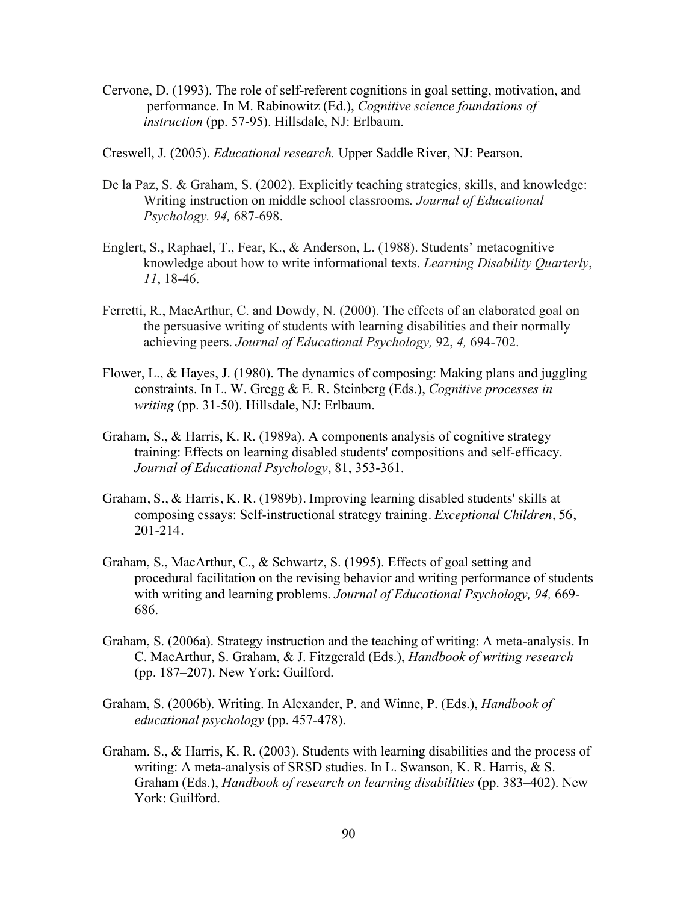Cervone, D. (1993). The role of self-referent cognitions in goal setting, motivation, and performance. In M. Rabinowitz (Ed.), *Cognitive science foundations of instruction* (pp. 57-95). Hillsdale, NJ: Erlbaum.

Creswell, J. (2005). *Educational research.* Upper Saddle River, NJ: Pearson.

De la Paz, S. & Graham, S. (2002). Explicitly teaching strategies, skills, and knowledge: Writing instruction on middle school classrooms*. Journal of Educational Psychology. 94,* 687-698.

Englert, S., Raphael, T., Fear, K., & Anderson, L. (1988). Students' metacognitive knowledge about how to write informational texts. *Learning Disability Quarterly*, *11*, 18-46.

Ferretti, R., MacArthur, C. and Dowdy, N. (2000). The effects of an elaborated goal on the persuasive writing of students with learning disabilities and their normally achieving peers. *Journal of Educational Psychology,* 92, *4,* 694-702.

Flower, L., & Hayes, J. (1980). The dynamics of composing: Making plans and juggling constraints. In L. W. Gregg & E. R. Steinberg (Eds.), *Cognitive processes in writing* (pp. 31-50). Hillsdale, NJ: Erlbaum.

Graham, S., & Harris, K. R. (1989a). A components analysis of cognitive strategy training: Effects on learning disabled students' compositions and self-efficacy. *Journal of Educational Psychology*, 81, 353-361.

Graham, S., & Harris, K. R. (1989b). Improving learning disabled students' skills at composing essays: Self-instructional strategy training. *Exceptional Children*, 56, 201-214.

Graham, S., MacArthur, C., & Schwartz, S. (1995). Effects of goal setting and procedural facilitation on the revising behavior and writing performance of students with writing and learning problems. *Journal of Educational Psychology, 94,* 669-686.

Graham, S. (2006a). Strategy instruction and the teaching of writing: A meta-analysis. In C. MacArthur, S. Graham, & J. Fitzgerald (Eds.), *Handbook of writing research* (pp. 187–207). New York: Guilford.

Graham, S. (2006b). Writing. In Alexander, P. and Winne, P. (Eds.), *Handbook of educational psychology* (pp. 457-478).

Graham. S., & Harris, K. R. (2003). Students with learning disabilities and the process of writing: A meta-analysis of SRSD studies. In L. Swanson, K. R. Harris, & S. Graham (Eds.), *Handbook of research on learning disabilities* (pp. 383–402). New York: Guilford.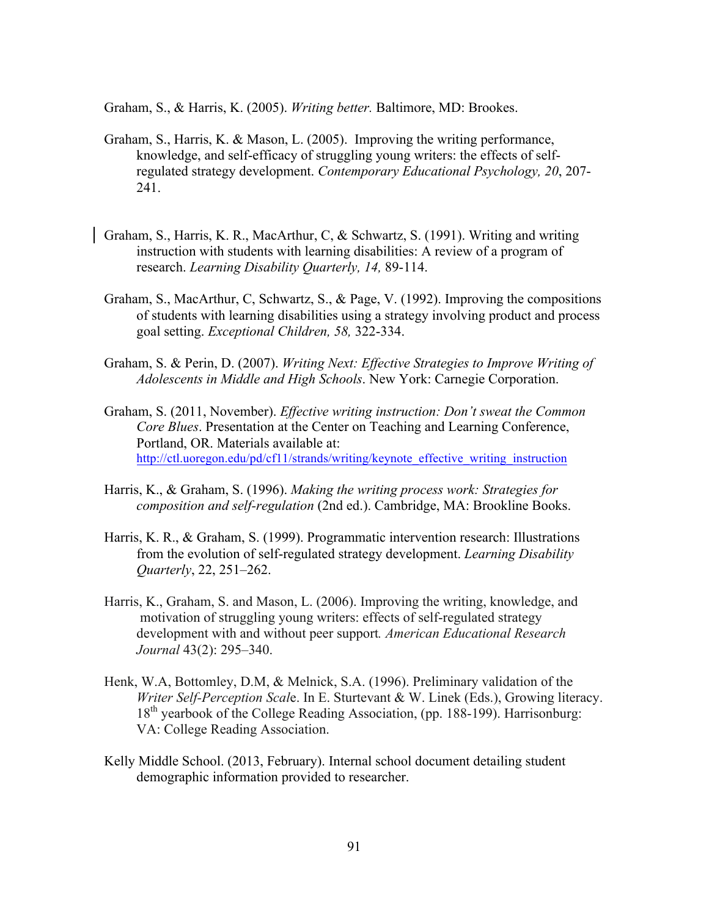Graham, S., & Harris, K. (2005). *Writing better.* Baltimore, MD: Brookes.

Graham, S., Harris, K. & Mason, L. (2005). Improving the writing performance, knowledge, and self-efficacy of struggling young writers: the effects of self-regulated strategy development. *Contemporary Educational Psychology, 20*, 207-241.

Graham, S., Harris, K. R., MacArthur, C, & Schwartz, S. (1991). Writing and writing instruction with students with learning disabilities: A review of a program of research. *Learning Disability Quarterly, 14,* 89-114.

Graham, S., MacArthur, C, Schwartz, S., & Page, V. (1992). Improving the compositions of students with learning disabilities using a strategy involving product and process goal setting. *Exceptional Children, 58,* 322-334.

Graham, S. & Perin, D. (2007). *Writing Next: Effective Strategies to Improve Writing of Adolescents in Middle and High Schools*. New York: Carnegie Corporation.

Graham, S. (2011, November). *Effective writing instruction: Don't sweat the Common Core Blues*. Presentation at the Center on Teaching and Learning Conference, Portland, OR. Materials available at: http://ctl.uoregon.edu/pd/cf11/strands/writing/keynote_effective_writing_instruction

Harris, K., & Graham, S. (1996). *Making the writing process work: Strategies for composition and self-regulation* (2nd ed.). Cambridge, MA: Brookline Books.

Harris, K. R., & Graham, S. (1999). Programmatic intervention research: Illustrations from the evolution of self-regulated strategy development. *Learning Disability Quarterly*, 22, 251–262.

Harris, K., Graham, S. and Mason, L. (2006). Improving the writing, knowledge, and motivation of struggling young writers: effects of self-regulated strategy development with and without peer support*. American Educational Research Journal* 43(2): 295–340.

Henk, W.A, Bottomley, D.M, & Melnick, S.A. (1996). Preliminary validation of the *Writer Self-Perception Scal*e. In E. Sturtevant & W. Linek (Eds.), Growing literacy. 18th yearbook of the College Reading Association, (pp. 188-199). Harrisonburg: VA: College Reading Association.

Kelly Middle School. (2013, February). Internal school document detailing student demographic information provided to researcher.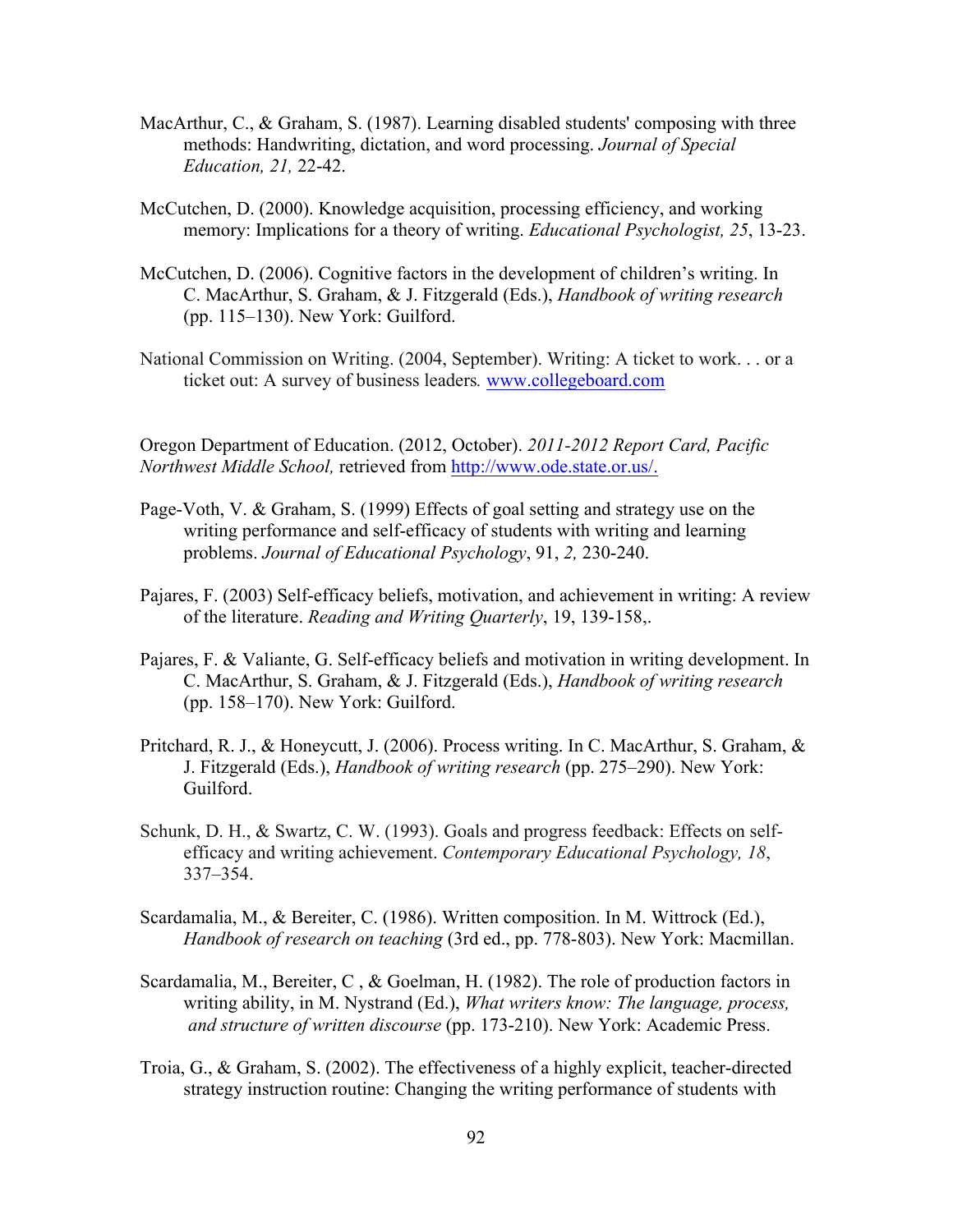MacArthur, C., & Graham, S. (1987). Learning disabled students' composing with three methods: Handwriting, dictation, and word processing. *Journal of Special Education, 21,* 22-42.

McCutchen, D. (2000). Knowledge acquisition, processing efficiency, and working memory: Implications for a theory of writing. *Educational Psychologist, 25*, 13-23.

McCutchen, D. (2006). Cognitive factors in the development of children's writing. In C. MacArthur, S. Graham, & J. Fitzgerald (Eds.), *Handbook of writing research* (pp. 115–130). New York: Guilford.

National Commission on Writing. (2004, September). Writing: A ticket to work. . . or a ticket out: A survey of business leaders*.* www.collegeboard.com

Oregon Department of Education. (2012, October). *2011-2012 Report Card, Pacific Northwest Middle School,* retrieved from http://www.ode.state.or.us/.

Page-Voth, V. & Graham, S. (1999) Effects of goal setting and strategy use on the writing performance and self-efficacy of students with writing and learning problems. *Journal of Educational Psychology*, 91, *2,* 230-240.

Pajares, F. (2003) Self-efficacy beliefs, motivation, and achievement in writing: A review of the literature. *Reading and Writing Quarterly*, 19, 139-158,.

Pajares, F. & Valiante, G. Self-efficacy beliefs and motivation in writing development. In C. MacArthur, S. Graham, & J. Fitzgerald (Eds.), *Handbook of writing research* (pp. 158–170). New York: Guilford.

Pritchard, R. J., & Honeycutt, J. (2006). Process writing. In C. MacArthur, S. Graham, & J. Fitzgerald (Eds.), *Handbook of writing research* (pp. 275–290). New York: Guilford.

Schunk, D. H., & Swartz, C. W. (1993). Goals and progress feedback: Effects on self-efficacy and writing achievement. *Contemporary Educational Psychology, 18*, 337–354.

Scardamalia, M., & Bereiter, C. (1986). Written composition. In M. Wittrock (Ed.), *Handbook of research on teaching* (3rd ed., pp. 778-803). New York: Macmillan.

Scardamalia, M., Bereiter, C , & Goelman, H. (1982). The role of production factors in writing ability, in M. Nystrand (Ed.), *What writers know: The language, process, and structure of written discourse* (pp. 173-210). New York: Academic Press.

Troia, G., & Graham, S. (2002). The effectiveness of a highly explicit, teacher-directed strategy instruction routine: Changing the writing performance of students with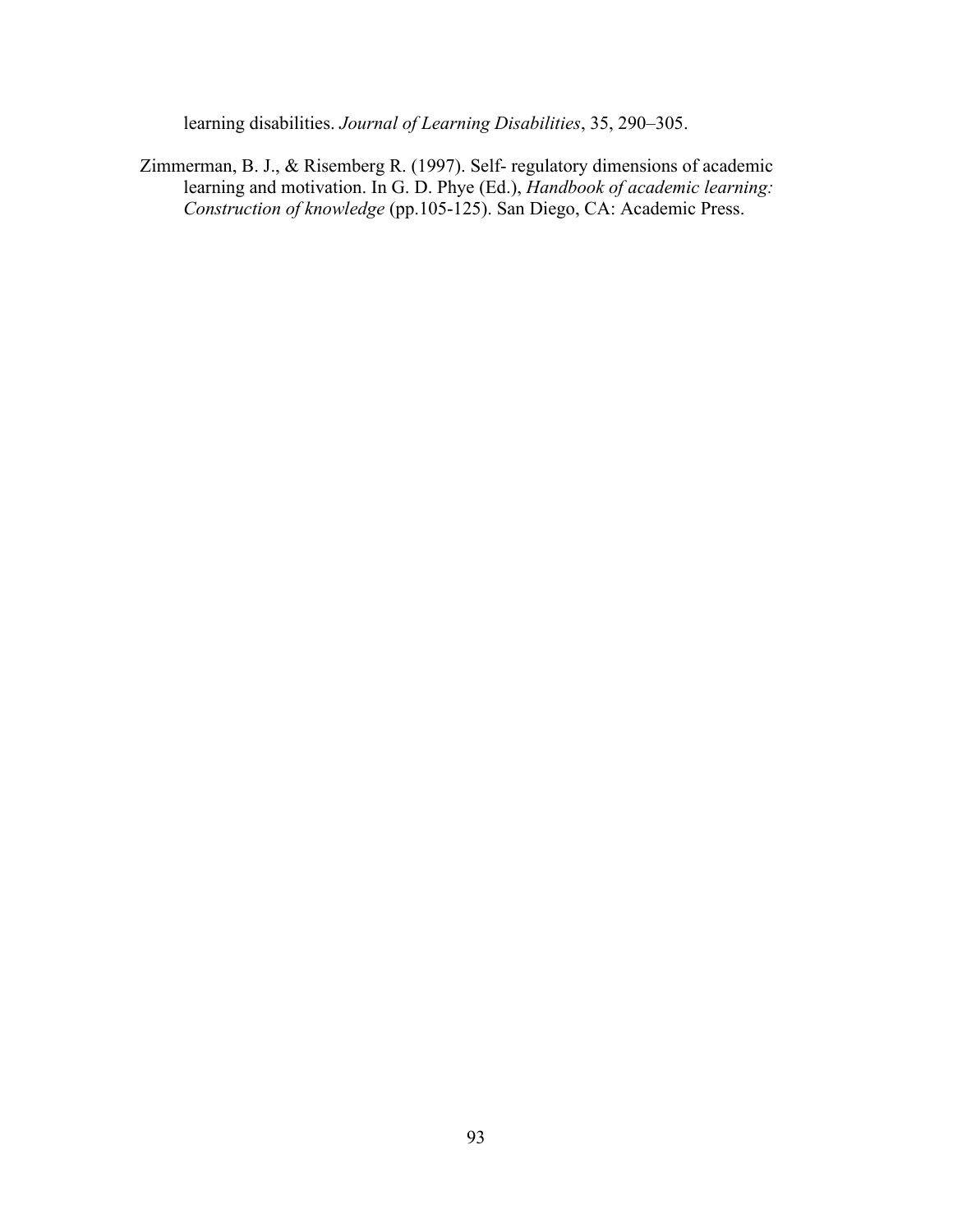learning disabilities. *Journal of Learning Disabilities*, 35, 290–305.

Zimmerman, B. J., & Risemberg R. (1997). Self- regulatory dimensions of academic learning and motivation. In G. D. Phye (Ed.), *Handbook of academic learning: Construction of knowledge* (pp.105-125). San Diego, CA: Academic Press.